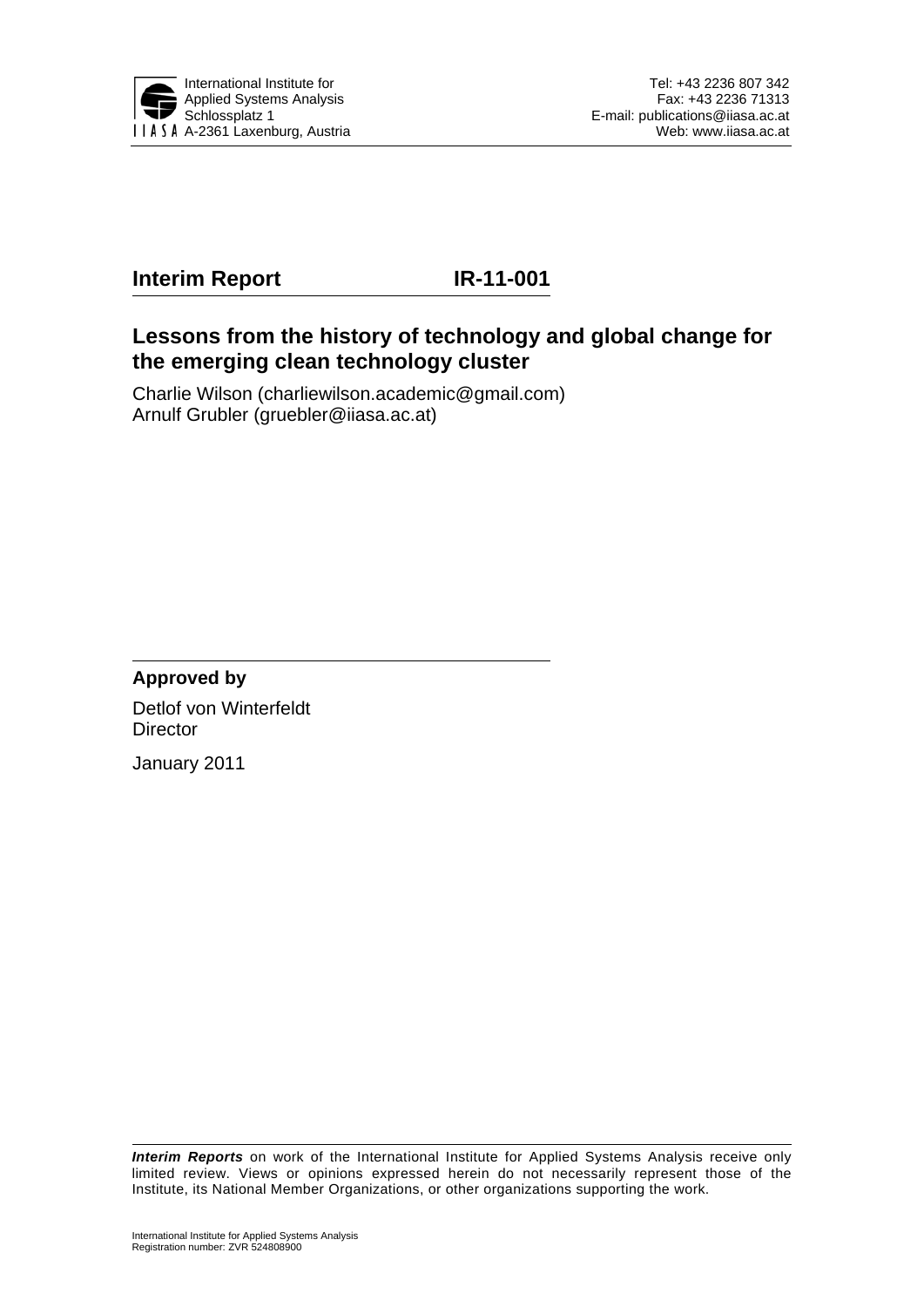International Institute for Applied Systems Analysis
Schlossplatz 1
A-2361 Laxenburg, Austria

Tel: +43 2236 807 342
Fax: +43 2236 71313
E-mail: publications@iiasa.ac.at
Web: www.iiasa.ac.at

**Interim Report** **IR-11-001**

# Lessons from the history of technology and global change for the emerging clean technology cluster

Charlie Wilson (charliewilson.academic@gmail.com)
Arnulf Grubler (gruebler@iiasa.ac.at)

**Approved by**

Detlof von Winterfeldt
Director

January 2011

***Interim Reports*** on work of the International Institute for Applied Systems Analysis receive only limited review. Views or opinions expressed herein do not necessarily represent those of the Institute, its National Member Organizations, or other organizations supporting the work.

International Institute for Applied Systems Analysis
Registration number: ZVR 524808900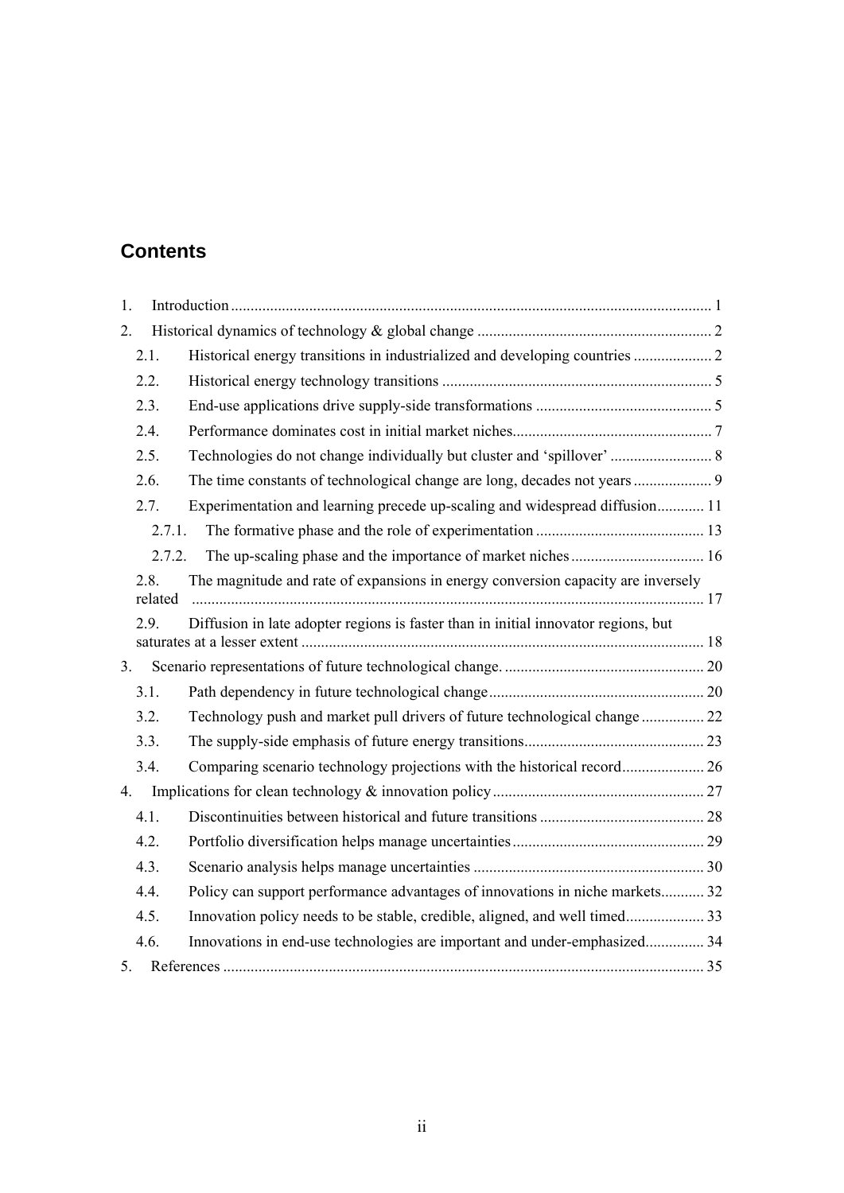## Contents

1. Introduction ... 1
2. Historical dynamics of technology & global change ... 2
   - 2.1. Historical energy transitions in industrialized and developing countries ... 2
   - 2.2. Historical energy technology transitions ... 5
   - 2.3. End-use applications drive supply-side transformations ... 5
   - 2.4. Performance dominates cost in initial market niches ... 7
   - 2.5. Technologies do not change individually but cluster and 'spillover' ... 8
   - 2.6. The time constants of technological change are long, decades not years ... 9
   - 2.7. Experimentation and learning precede up-scaling and widespread diffusion ... 11
     - 2.7.1. The formative phase and the role of experimentation ... 13
     - 2.7.2. The up-scaling phase and the importance of market niches ... 16
   - 2.8. The magnitude and rate of expansions in energy conversion capacity are inversely related ... 17
   - 2.9. Diffusion in late adopter regions is faster than in initial innovator regions, but saturates at a lesser extent ... 18
3. Scenario representations of future technological change. ... 20
   - 3.1. Path dependency in future technological change ... 20
   - 3.2. Technology push and market pull drivers of future technological change ... 22
   - 3.3. The supply-side emphasis of future energy transitions ... 23
   - 3.4. Comparing scenario technology projections with the historical record ... 26
4. Implications for clean technology & innovation policy ... 27
   - 4.1. Discontinuities between historical and future transitions ... 28
   - 4.2. Portfolio diversification helps manage uncertainties ... 29
   - 4.3. Scenario analysis helps manage uncertainties ... 30
   - 4.4. Policy can support performance advantages of innovations in niche markets ... 32
   - 4.5. Innovation policy needs to be stable, credible, aligned, and well timed ... 33
   - 4.6. Innovations in end-use technologies are important and under-emphasized ... 34
5. References ... 35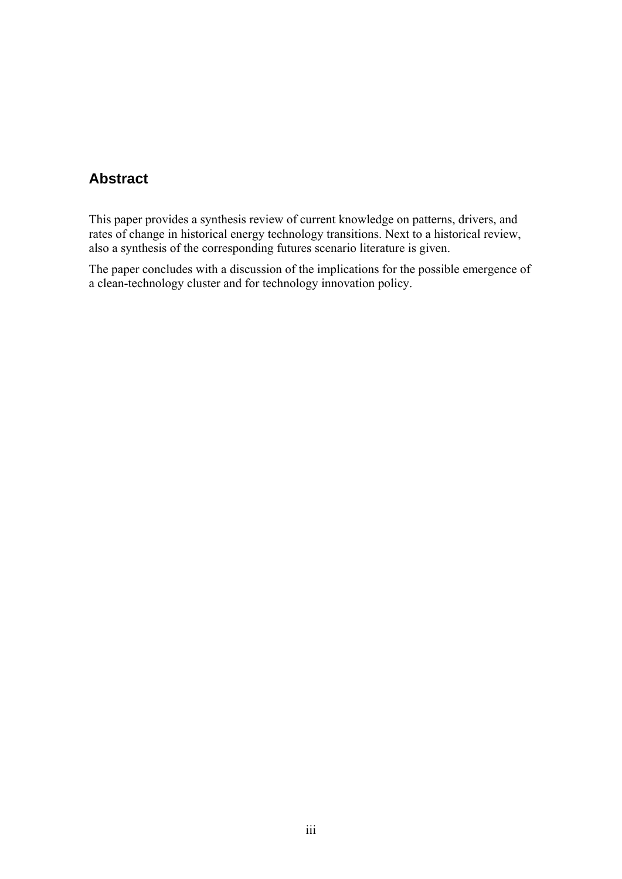## Abstract

This paper provides a synthesis review of current knowledge on patterns, drivers, and rates of change in historical energy technology transitions. Next to a historical review, also a synthesis of the corresponding futures scenario literature is given.

The paper concludes with a discussion of the implications for the possible emergence of a clean-technology cluster and for technology innovation policy.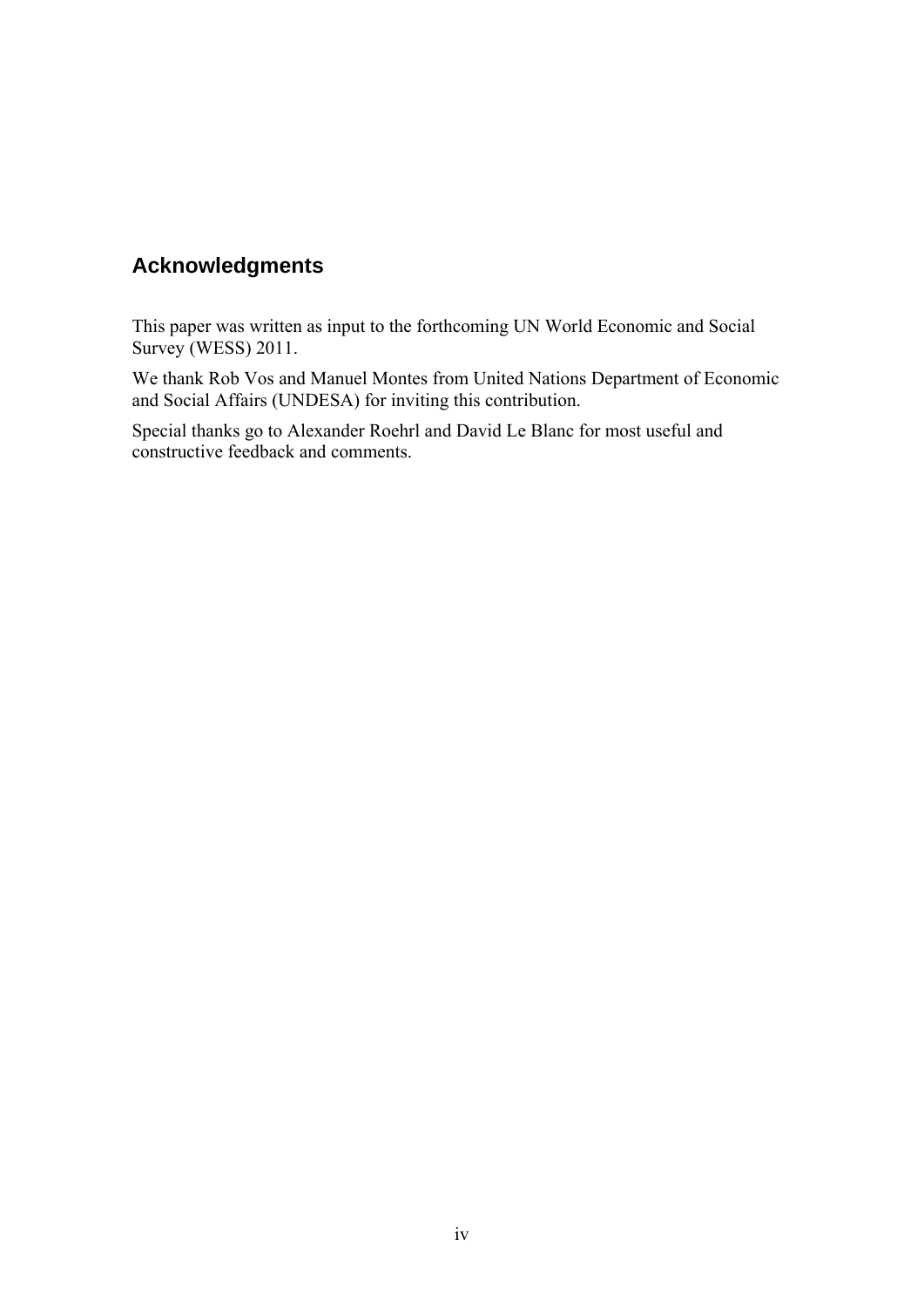## Acknowledgments

This paper was written as input to the forthcoming UN World Economic and Social Survey (WESS) 2011.

We thank Rob Vos and Manuel Montes from United Nations Department of Economic and Social Affairs (UNDESA) for inviting this contribution.

Special thanks go to Alexander Roehrl and David Le Blanc for most useful and constructive feedback and comments.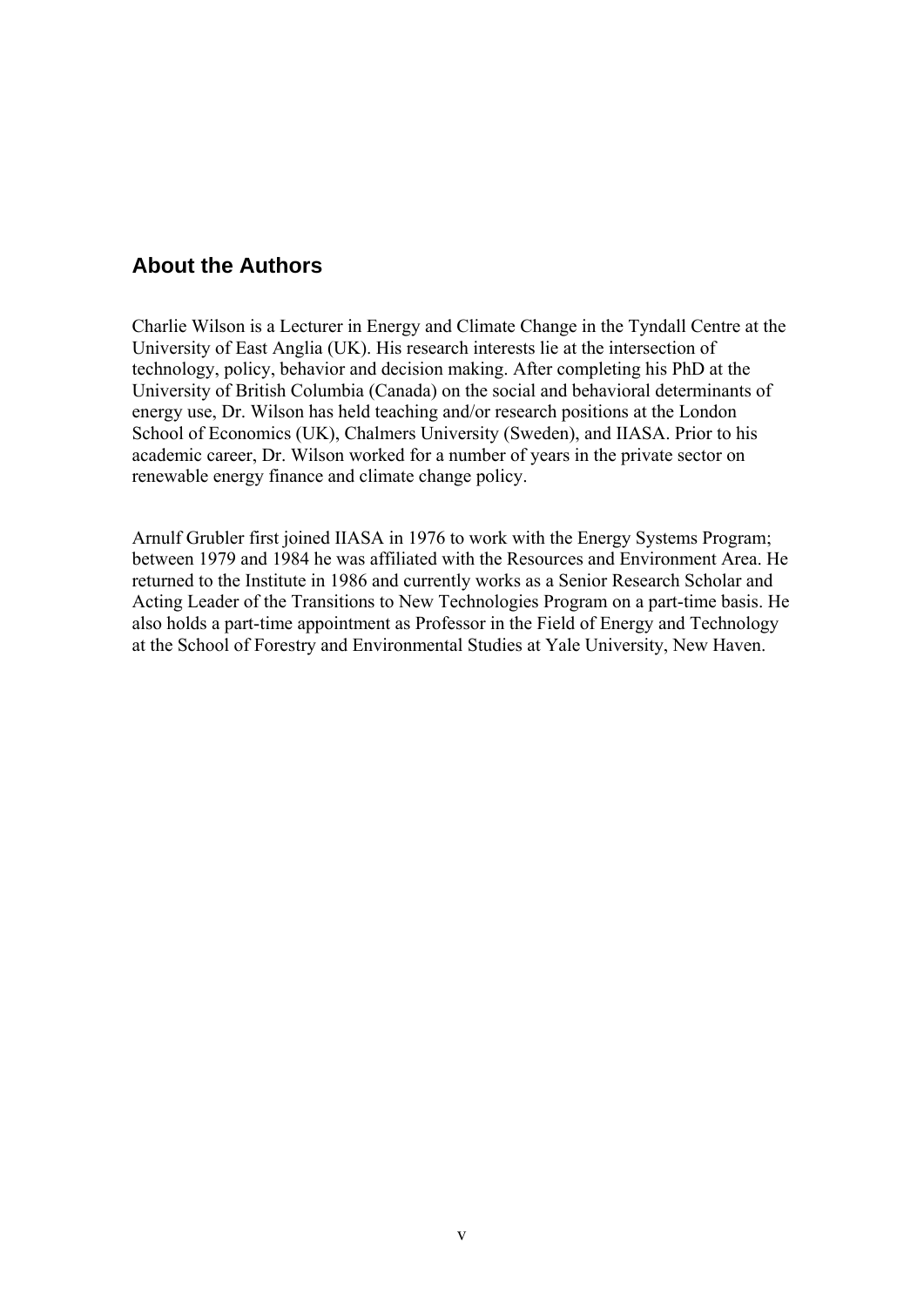## About the Authors

Charlie Wilson is a Lecturer in Energy and Climate Change in the Tyndall Centre at the University of East Anglia (UK). His research interests lie at the intersection of technology, policy, behavior and decision making. After completing his PhD at the University of British Columbia (Canada) on the social and behavioral determinants of energy use, Dr. Wilson has held teaching and/or research positions at the London School of Economics (UK), Chalmers University (Sweden), and IIASA. Prior to his academic career, Dr. Wilson worked for a number of years in the private sector on renewable energy finance and climate change policy.

Arnulf Grubler first joined IIASA in 1976 to work with the Energy Systems Program; between 1979 and 1984 he was affiliated with the Resources and Environment Area. He returned to the Institute in 1986 and currently works as a Senior Research Scholar and Acting Leader of the Transitions to New Technologies Program on a part-time basis. He also holds a part-time appointment as Professor in the Field of Energy and Technology at the School of Forestry and Environmental Studies at Yale University, New Haven.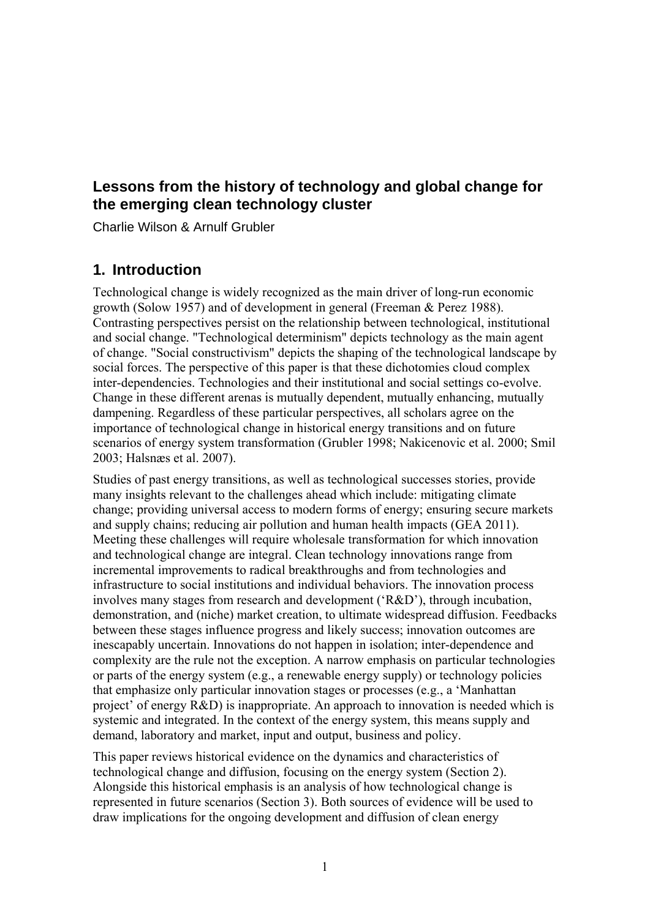## Lessons from the history of technology and global change for the emerging clean technology cluster

Charlie Wilson & Arnulf Grubler

## 1. Introduction

Technological change is widely recognized as the main driver of long-run economic growth (Solow 1957) and of development in general (Freeman & Perez 1988). Contrasting perspectives persist on the relationship between technological, institutional and social change. "Technological determinism" depicts technology as the main agent of change. "Social constructivism" depicts the shaping of the technological landscape by social forces. The perspective of this paper is that these dichotomies cloud complex inter-dependencies. Technologies and their institutional and social settings co-evolve. Change in these different arenas is mutually dependent, mutually enhancing, mutually dampening. Regardless of these particular perspectives, all scholars agree on the importance of technological change in historical energy transitions and on future scenarios of energy system transformation (Grubler 1998; Nakicenovic et al. 2000; Smil 2003; Halsnæs et al. 2007).

Studies of past energy transitions, as well as technological successes stories, provide many insights relevant to the challenges ahead which include: mitigating climate change; providing universal access to modern forms of energy; ensuring secure markets and supply chains; reducing air pollution and human health impacts (GEA 2011). Meeting these challenges will require wholesale transformation for which innovation and technological change are integral. Clean technology innovations range from incremental improvements to radical breakthroughs and from technologies and infrastructure to social institutions and individual behaviors. The innovation process involves many stages from research and development ('R&D'), through incubation, demonstration, and (niche) market creation, to ultimate widespread diffusion. Feedbacks between these stages influence progress and likely success; innovation outcomes are inescapably uncertain. Innovations do not happen in isolation; inter-dependence and complexity are the rule not the exception. A narrow emphasis on particular technologies or parts of the energy system (e.g., a renewable energy supply) or technology policies that emphasize only particular innovation stages or processes (e.g., a 'Manhattan project' of energy R&D) is inappropriate. An approach to innovation is needed which is systemic and integrated. In the context of the energy system, this means supply and demand, laboratory and market, input and output, business and policy.

This paper reviews historical evidence on the dynamics and characteristics of technological change and diffusion, focusing on the energy system (Section 2). Alongside this historical emphasis is an analysis of how technological change is represented in future scenarios (Section 3). Both sources of evidence will be used to draw implications for the ongoing development and diffusion of clean energy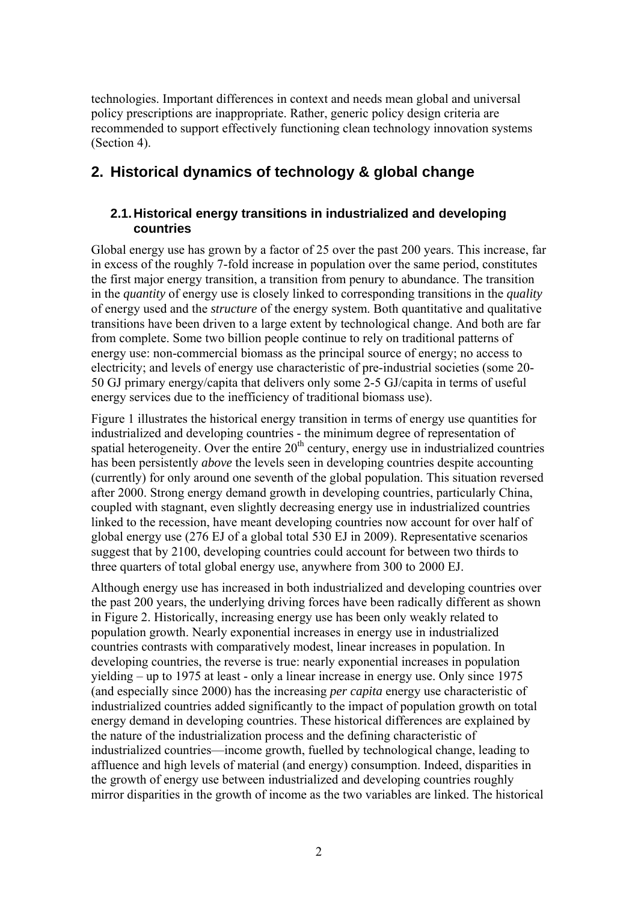technologies. Important differences in context and needs mean global and universal policy prescriptions are inappropriate. Rather, generic policy design criteria are recommended to support effectively functioning clean technology innovation systems (Section 4).

# 2. Historical dynamics of technology & global change

## 2.1. Historical energy transitions in industrialized and developing countries

Global energy use has grown by a factor of 25 over the past 200 years. This increase, far in excess of the roughly 7-fold increase in population over the same period, constitutes the first major energy transition, a transition from penury to abundance. The transition in the *quantity* of energy use is closely linked to corresponding transitions in the *quality* of energy used and the *structure* of the energy system. Both quantitative and qualitative transitions have been driven to a large extent by technological change. And both are far from complete. Some two billion people continue to rely on traditional patterns of energy use: non-commercial biomass as the principal source of energy; no access to electricity; and levels of energy use characteristic of pre-industrial societies (some 20-50 GJ primary energy/capita that delivers only some 2-5 GJ/capita in terms of useful energy services due to the inefficiency of traditional biomass use).

Figure 1 illustrates the historical energy transition in terms of energy use quantities for industrialized and developing countries - the minimum degree of representation of spatial heterogeneity. Over the entire 20$^{th}$ century, energy use in industrialized countries has been persistently *above* the levels seen in developing countries despite accounting (currently) for only around one seventh of the global population. This situation reversed after 2000. Strong energy demand growth in developing countries, particularly China, coupled with stagnant, even slightly decreasing energy use in industrialized countries linked to the recession, have meant developing countries now account for over half of global energy use (276 EJ of a global total 530 EJ in 2009). Representative scenarios suggest that by 2100, developing countries could account for between two thirds to three quarters of total global energy use, anywhere from 300 to 2000 EJ.

Although energy use has increased in both industrialized and developing countries over the past 200 years, the underlying driving forces have been radically different as shown in Figure 2. Historically, increasing energy use has been only weakly related to population growth. Nearly exponential increases in energy use in industrialized countries contrasts with comparatively modest, linear increases in population. In developing countries, the reverse is true: nearly exponential increases in population yielding – up to 1975 at least - only a linear increase in energy use. Only since 1975 (and especially since 2000) has the increasing *per capita* energy use characteristic of industrialized countries added significantly to the impact of population growth on total energy demand in developing countries. These historical differences are explained by the nature of the industrialization process and the defining characteristic of industrialized countries—income growth, fuelled by technological change, leading to affluence and high levels of material (and energy) consumption. Indeed, disparities in the growth of energy use between industrialized and developing countries roughly mirror disparities in the growth of income as the two variables are linked. The historical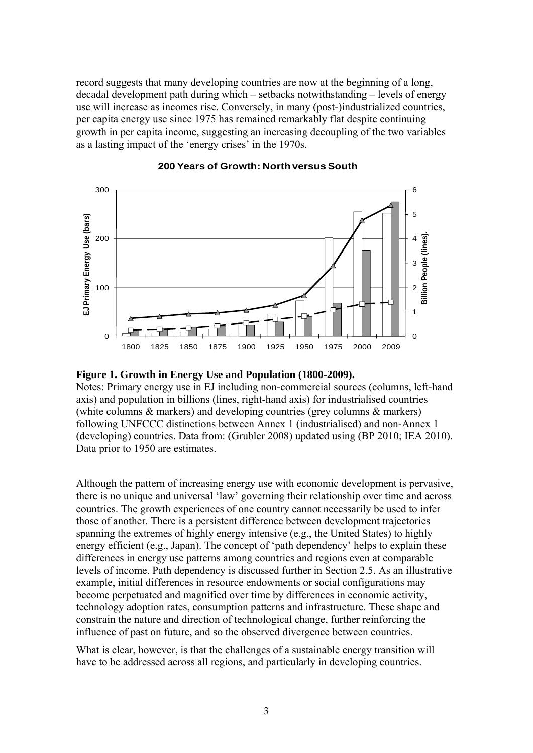record suggests that many developing countries are now at the beginning of a long, decadal development path during which – setbacks notwithstanding – levels of energy use will increase as incomes rise. Conversely, in many (post-)industrialized countries, per capita energy use since 1975 has remained remarkably flat despite continuing growth in per capita income, suggesting an increasing decoupling of the two variables as a lasting impact of the 'energy crises' in the 1970s.

**Figure 1. Growth in Energy Use and Population (1800-2009).**

Notes: Primary energy use in EJ including non-commercial sources (columns, left-hand axis) and population in billions (lines, right-hand axis) for industrialised countries (white columns & markers) and developing countries (grey columns & markers) following UNFCCC distinctions between Annex 1 (industrialised) and non-Annex 1 (developing) countries. Data from: (Grubler 2008) updated using (BP 2010; IEA 2010). Data prior to 1950 are estimates.

Although the pattern of increasing energy use with economic development is pervasive, there is no unique and universal 'law' governing their relationship over time and across countries. The growth experiences of one country cannot necessarily be used to infer those of another. There is a persistent difference between development trajectories spanning the extremes of highly energy intensive (e.g., the United States) to highly energy efficient (e.g., Japan). The concept of 'path dependency' helps to explain these differences in energy use patterns among countries and regions even at comparable levels of income. Path dependency is discussed further in Section 2.5. As an illustrative example, initial differences in resource endowments or social configurations may become perpetuated and magnified over time by differences in economic activity, technology adoption rates, consumption patterns and infrastructure. These shape and constrain the nature and direction of technological change, further reinforcing the influence of past on future, and so the observed divergence between countries.

What is clear, however, is that the challenges of a sustainable energy transition will have to be addressed across all regions, and particularly in developing countries.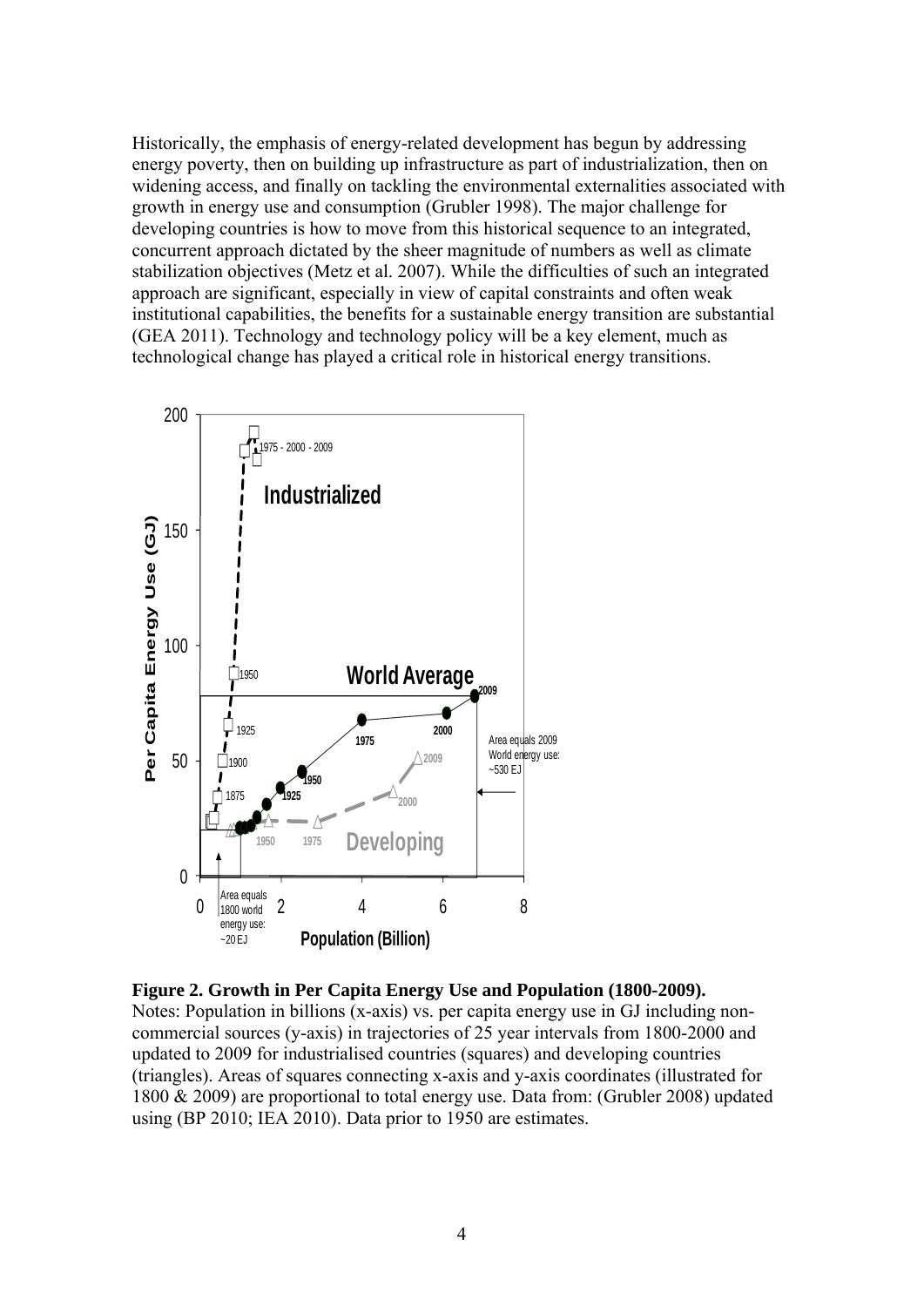Historically, the emphasis of energy-related development has begun by addressing energy poverty, then on building up infrastructure as part of industrialization, then on widening access, and finally on tackling the environmental externalities associated with growth in energy use and consumption (Grubler 1998). The major challenge for developing countries is how to move from this historical sequence to an integrated, concurrent approach dictated by the sheer magnitude of numbers as well as climate stabilization objectives (Metz et al. 2007). While the difficulties of such an integrated approach are significant, especially in view of capital constraints and often weak institutional capabilities, the benefits for a sustainable energy transition are substantial (GEA 2011). Technology and technology policy will be a key element, much as technological change has played a critical role in historical energy transitions.

**Figure 2. Growth in Per Capita Energy Use and Population (1800-2009).**
Notes: Population in billions (x-axis) vs. per capita energy use in GJ including non-commercial sources (y-axis) in trajectories of 25 year intervals from 1800-2000 and updated to 2009 for industrialised countries (squares) and developing countries (triangles). Areas of squares connecting x-axis and y-axis coordinates (illustrated for 1800 & 2009) are proportional to total energy use. Data from: (Grubler 2008) updated using (BP 2010; IEA 2010). Data prior to 1950 are estimates.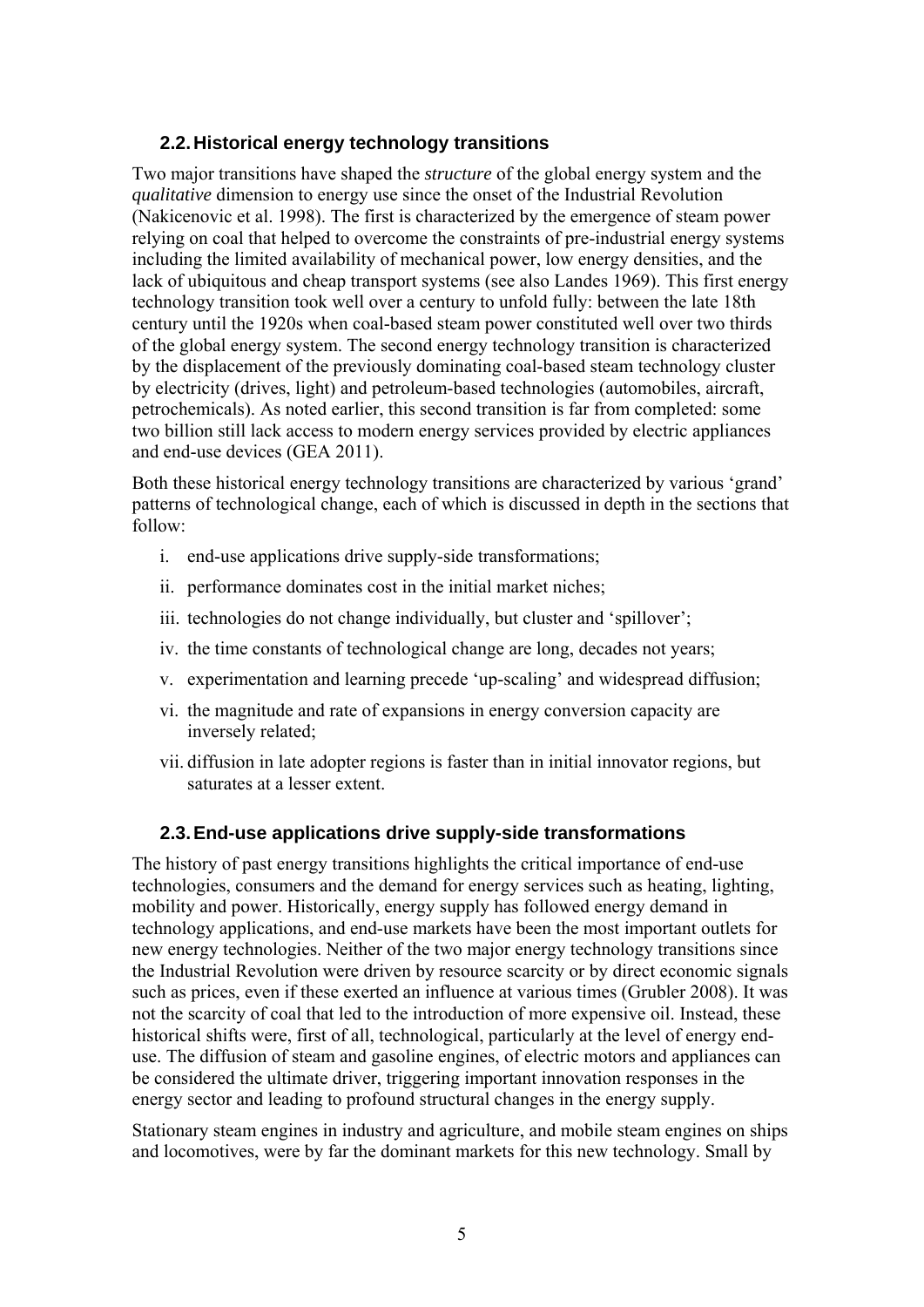## 2.2. Historical energy technology transitions

Two major transitions have shaped the *structure* of the global energy system and the *qualitative* dimension to energy use since the onset of the Industrial Revolution (Nakicenovic et al. 1998). The first is characterized by the emergence of steam power relying on coal that helped to overcome the constraints of pre-industrial energy systems including the limited availability of mechanical power, low energy densities, and the lack of ubiquitous and cheap transport systems (see also Landes 1969). This first energy technology transition took well over a century to unfold fully: between the late 18th century until the 1920s when coal-based steam power constituted well over two thirds of the global energy system. The second energy technology transition is characterized by the displacement of the previously dominating coal-based steam technology cluster by electricity (drives, light) and petroleum-based technologies (automobiles, aircraft, petrochemicals). As noted earlier, this second transition is far from completed: some two billion still lack access to modern energy services provided by electric appliances and end-use devices (GEA 2011).

Both these historical energy technology transitions are characterized by various 'grand' patterns of technological change, each of which is discussed in depth in the sections that follow:

i. end-use applications drive supply-side transformations;
ii. performance dominates cost in the initial market niches;
iii. technologies do not change individually, but cluster and 'spillover';
iv. the time constants of technological change are long, decades not years;
v. experimentation and learning precede 'up-scaling' and widespread diffusion;
vi. the magnitude and rate of expansions in energy conversion capacity are inversely related;
vii. diffusion in late adopter regions is faster than in initial innovator regions, but saturates at a lesser extent.

## 2.3. End-use applications drive supply-side transformations

The history of past energy transitions highlights the critical importance of end-use technologies, consumers and the demand for energy services such as heating, lighting, mobility and power. Historically, energy supply has followed energy demand in technology applications, and end-use markets have been the most important outlets for new energy technologies. Neither of the two major energy technology transitions since the Industrial Revolution were driven by resource scarcity or by direct economic signals such as prices, even if these exerted an influence at various times (Grubler 2008). It was not the scarcity of coal that led to the introduction of more expensive oil. Instead, these historical shifts were, first of all, technological, particularly at the level of energy end-use. The diffusion of steam and gasoline engines, of electric motors and appliances can be considered the ultimate driver, triggering important innovation responses in the energy sector and leading to profound structural changes in the energy supply.

Stationary steam engines in industry and agriculture, and mobile steam engines on ships and locomotives, were by far the dominant markets for this new technology. Small by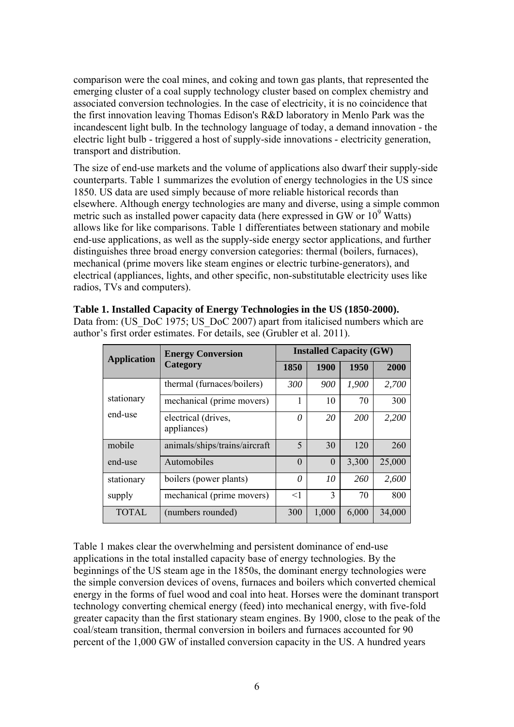comparison were the coal mines, and coking and town gas plants, that represented the emerging cluster of a coal supply technology cluster based on complex chemistry and associated conversion technologies. In the case of electricity, it is no coincidence that the first innovation leaving Thomas Edison's R&D laboratory in Menlo Park was the incandescent light bulb. In the technology language of today, a demand innovation - the electric light bulb - triggered a host of supply-side innovations - electricity generation, transport and distribution.

The size of end-use markets and the volume of applications also dwarf their supply-side counterparts. Table 1 summarizes the evolution of energy technologies in the US since 1850. US data are used simply because of more reliable historical records than elsewhere. Although energy technologies are many and diverse, using a simple common metric such as installed power capacity data (here expressed in GW or $10^9$ Watts) allows like for like comparisons. Table 1 differentiates between stationary and mobile end-use applications, as well as the supply-side energy sector applications, and further distinguishes three broad energy conversion categories: thermal (boilers, furnaces), mechanical (prime movers like steam engines or electric turbine-generators), and electrical (appliances, lights, and other specific, non-substitutable electricity uses like radios, TVs and computers).

**Table 1. Installed Capacity of Energy Technologies in the US (1850-2000).**
Data from: (US_DoC 1975; US_DoC 2007) apart from italicised numbers which are author's first order estimates. For details, see (Grubler et al. 2011).

| Application | Energy Conversion Category | Installed Capacity (GW) | | | |
|---|---|---|---|---|---|
| | | 1850 | 1900 | 1950 | 2000 |
| stationary end-use | thermal (furnaces/boilers) | *300* | *900* | *1,900* | *2,700* |
| | mechanical (prime movers) | 1 | 10 | 70 | 300 |
| | electrical (drives, appliances) | *0* | *20* | *200* | *2,200* |
| mobile end-use | animals/ships/trains/aircraft | 5 | 30 | 120 | 260 |
| | Automobiles | 0 | 0 | 3,300 | 25,000 |
| stationary supply | boilers (power plants) | *0* | *10* | *260* | *2,600* |
| | mechanical (prime movers) | <1 | 3 | 70 | 800 |
| TOTAL | (numbers rounded) | 300 | 1,000 | 6,000 | 34,000 |

Table 1 makes clear the overwhelming and persistent dominance of end-use applications in the total installed capacity base of energy technologies. By the beginnings of the US steam age in the 1850s, the dominant energy technologies were the simple conversion devices of ovens, furnaces and boilers which converted chemical energy in the forms of fuel wood and coal into heat. Horses were the dominant transport technology converting chemical energy (feed) into mechanical energy, with five-fold greater capacity than the first stationary steam engines. By 1900, close to the peak of the coal/steam transition, thermal conversion in boilers and furnaces accounted for 90 percent of the 1,000 GW of installed conversion capacity in the US. A hundred years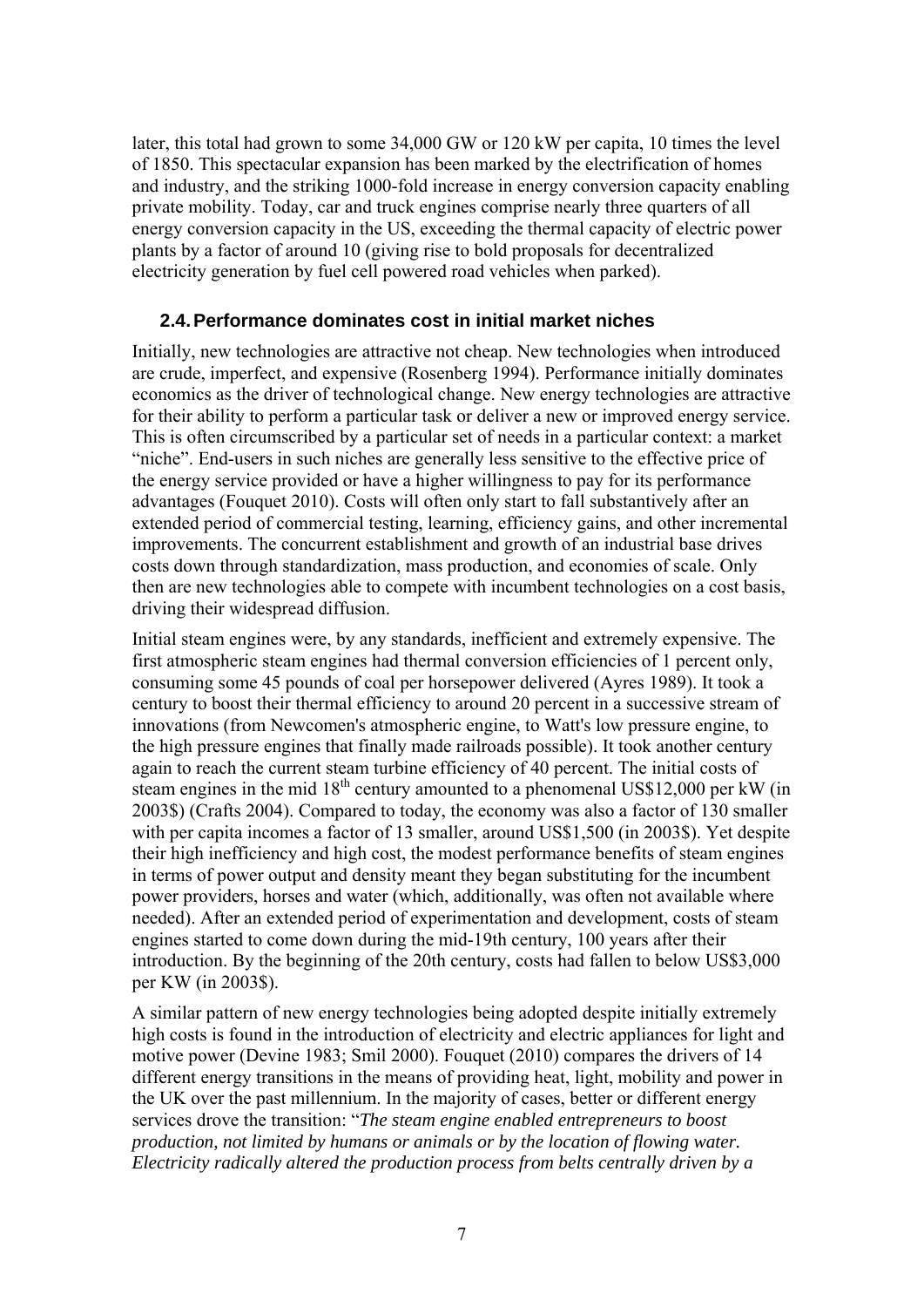later, this total had grown to some 34,000 GW or 120 kW per capita, 10 times the level of 1850. This spectacular expansion has been marked by the electrification of homes and industry, and the striking 1000-fold increase in energy conversion capacity enabling private mobility. Today, car and truck engines comprise nearly three quarters of all energy conversion capacity in the US, exceeding the thermal capacity of electric power plants by a factor of around 10 (giving rise to bold proposals for decentralized electricity generation by fuel cell powered road vehicles when parked).

### 2.4. Performance dominates cost in initial market niches

Initially, new technologies are attractive not cheap. New technologies when introduced are crude, imperfect, and expensive (Rosenberg 1994). Performance initially dominates economics as the driver of technological change. New energy technologies are attractive for their ability to perform a particular task or deliver a new or improved energy service. This is often circumscribed by a particular set of needs in a particular context: a market "niche". End-users in such niches are generally less sensitive to the effective price of the energy service provided or have a higher willingness to pay for its performance advantages (Fouquet 2010). Costs will often only start to fall substantively after an extended period of commercial testing, learning, efficiency gains, and other incremental improvements. The concurrent establishment and growth of an industrial base drives costs down through standardization, mass production, and economies of scale. Only then are new technologies able to compete with incumbent technologies on a cost basis, driving their widespread diffusion.

Initial steam engines were, by any standards, inefficient and extremely expensive. The first atmospheric steam engines had thermal conversion efficiencies of 1 percent only, consuming some 45 pounds of coal per horsepower delivered (Ayres 1989). It took a century to boost their thermal efficiency to around 20 percent in a successive stream of innovations (from Newcomen's atmospheric engine, to Watt's low pressure engine, to the high pressure engines that finally made railroads possible). It took another century again to reach the current steam turbine efficiency of 40 percent. The initial costs of steam engines in the mid 18$^{th}$ century amounted to a phenomenal US\$12,000 per kW (in 2003\$) (Crafts 2004). Compared to today, the economy was also a factor of 130 smaller with per capita incomes a factor of 13 smaller, around US\$1,500 (in 2003\$). Yet despite their high inefficiency and high cost, the modest performance benefits of steam engines in terms of power output and density meant they began substituting for the incumbent power providers, horses and water (which, additionally, was often not available where needed). After an extended period of experimentation and development, costs of steam engines started to come down during the mid-19th century, 100 years after their introduction. By the beginning of the 20th century, costs had fallen to below US\$3,000 per KW (in 2003\$).

A similar pattern of new energy technologies being adopted despite initially extremely high costs is found in the introduction of electricity and electric appliances for light and motive power (Devine 1983; Smil 2000). Fouquet (2010) compares the drivers of 14 different energy transitions in the means of providing heat, light, mobility and power in the UK over the past millennium. In the majority of cases, better or different energy services drove the transition: "*The steam engine enabled entrepreneurs to boost production, not limited by humans or animals or by the location of flowing water. Electricity radically altered the production process from belts centrally driven by a*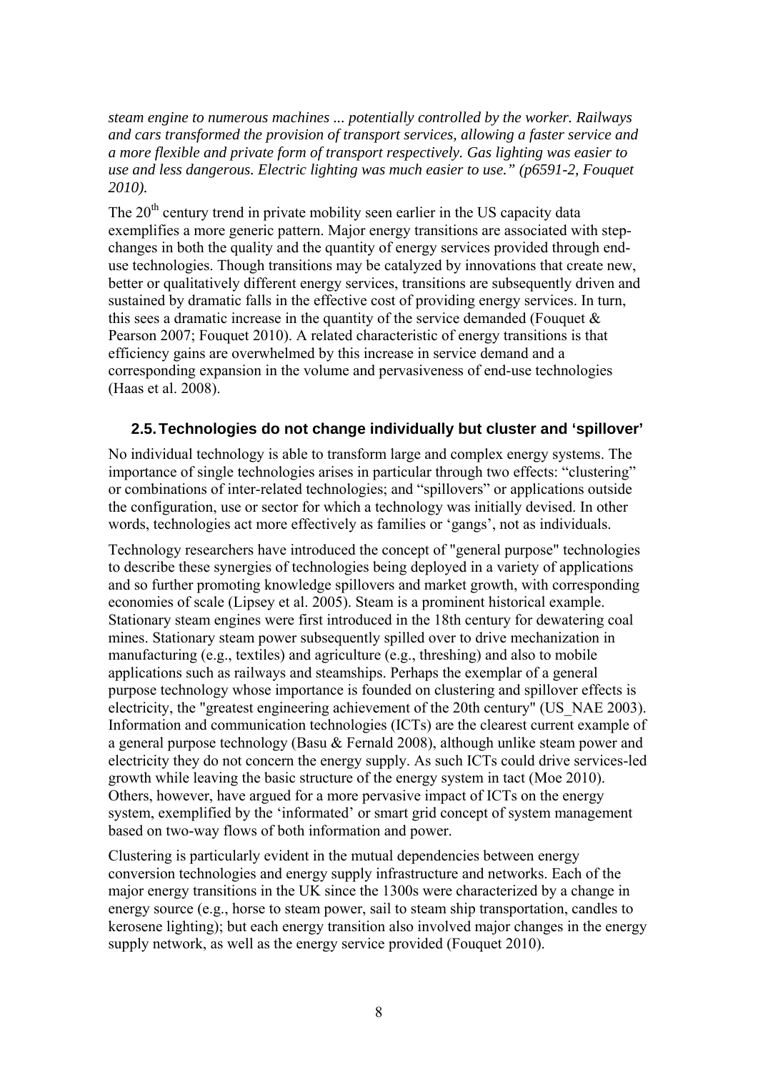*steam engine to numerous machines ... potentially controlled by the worker. Railways and cars transformed the provision of transport services, allowing a faster service and a more flexible and private form of transport respectively. Gas lighting was easier to use and less dangerous. Electric lighting was much easier to use." (p6591-2, Fouquet 2010).*

The 20th century trend in private mobility seen earlier in the US capacity data exemplifies a more generic pattern. Major energy transitions are associated with step-changes in both the quality and the quantity of energy services provided through end-use technologies. Though transitions may be catalyzed by innovations that create new, better or qualitatively different energy services, transitions are subsequently driven and sustained by dramatic falls in the effective cost of providing energy services. In turn, this sees a dramatic increase in the quantity of the service demanded (Fouquet & Pearson 2007; Fouquet 2010). A related characteristic of energy transitions is that efficiency gains are overwhelmed by this increase in service demand and a corresponding expansion in the volume and pervasiveness of end-use technologies (Haas et al. 2008).

## 2.5. Technologies do not change individually but cluster and 'spillover'

No individual technology is able to transform large and complex energy systems. The importance of single technologies arises in particular through two effects: "clustering" or combinations of inter-related technologies; and "spillovers" or applications outside the configuration, use or sector for which a technology was initially devised. In other words, technologies act more effectively as families or 'gangs', not as individuals.

Technology researchers have introduced the concept of "general purpose" technologies to describe these synergies of technologies being deployed in a variety of applications and so further promoting knowledge spillovers and market growth, with corresponding economies of scale (Lipsey et al. 2005). Steam is a prominent historical example. Stationary steam engines were first introduced in the 18th century for dewatering coal mines. Stationary steam power subsequently spilled over to drive mechanization in manufacturing (e.g., textiles) and agriculture (e.g., threshing) and also to mobile applications such as railways and steamships. Perhaps the exemplar of a general purpose technology whose importance is founded on clustering and spillover effects is electricity, the "greatest engineering achievement of the 20th century" (US_NAE 2003). Information and communication technologies (ICTs) are the clearest current example of a general purpose technology (Basu & Fernald 2008), although unlike steam power and electricity they do not concern the energy supply. As such ICTs could drive services-led growth while leaving the basic structure of the energy system in tact (Moe 2010). Others, however, have argued for a more pervasive impact of ICTs on the energy system, exemplified by the 'informated' or smart grid concept of system management based on two-way flows of both information and power.

Clustering is particularly evident in the mutual dependencies between energy conversion technologies and energy supply infrastructure and networks. Each of the major energy transitions in the UK since the 1300s were characterized by a change in energy source (e.g., horse to steam power, sail to steam ship transportation, candles to kerosene lighting); but each energy transition also involved major changes in the energy supply network, as well as the energy service provided (Fouquet 2010).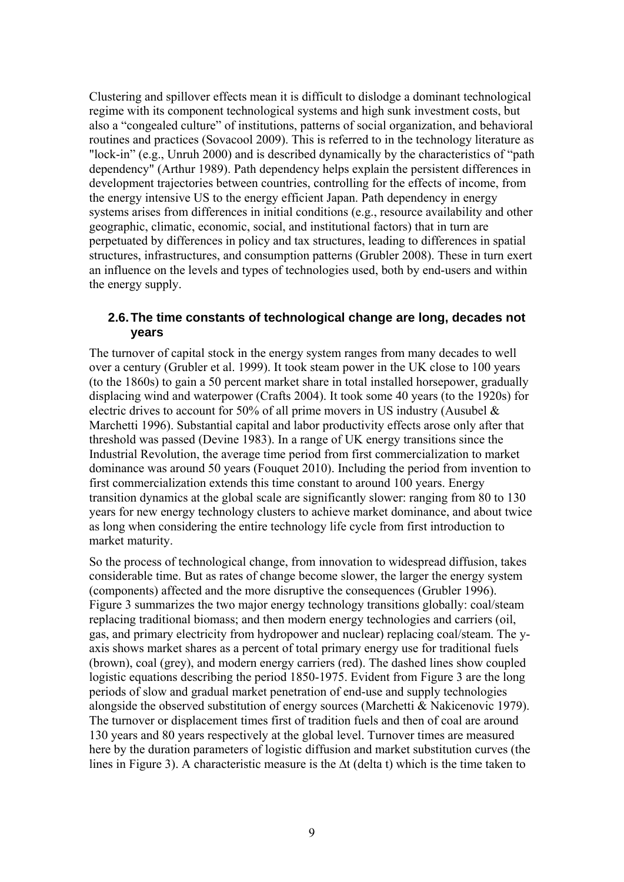Clustering and spillover effects mean it is difficult to dislodge a dominant technological regime with its component technological systems and high sunk investment costs, but also a "congealed culture" of institutions, patterns of social organization, and behavioral routines and practices (Sovacool 2009). This is referred to in the technology literature as "lock-in" (e.g., Unruh 2000) and is described dynamically by the characteristics of "path dependency" (Arthur 1989). Path dependency helps explain the persistent differences in development trajectories between countries, controlling for the effects of income, from the energy intensive US to the energy efficient Japan. Path dependency in energy systems arises from differences in initial conditions (e.g., resource availability and other geographic, climatic, economic, social, and institutional factors) that in turn are perpetuated by differences in policy and tax structures, leading to differences in spatial structures, infrastructures, and consumption patterns (Grubler 2008). These in turn exert an influence on the levels and types of technologies used, both by end-users and within the energy supply.

## 2.6. The time constants of technological change are long, decades not years

The turnover of capital stock in the energy system ranges from many decades to well over a century (Grubler et al. 1999). It took steam power in the UK close to 100 years (to the 1860s) to gain a 50 percent market share in total installed horsepower, gradually displacing wind and waterpower (Crafts 2004). It took some 40 years (to the 1920s) for electric drives to account for 50% of all prime movers in US industry (Ausubel & Marchetti 1996). Substantial capital and labor productivity effects arose only after that threshold was passed (Devine 1983). In a range of UK energy transitions since the Industrial Revolution, the average time period from first commercialization to market dominance was around 50 years (Fouquet 2010). Including the period from invention to first commercialization extends this time constant to around 100 years. Energy transition dynamics at the global scale are significantly slower: ranging from 80 to 130 years for new energy technology clusters to achieve market dominance, and about twice as long when considering the entire technology life cycle from first introduction to market maturity.

So the process of technological change, from innovation to widespread diffusion, takes considerable time. But as rates of change become slower, the larger the energy system (components) affected and the more disruptive the consequences (Grubler 1996). Figure 3 summarizes the two major energy technology transitions globally: coal/steam replacing traditional biomass; and then modern energy technologies and carriers (oil, gas, and primary electricity from hydropower and nuclear) replacing coal/steam. The y-axis shows market shares as a percent of total primary energy use for traditional fuels (brown), coal (grey), and modern energy carriers (red). The dashed lines show coupled logistic equations describing the period 1850-1975. Evident from Figure 3 are the long periods of slow and gradual market penetration of end-use and supply technologies alongside the observed substitution of energy sources (Marchetti & Nakicenovic 1979). The turnover or displacement times first of tradition fuels and then of coal are around 130 years and 80 years respectively at the global level. Turnover times are measured here by the duration parameters of logistic diffusion and market substitution curves (the lines in Figure 3). A characteristic measure is the $\Delta t$ (delta t) which is the time taken to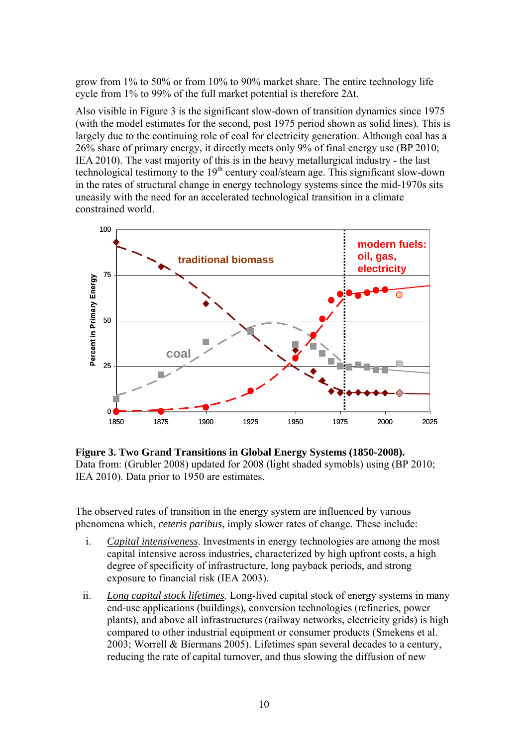grow from 1% to 50% or from 10% to 90% market share. The entire technology life cycle from 1% to 99% of the full market potential is therefore 2Δt.

Also visible in Figure 3 is the significant slow-down of transition dynamics since 1975 (with the model estimates for the second, post 1975 period shown as solid lines). This is largely due to the continuing role of coal for electricity generation. Although coal has a 26% share of primary energy, it directly meets only 9% of final energy use (BP 2010; IEA 2010). The vast majority of this is in the heavy metallurgical industry - the last technological testimony to the 19th century coal/steam age. This significant slow-down in the rates of structural change in energy technology systems since the mid-1970s sits uneasily with the need for an accelerated technological transition in a climate constrained world.

**Figure 3. Two Grand Transitions in Global Energy Systems (1850-2008).** Data from: (Grubler 2008) updated for 2008 (light shaded symobls) using (BP 2010; IEA 2010). Data prior to 1950 are estimates.

The observed rates of transition in the energy system are influenced by various phenomena which, *ceteris paribus*, imply slower rates of change. These include:

i. Capital intensiveness. Investments in energy technologies are among the most capital intensive across industries, characterized by high upfront costs, a high degree of specificity of infrastructure, long payback periods, and strong exposure to financial risk (IEA 2003).

ii. Long capital stock lifetimes. Long-lived capital stock of energy systems in many end-use applications (buildings), conversion technologies (refineries, power plants), and above all infrastructures (railway networks, electricity grids) is high compared to other industrial equipment or consumer products (Smekens et al. 2003; Worrell & Biermans 2005). Lifetimes span several decades to a century, reducing the rate of capital turnover, and thus slowing the diffusion of new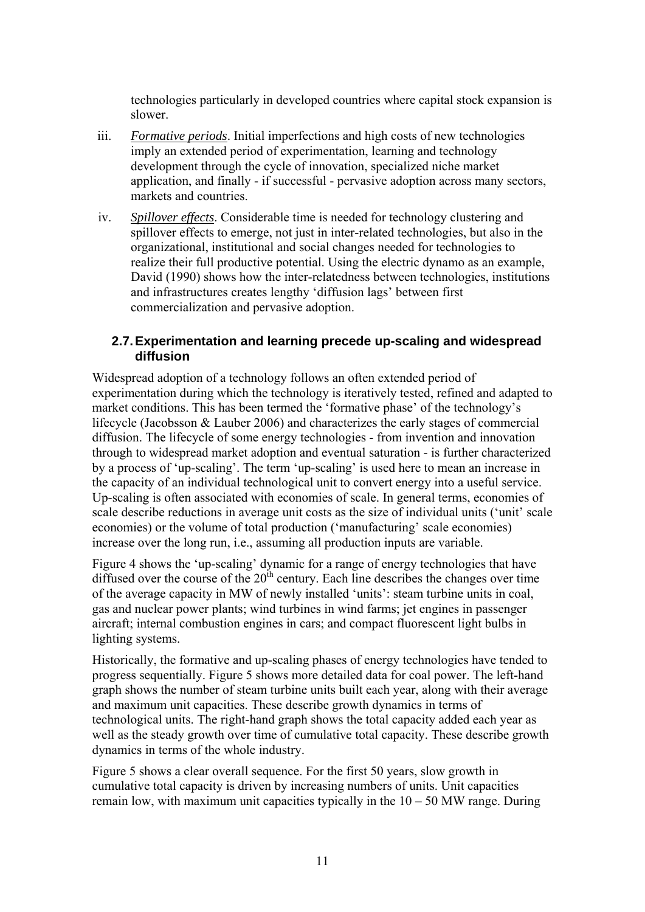technologies particularly in developed countries where capital stock expansion is slower.

iii. *Formative periods*. Initial imperfections and high costs of new technologies imply an extended period of experimentation, learning and technology development through the cycle of innovation, specialized niche market application, and finally - if successful - pervasive adoption across many sectors, markets and countries.

iv. *Spillover effects*. Considerable time is needed for technology clustering and spillover effects to emerge, not just in inter-related technologies, but also in the organizational, institutional and social changes needed for technologies to realize their full productive potential. Using the electric dynamo as an example, David (1990) shows how the inter-relatedness between technologies, institutions and infrastructures creates lengthy 'diffusion lags' between first commercialization and pervasive adoption.

### 2.7. Experimentation and learning precede up-scaling and widespread diffusion

Widespread adoption of a technology follows an often extended period of experimentation during which the technology is iteratively tested, refined and adapted to market conditions. This has been termed the 'formative phase' of the technology's lifecycle (Jacobsson & Lauber 2006) and characterizes the early stages of commercial diffusion. The lifecycle of some energy technologies - from invention and innovation through to widespread market adoption and eventual saturation - is further characterized by a process of 'up-scaling'. The term 'up-scaling' is used here to mean an increase in the capacity of an individual technological unit to convert energy into a useful service. Up-scaling is often associated with economies of scale. In general terms, economies of scale describe reductions in average unit costs as the size of individual units ('unit' scale economies) or the volume of total production ('manufacturing' scale economies) increase over the long run, i.e., assuming all production inputs are variable.

Figure 4 shows the 'up-scaling' dynamic for a range of energy technologies that have diffused over the course of the 20$^{th}$ century. Each line describes the changes over time of the average capacity in MW of newly installed 'units': steam turbine units in coal, gas and nuclear power plants; wind turbines in wind farms; jet engines in passenger aircraft; internal combustion engines in cars; and compact fluorescent light bulbs in lighting systems.

Historically, the formative and up-scaling phases of energy technologies have tended to progress sequentially. Figure 5 shows more detailed data for coal power. The left-hand graph shows the number of steam turbine units built each year, along with their average and maximum unit capacities. These describe growth dynamics in terms of technological units. The right-hand graph shows the total capacity added each year as well as the steady growth over time of cumulative total capacity. These describe growth dynamics in terms of the whole industry.

Figure 5 shows a clear overall sequence. For the first 50 years, slow growth in cumulative total capacity is driven by increasing numbers of units. Unit capacities remain low, with maximum unit capacities typically in the 10 – 50 MW range. During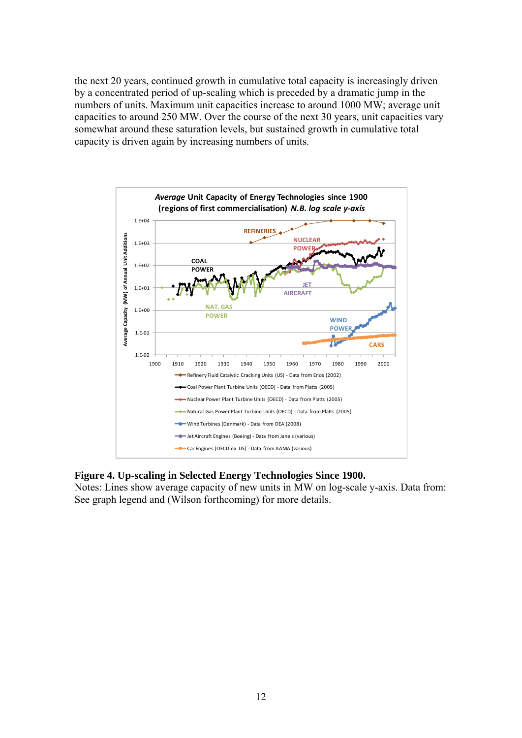the next 20 years, continued growth in cumulative total capacity is increasingly driven by a concentrated period of up-scaling which is preceded by a dramatic jump in the numbers of units. Maximum unit capacities increase to around 1000 MW; average unit capacities to around 250 MW. Over the course of the next 30 years, unit capacities vary somewhat around these saturation levels, but sustained growth in cumulative total capacity is driven again by increasing numbers of units.

**Figure 4. Up-scaling in Selected Energy Technologies Since 1900.**
Notes: Lines show average capacity of new units in MW on log-scale y-axis. Data from: See graph legend and (Wilson forthcoming) for more details.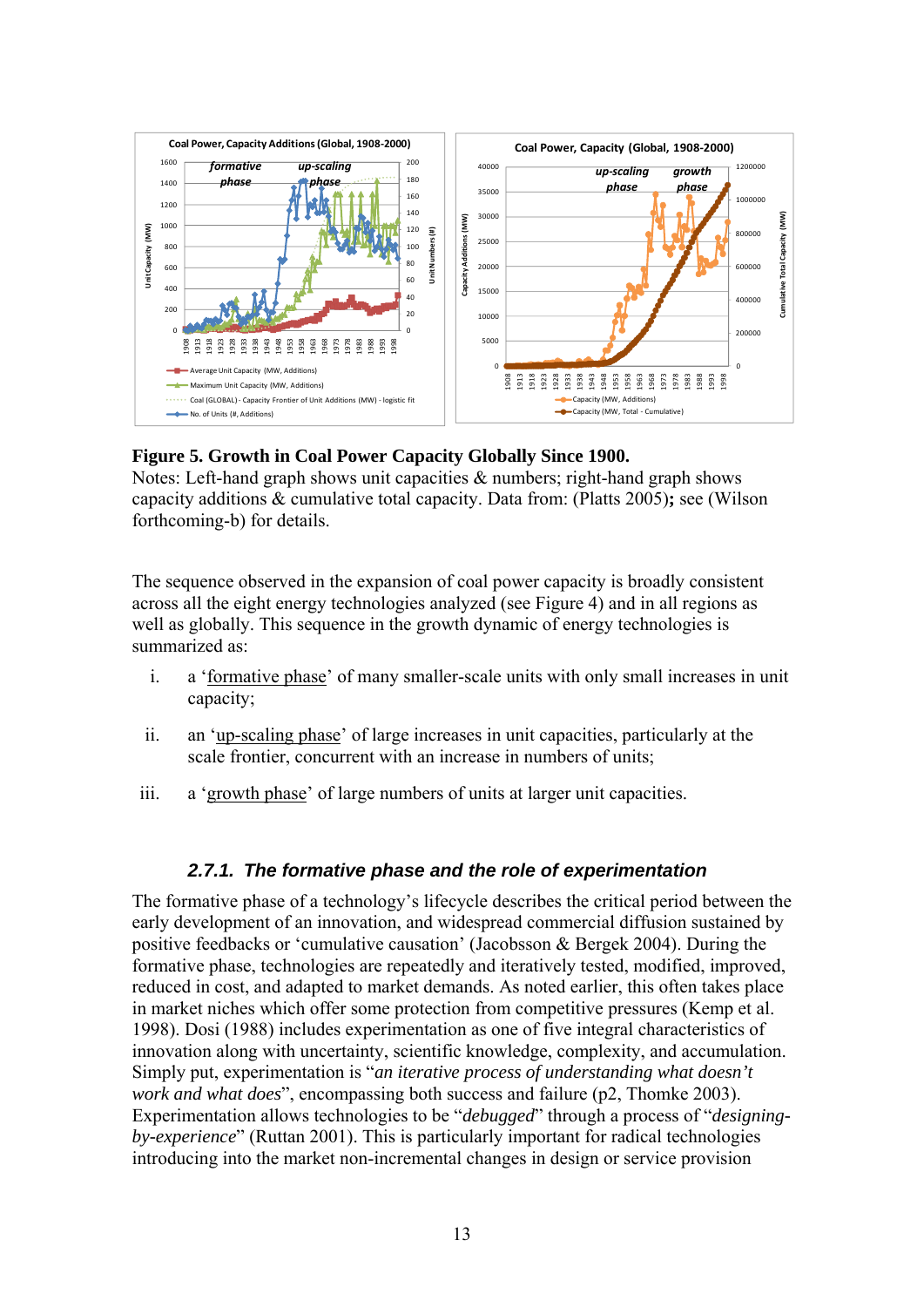**Figure 5. Growth in Coal Power Capacity Globally Since 1900.**
Notes: Left-hand graph shows unit capacities & numbers; right-hand graph shows capacity additions & cumulative total capacity. Data from: (Platts 2005)**;** see (Wilson forthcoming-b) for details.

The sequence observed in the expansion of coal power capacity is broadly consistent across all the eight energy technologies analyzed (see Figure 4) and in all regions as well as globally. This sequence in the growth dynamic of energy technologies is summarized as:

i. a 'formative phase' of many smaller-scale units with only small increases in unit capacity;

ii. an 'up-scaling phase' of large increases in unit capacities, particularly at the scale frontier, concurrent with an increase in numbers of units;

iii. a 'growth phase' of large numbers of units at larger unit capacities.

### *2.7.1. The formative phase and the role of experimentation*

The formative phase of a technology's lifecycle describes the critical period between the early development of an innovation, and widespread commercial diffusion sustained by positive feedbacks or 'cumulative causation' (Jacobsson & Bergek 2004). During the formative phase, technologies are repeatedly and iteratively tested, modified, improved, reduced in cost, and adapted to market demands. As noted earlier, this often takes place in market niches which offer some protection from competitive pressures (Kemp et al. 1998). Dosi (1988) includes experimentation as one of five integral characteristics of innovation along with uncertainty, scientific knowledge, complexity, and accumulation. Simply put, experimentation is "*an iterative process of understanding what doesn't work and what does*", encompassing both success and failure (p2, Thomke 2003). Experimentation allows technologies to be "*debugged*" through a process of "*designing-by-experience*" (Ruttan 2001). This is particularly important for radical technologies introducing into the market non-incremental changes in design or service provision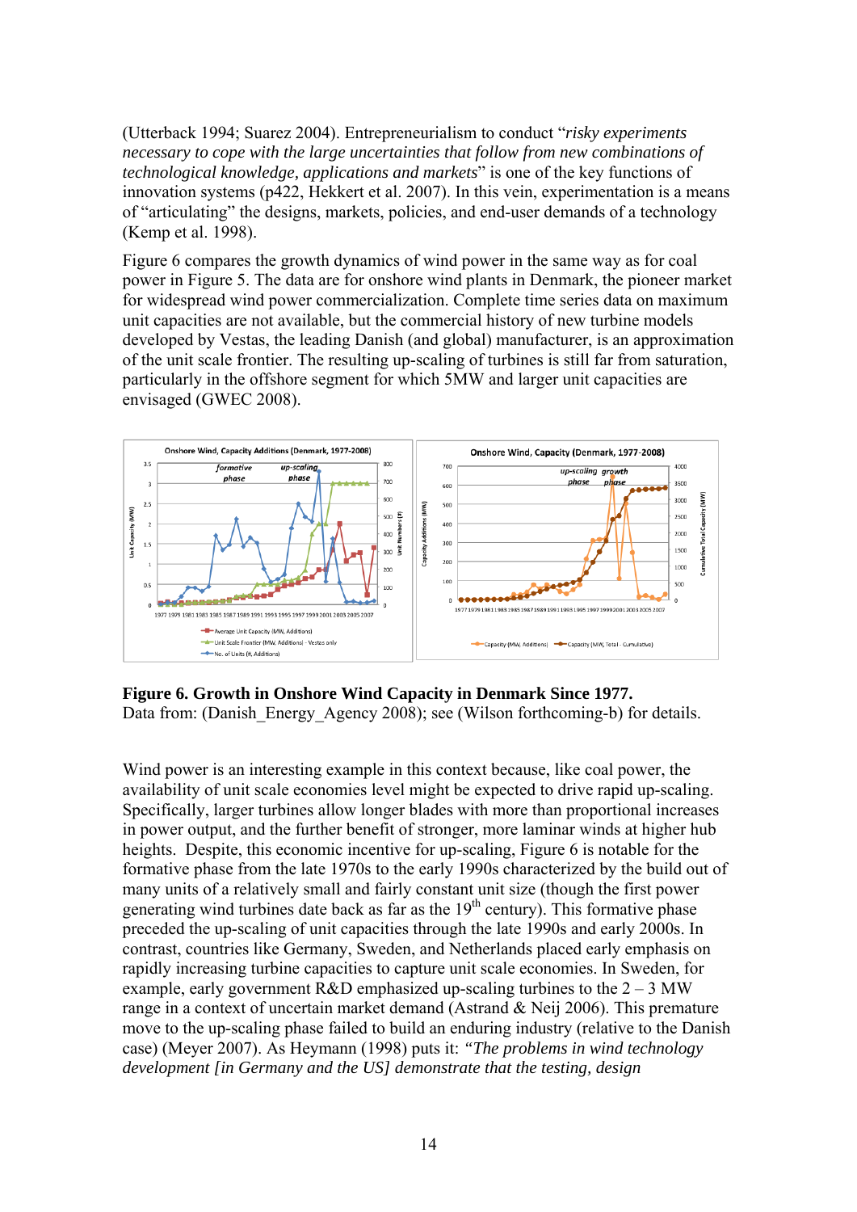(Utterback 1994; Suarez 2004). Entrepreneurialism to conduct "*risky experiments necessary to cope with the large uncertainties that follow from new combinations of technological knowledge, applications and markets*" is one of the key functions of innovation systems (p422, Hekkert et al. 2007). In this vein, experimentation is a means of "articulating" the designs, markets, policies, and end-user demands of a technology (Kemp et al. 1998).

Figure 6 compares the growth dynamics of wind power in the same way as for coal power in Figure 5. The data are for onshore wind plants in Denmark, the pioneer market for widespread wind power commercialization. Complete time series data on maximum unit capacities are not available, but the complete history of new turbine models developed by Vestas, the leading Danish (and global) manufacturer, is an approximation of the unit scale frontier. The resulting up-scaling of turbines is still far from saturation, particularly in the offshore segment for which 5MW and larger unit capacities are envisaged (GWEC 2008).

**Figure 6. Growth in Onshore Wind Capacity in Denmark Since 1977.**
Data from: (Danish_Energy_Agency 2008); see (Wilson forthcoming-b) for details.

Wind power is an interesting example in this context because, like coal power, the availability of unit scale economies level might be expected to drive rapid up-scaling. Specifically, larger turbines allow longer blades with more than proportional increases in power output, and the further benefit of stronger, more laminar winds at higher hub heights. Despite, this economic incentive for up-scaling, Figure 6 is notable for the formative phase from the late 1970s to the early 1990s characterized by the build out of many units of a relatively small and fairly constant unit size (though the first power generating wind turbines date back as far as the 19th century). This formative phase preceded the up-scaling of unit capacities through the late 1990s and early 2000s. In contrast, countries like Germany, Sweden, and Netherlands placed early emphasis on rapidly increasing turbine capacities to capture unit scale economies. In Sweden, for example, early government R&D emphasized up-scaling turbines to the 2 – 3 MW range in a context of uncertain market demand (Astrand & Neij 2006). This premature move to the up-scaling phase failed to build an enduring industry (relative to the Danish case) (Meyer 2007). As Heymann (1998) puts it: *"The problems in wind technology development [in Germany and the US] demonstrate that the testing, design*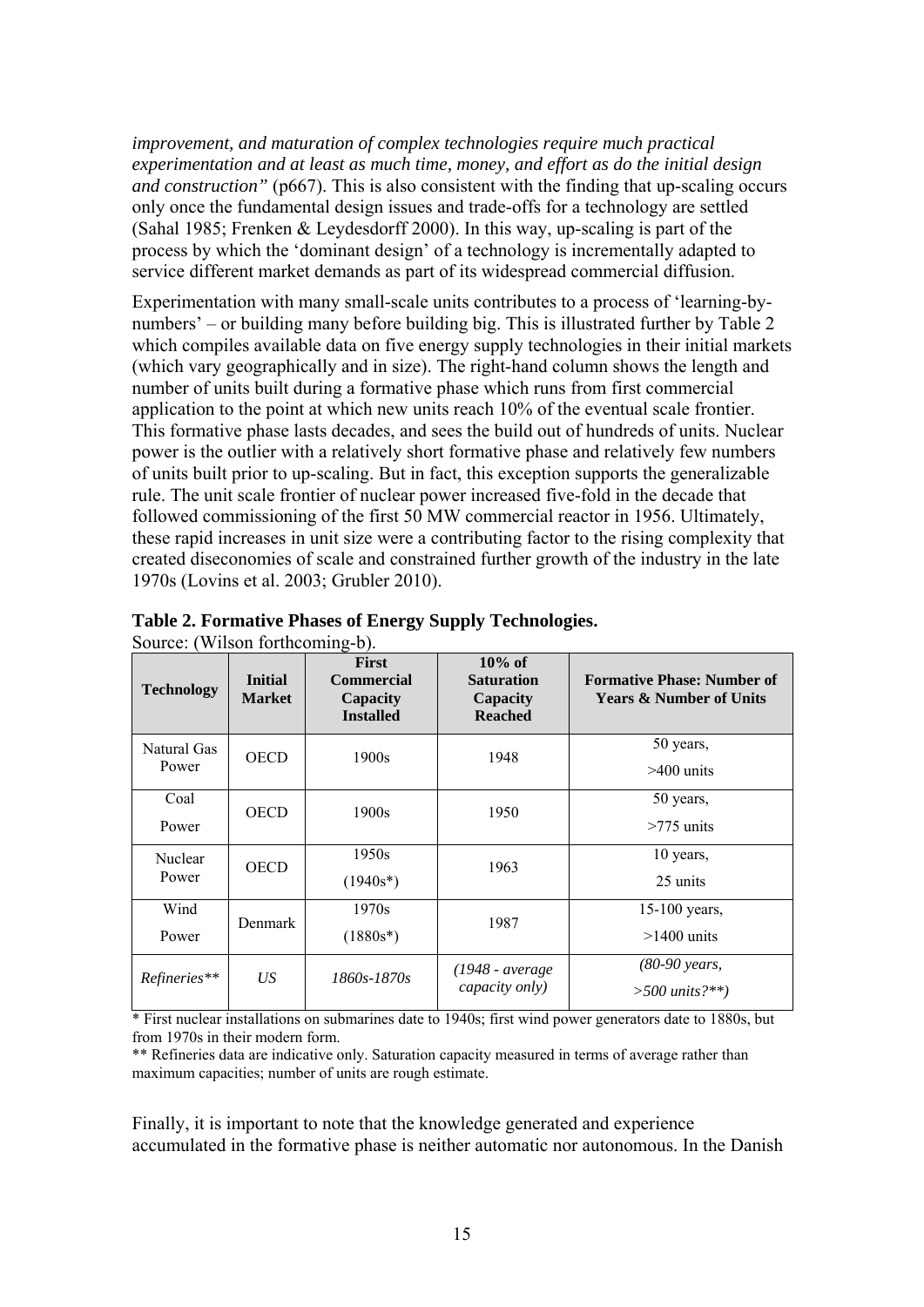*improvement, and maturation of complex technologies require much practical experimentation and at least as much time, money, and effort as do the initial design and construction"* (p667). This is also consistent with the finding that up-scaling occurs only once the fundamental design issues and trade-offs for a technology are settled (Sahal 1985; Frenken & Leydesdorff 2000). In this way, up-scaling is part of the process by which the 'dominant design' of a technology is incrementally adapted to service different market demands as part of its widespread commercial diffusion.

Experimentation with many small-scale units contributes to a process of 'learning-by-numbers' – or building many before building big. This is illustrated further by Table 2 which compiles available data on five energy supply technologies in their initial markets (which vary geographically and in size). The right-hand column shows the length and number of units built during a formative phase which runs from first commercial application to the point at which new units reach 10% of the eventual scale frontier. This formative phase lasts decades, and sees the build out of hundreds of units. Nuclear power is the outlier with a relatively short formative phase and relatively few numbers of units built prior to up-scaling. But in fact, this exception supports the generalizable rule. The unit scale frontier of nuclear power increased five-fold in the decade that followed commissioning of the first 50 MW commercial reactor in 1956. Ultimately, these rapid increases in unit size were a contributing factor to the rising complexity that created diseconomies of scale and constrained further growth of the industry in the late 1970s (Lovins et al. 2003; Grubler 2010).

**Table 2. Formative Phases of Energy Supply Technologies.**
Source: (Wilson forthcoming-b).

| Technology | Initial Market | First Commercial Capacity Installed | 10% of Saturation Capacity Reached | Formative Phase: Number of Years & Number of Units |
|---|---|---|---|---|
| Natural Gas Power | OECD | 1900s | 1948 | 50 years, >400 units |
| Coal Power | OECD | 1900s | 1950 | 50 years, >775 units |
| Nuclear Power | OECD | 1950s (1940s*) | 1963 | 10 years, 25 units |
| Wind Power | Denmark | 1970s (1880s*) | 1987 | 15-100 years, >1400 units |
| *Refineries*** | *US* | *1860s-1870s* | *(1948 - average capacity only)* | *(80-90 years, >500 units?**)* |

\* First nuclear installations on submarines date to 1940s; first wind power generators date to 1880s, but from 1970s in their modern form.

** Refineries data are indicative only. Saturation capacity measured in terms of average rather than maximum capacities; number of units are rough estimate.

Finally, it is important to note that the knowledge generated and experience accumulated in the formative phase is neither automatic nor autonomous. In the Danish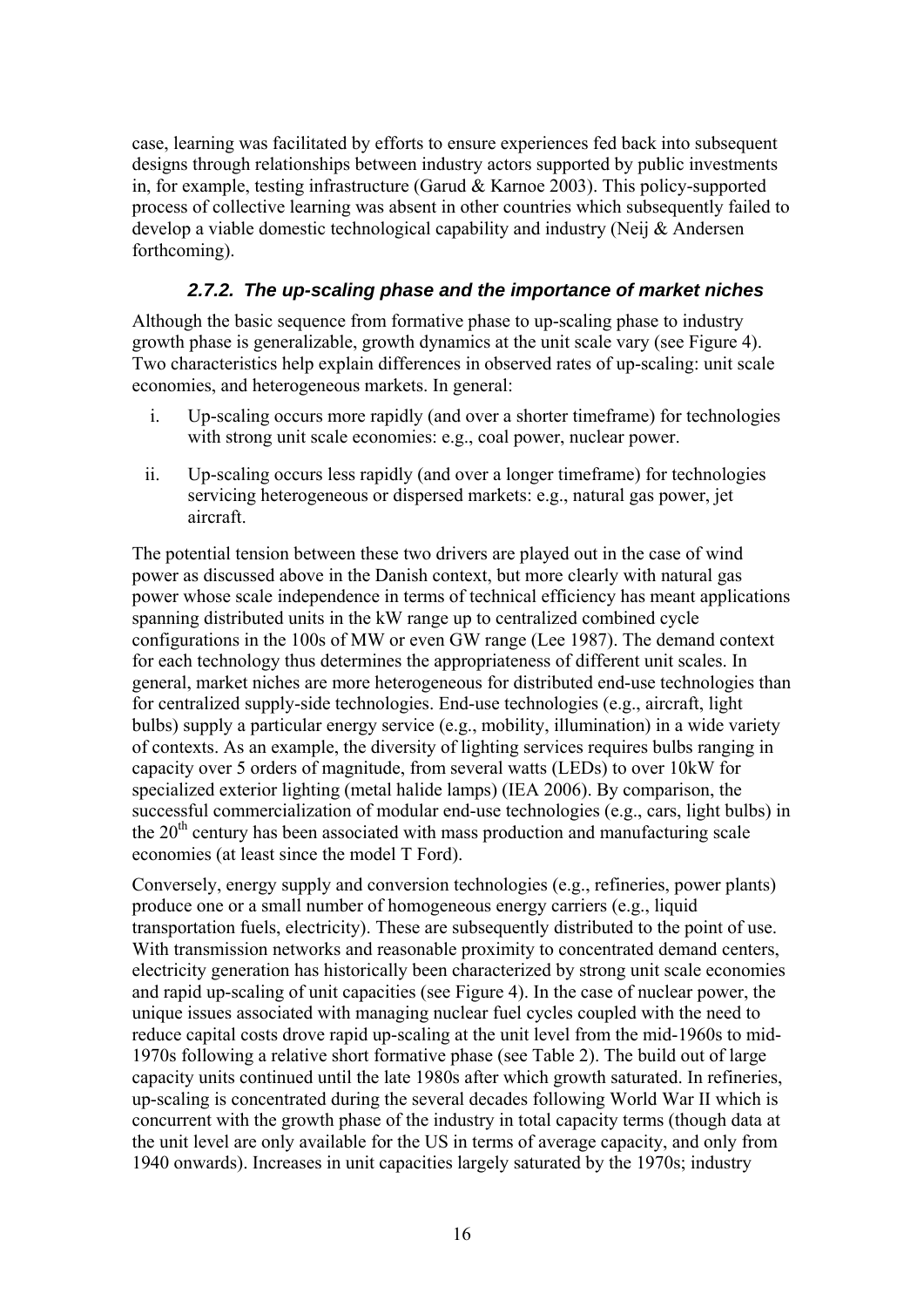case, learning was facilitated by efforts to ensure experiences fed back into subsequent designs through relationships between industry actors supported by public investments in, for example, testing infrastructure (Garud & Karnoe 2003). This policy-supported process of collective learning was absent in other countries which subsequently failed to develop a viable domestic technological capability and industry (Neij & Andersen forthcoming).

### *2.7.2. The up-scaling phase and the importance of market niches*

Although the basic sequence from formative phase to up-scaling phase to industry growth phase is generalizable, growth dynamics at the unit scale vary (see Figure 4). Two characteristics help explain differences in observed rates of up-scaling: unit scale economies, and heterogeneous markets. In general:

i. Up-scaling occurs more rapidly (and over a shorter timeframe) for technologies with strong unit scale economies: e.g., coal power, nuclear power.

ii. Up-scaling occurs less rapidly (and over a longer timeframe) for technologies servicing heterogeneous or dispersed markets: e.g., natural gas power, jet aircraft.

The potential tension between these two drivers are played out in the case of wind power as discussed above in the Danish context, but more clearly with natural gas power whose scale independence in terms of technical efficiency has meant applications spanning distributed units in the kW range up to centralized combined cycle configurations in the 100s of MW or even GW range (Lee 1987). The demand context for each technology thus determines the appropriateness of different unit scales. In general, market niches are more heterogeneous for distributed end-use technologies than for centralized supply-side technologies. End-use technologies (e.g., aircraft, light bulbs) supply a particular energy service (e.g., mobility, illumination) in a wide variety of contexts. As an example, the diversity of lighting services requires bulbs ranging in capacity over 5 orders of magnitude, from several watts (LEDs) to over 10kW for specialized exterior lighting (metal halide lamps) (IEA 2006). By comparison, the successful commercialization of modular end-use technologies (e.g., cars, light bulbs) in the 20$^{th}$ century has been associated with mass production and manufacturing scale economies (at least since the model T Ford).

Conversely, energy supply and conversion technologies (e.g., refineries, power plants) produce one or a small number of homogeneous energy carriers (e.g., liquid transportation fuels, electricity). These are subsequently distributed to the point of use. With transmission networks and reasonable proximity to concentrated demand centers, electricity generation has historically been characterized by strong unit scale economies and rapid up-scaling of unit capacities (see Figure 4). In the case of nuclear power, the unique issues associated with managing nuclear fuel cycles coupled with the need to reduce capital costs drove rapid up-scaling at the unit level from the mid-1960s to mid-1970s following a relative short formative phase (see Table 2). The build out of large capacity units continued until the late 1980s after which growth saturated. In refineries, up-scaling is concentrated during the several decades following World War II which is concurrent with the growth phase of the industry in total capacity terms (though data at the unit level are only available for the US in terms of average capacity, and only from 1940 onwards). Increases in unit capacities largely saturated by the 1970s; industry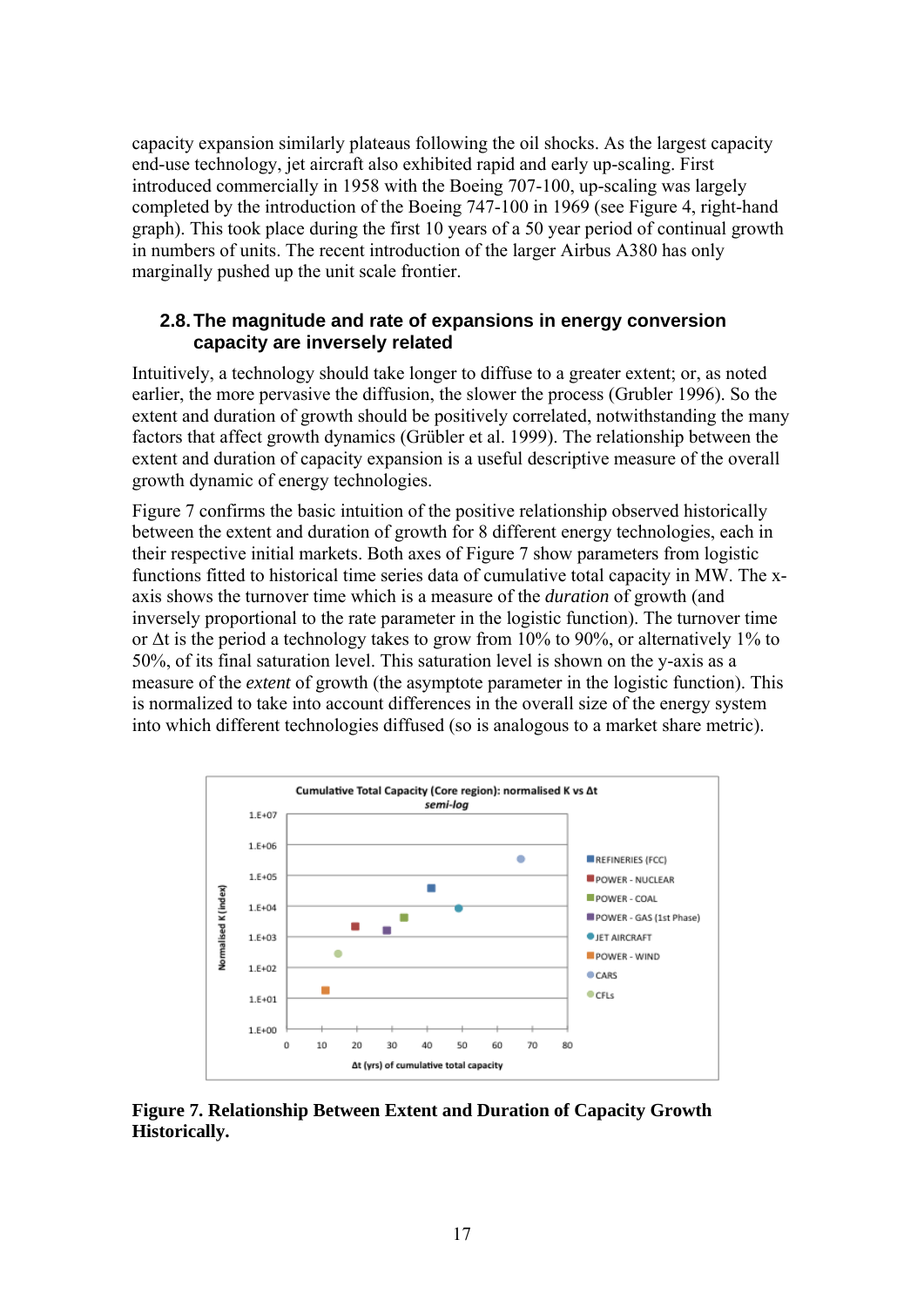capacity expansion similarly plateaus following the oil shocks. As the largest capacity end-use technology, jet aircraft also exhibited rapid and early up-scaling. First introduced commercially in 1958 with the Boeing 707-100, up-scaling was largely completed by the introduction of the Boeing 747-100 in 1969 (see Figure 4, right-hand graph). This took place during the first 10 years of a 50 year period of continual growth in numbers of units. The recent introduction of the larger Airbus A380 has only marginally pushed up the unit scale frontier.

## 2.8. The magnitude and rate of expansions in energy conversion capacity are inversely related

Intuitively, a technology should take longer to diffuse to a greater extent; or, as noted earlier, the more pervasive the diffusion, the slower the process (Grubler 1996). So the extent and duration of growth should be positively correlated, notwithstanding the many factors that affect growth dynamics (Grübler et al. 1999). The relationship between the extent and duration of capacity expansion is a useful descriptive measure of the overall growth dynamic of energy technologies.

Figure 7 confirms the basic intuition of the positive relationship observed historically between the extent and duration of growth for 8 different energy technologies, each in their respective initial markets. Both axes of Figure 7 show parameters from logistic functions fitted to historical time series data of cumulative total capacity in MW. The x-axis shows the turnover time which is a measure of the *duration* of growth (and inversely proportional to the rate parameter in the logistic function). The turnover time or $\Delta t$ is the period a technology takes to grow from 10% to 90%, or alternatively 1% to 50%, of its final saturation level. This saturation level is shown on the y-axis as a measure of the *extent* of growth (the asymptote parameter in the logistic function). This is normalized to take into account differences in the overall size of the energy system into which different technologies diffused (so is analogous to a market share metric).

**Figure 7. Relationship Between Extent and Duration of Capacity Growth Historically.**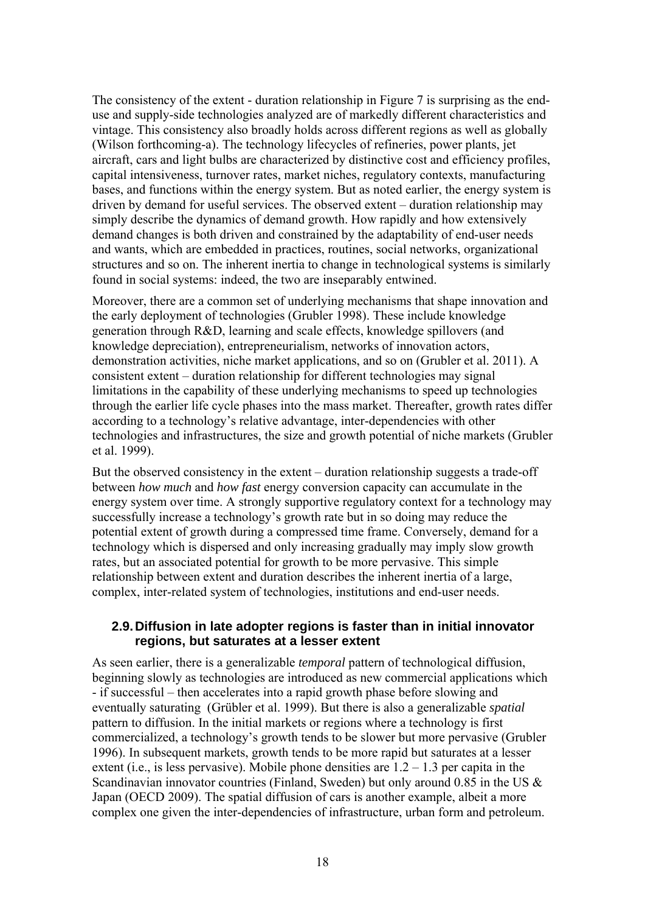The consistency of the extent - duration relationship in Figure 7 is surprising as the end-use and supply-side technologies analyzed are of markedly different characteristics and vintage. This consistency also broadly holds across different regions as well as globally (Wilson forthcoming-a). The technology lifecycles of refineries, power plants, jet aircraft, cars and light bulbs are characterized by distinctive cost and efficiency profiles, capital intensiveness, turnover rates, market niches, regulatory contexts, manufacturing bases, and functions within the energy system. But as noted earlier, the energy system is driven by demand for useful services. The observed extent – duration relationship may simply describe the dynamics of demand growth. How rapidly and how extensively demand changes is both driven and constrained by the adaptability of end-user needs and wants, which are embedded in practices, routines, social networks, organizational structures and so on. The inherent inertia to change in technological systems is similarly found in social systems: indeed, the two are inseparably entwined.

Moreover, there are a common set of underlying mechanisms that shape innovation and the early deployment of technologies (Grubler 1998). These include knowledge generation through R&D, learning and scale effects, knowledge spillovers (and knowledge depreciation), entrepreneurialism, networks of innovation actors, demonstration activities, niche market applications, and so on (Grubler et al. 2011). A consistent extent – duration relationship for different technologies may signal limitations in the capability of these underlying mechanisms to speed up technologies through the earlier life cycle phases into the mass market. Thereafter, growth rates differ according to a technology's relative advantage, inter-dependencies with other technologies and infrastructures, the size and growth potential of niche markets (Grubler et al. 1999).

But the observed consistency in the extent – duration relationship suggests a trade-off between *how much* and *how fast* energy conversion capacity can accumulate in the energy system over time. A strongly supportive regulatory context for a technology may successfully increase a technology's growth rate but in so doing may reduce the potential extent of growth during a compressed time frame. Conversely, demand for a technology which is dispersed and only increasing gradually may imply slow growth rates, but an associated potential for growth to be more pervasive. This simple relationship between extent and duration describes the inherent inertia of a large, complex, inter-related system of technologies, institutions and end-user needs.

### 2.9. Diffusion in late adopter regions is faster than in initial innovator regions, but saturates at a lesser extent

As seen earlier, there is a generalizable *temporal* pattern of technological diffusion, beginning slowly as technologies are introduced as new commercial applications which - if successful – then accelerates into a rapid growth phase before slowing and eventually saturating (Grübler et al. 1999). But there is also a generalizable *spatial* pattern to diffusion. In the initial markets or regions where a technology is first commercialized, a technology's growth tends to be slower but more pervasive (Grubler 1996). In subsequent markets, growth tends to be more rapid but saturates at a lesser extent (i.e., is less pervasive). Mobile phone densities are 1.2 – 1.3 per capita in the Scandinavian innovator countries (Finland, Sweden) but only around 0.85 in the US & Japan (OECD 2009). The spatial diffusion of cars is another example, albeit a more complex one given the inter-dependencies of infrastructure, urban form and petroleum.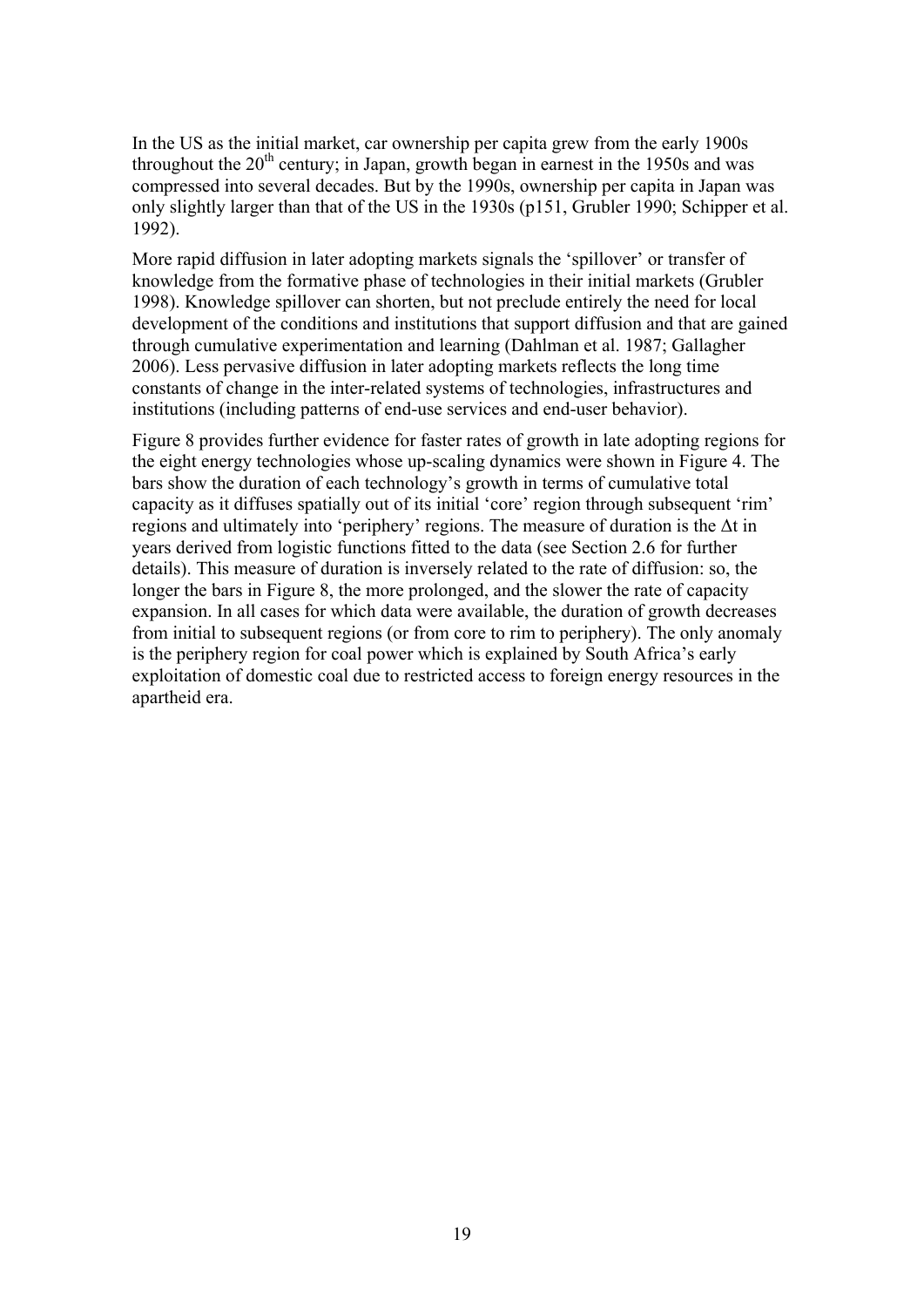In the US as the initial market, car ownership per capita grew from the early 1900s throughout the 20$^{th}$ century; in Japan, growth began in earnest in the 1950s and was compressed into several decades. But by the 1990s, ownership per capita in Japan was only slightly larger than that of the US in the 1930s (p151, Grubler 1990; Schipper et al. 1992).

More rapid diffusion in later adopting markets signals the 'spillover' or transfer of knowledge from the formative phase of technologies in their initial markets (Grubler 1998). Knowledge spillover can shorten, but not preclude entirely the need for local development of the conditions and institutions that support diffusion and that are gained through cumulative experimentation and learning (Dahlman et al. 1987; Gallagher 2006). Less pervasive diffusion in later adopting markets reflects the long time constants of change in the inter-related systems of technologies, infrastructures and institutions (including patterns of end-use services and end-user behavior).

Figure 8 provides further evidence for faster rates of growth in late adopting regions for the eight energy technologies whose up-scaling dynamics were shown in Figure 4. The bars show the duration of each technology's growth in terms of cumulative total capacity as it diffuses spatially out of its initial 'core' region through subsequent 'rim' regions and ultimately into 'periphery' regions. The measure of duration is the $\Delta t$ in years derived from logistic functions fitted to the data (see Section 2.6 for further details). This measure of duration is inversely related to the rate of diffusion: so, the longer the bars in Figure 8, the more prolonged, and the slower the rate of capacity expansion. In all cases for which data were available, the duration of growth decreases from initial to subsequent regions (or from core to rim to periphery). The only anomaly is the periphery region for coal power which is explained by South Africa's early exploitation of domestic coal due to restricted access to foreign energy resources in the apartheid era.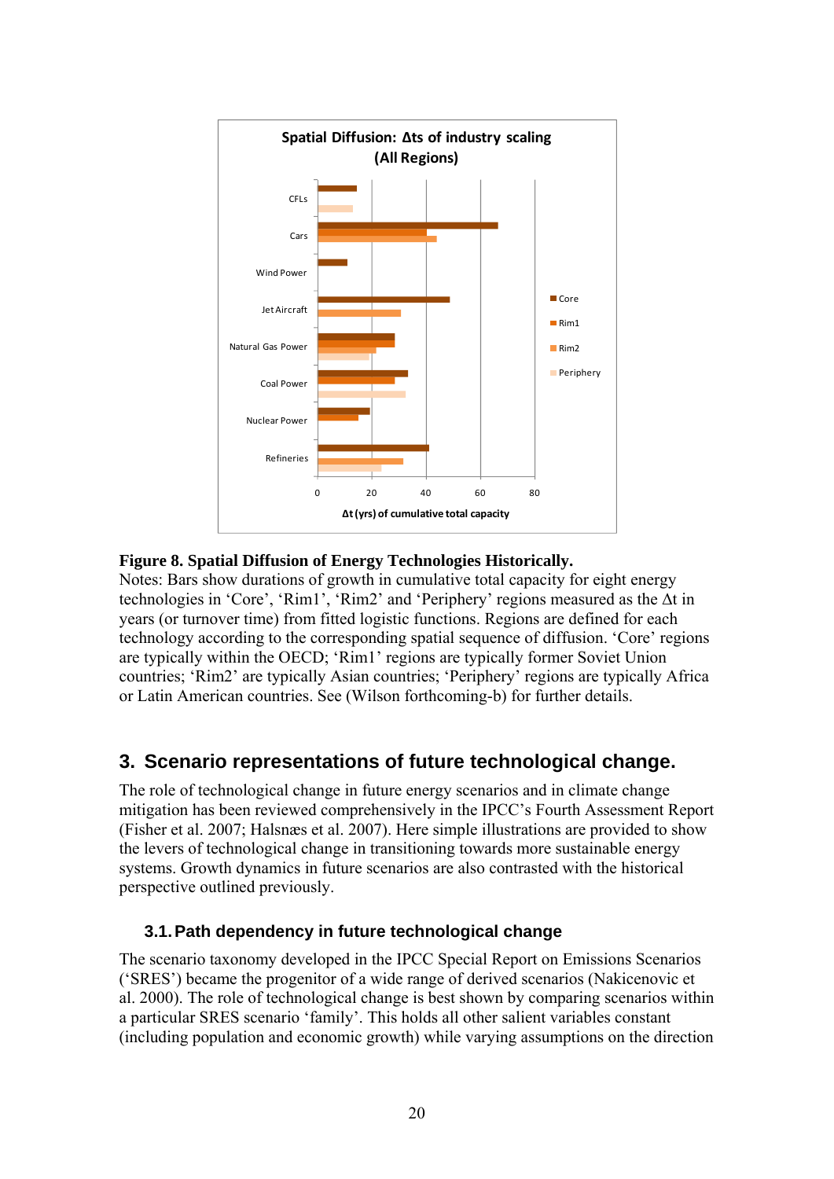**Figure 8. Spatial Diffusion of Energy Technologies Historically.**
Notes: Bars show durations of growth in cumulative total capacity for eight energy technologies in 'Core', 'Rim1', 'Rim2' and 'Periphery' regions measured as the Δt in years (or turnover time) from fitted logistic functions. Regions are defined for each technology according to the corresponding spatial sequence of diffusion. 'Core' regions are typically within the OECD; 'Rim1' regions are typically former Soviet Union countries; 'Rim2' are typically Asian countries; 'Periphery' regions are typically Africa or Latin American countries. See (Wilson forthcoming-b) for further details.

## 3. Scenario representations of future technological change.

The role of technological change in future energy scenarios and in climate change mitigation has been reviewed comprehensively in the IPCC's Fourth Assessment Report (Fisher et al. 2007; Halsnæs et al. 2007). Here simple illustrations are provided to show the levers of technological change in transitioning towards more sustainable energy systems. Growth dynamics in future scenarios are also contrasted with the historical perspective outlined previously.

### 3.1. Path dependency in future technological change

The scenario taxonomy developed in the IPCC Special Report on Emissions Scenarios ('SRES') became the progenitor of a wide range of derived scenarios (Nakicenovic et al. 2000). The role of technological change is best shown by comparing scenarios within a particular SRES scenario 'family'. This holds all other salient variables constant (including population and economic growth) while varying assumptions on the direction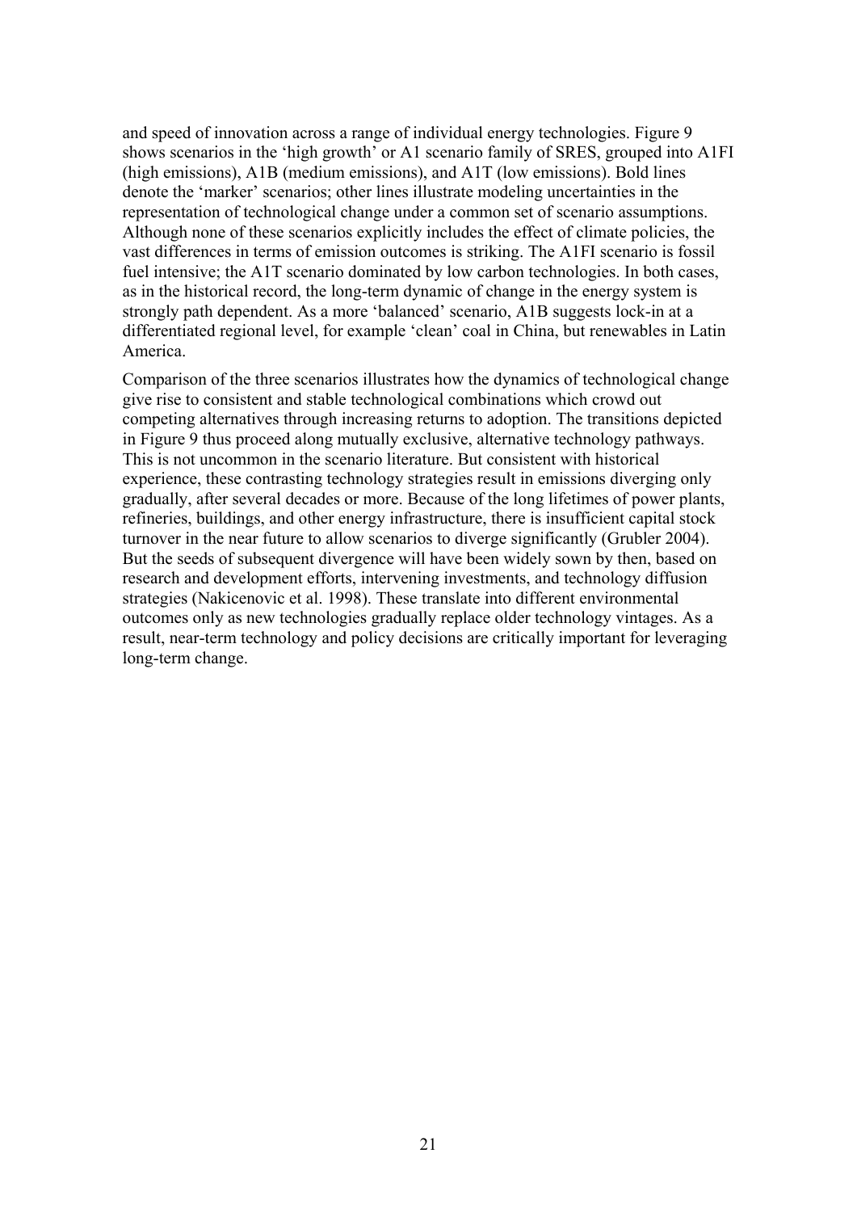and speed of innovation across a range of individual energy technologies. Figure 9 shows scenarios in the 'high growth' or A1 scenario family of SRES, grouped into A1FI (high emissions), A1B (medium emissions), and A1T (low emissions). Bold lines denote the 'marker' scenarios; other lines illustrate modeling uncertainties in the representation of technological change under a common set of scenario assumptions. Although none of these scenarios explicitly includes the effect of climate policies, the vast differences in terms of emission outcomes is striking. The A1FI scenario is fossil fuel intensive; the A1T scenario dominated by low carbon technologies. In both cases, as in the historical record, the long-term dynamic of change in the energy system is strongly path dependent. As a more 'balanced' scenario, A1B suggests lock-in at a differentiated regional level, for example 'clean' coal in China, but renewables in Latin America.

Comparison of the three scenarios illustrates how the dynamics of technological change give rise to consistent and stable technological combinations which crowd out competing alternatives through increasing returns to adoption. The transitions depicted in Figure 9 thus proceed along mutually exclusive, alternative technology pathways. This is not uncommon in the scenario literature. But consistent with historical experience, these contrasting technology strategies result in emissions diverging only gradually, after several decades or more. Because of the long lifetimes of power plants, refineries, buildings, and other energy infrastructure, there is insufficient capital stock turnover in the near future to allow scenarios to diverge significantly (Grubler 2004). But the seeds of subsequent divergence will have been widely sown by then, based on research and development efforts, intervening investments, and technology diffusion strategies (Nakicenovic et al. 1998). These translate into different environmental outcomes only as new technologies gradually replace older technology vintages. As a result, near-term technology and policy decisions are critically important for leveraging long-term change.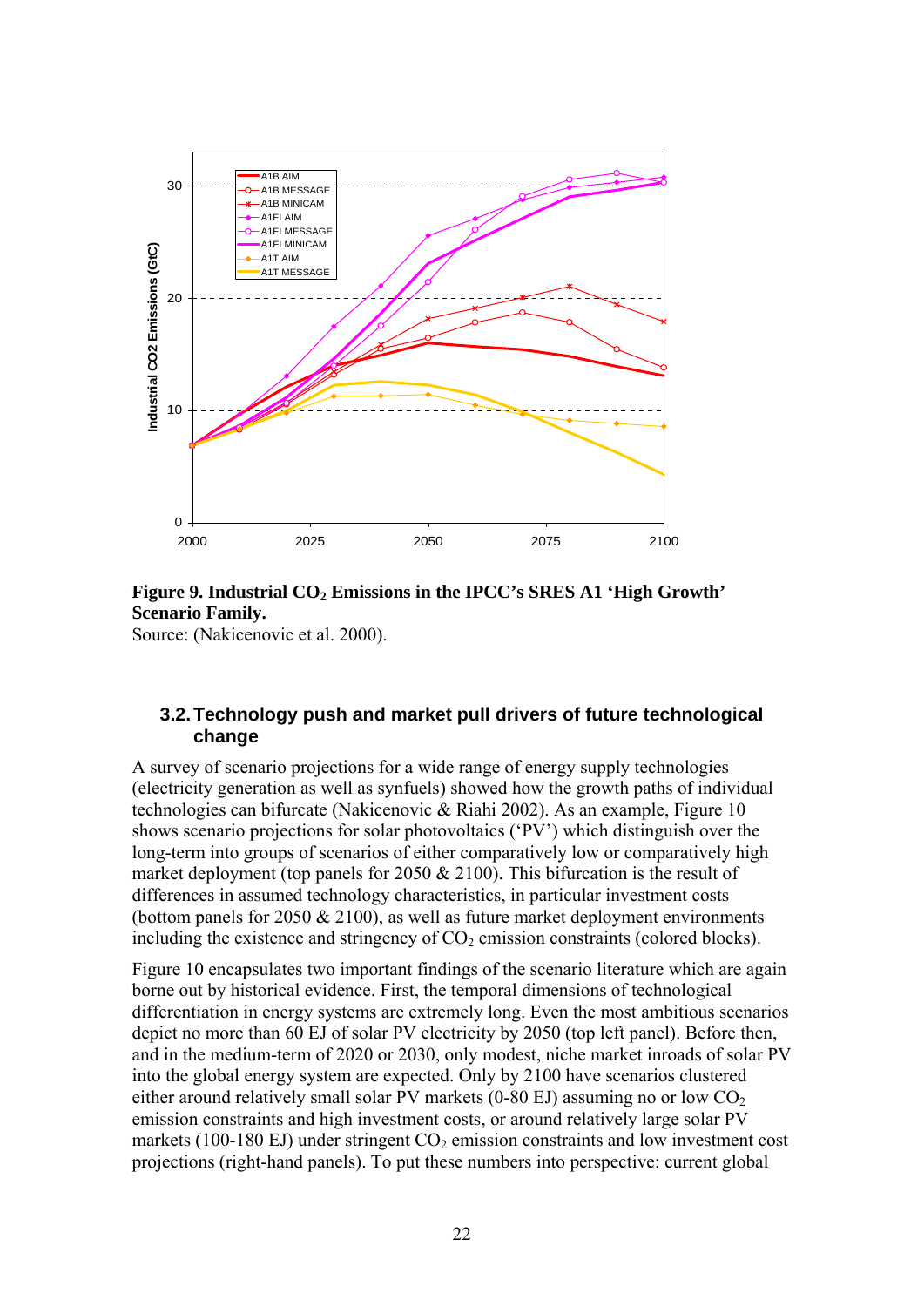**Figure 9. Industrial $CO_2$ Emissions in the IPCC's SRES A1 'High Growth' Scenario Family.**
Source: (Nakicenovic et al. 2000).

### 3.2. Technology push and market pull drivers of future technological change

A survey of scenario projections for a wide range of energy supply technologies (electricity generation as well as synfuels) showed how the growth paths of individual technologies can bifurcate (Nakicenovic & Riahi 2002). As an example, Figure 10 shows scenario projections for solar photovoltaics ('PV') which distinguish over the long-term into groups of scenarios of either comparatively low or comparatively high market deployment (top panels for 2050 & 2100). This bifurcation is the result of differences in assumed technology characteristics, in particular investment costs (bottom panels for 2050 & 2100), as well as future market deployment environments including the existence and stringency of $CO_2$ emission constraints (colored blocks).

Figure 10 encapsulates two important findings of the scenario literature which are again borne out by historical evidence. First, the temporal dimensions of technological differentiation in energy systems are extremely long. Even the most ambitious scenarios depict no more than 60 EJ of solar PV electricity by 2050 (top left panel). Before then, and in the medium-term of 2020 or 2030, only modest, niche market inroads of solar PV into the global energy system are expected. Only by 2100 have scenarios clustered either around relatively small solar PV markets (0-80 EJ) assuming no or low $CO_2$ emission constraints and high investment costs, or around relatively large solar PV markets (100-180 EJ) under stringent $CO_2$ emission constraints and low investment cost projections (right-hand panels). To put these numbers into perspective: current global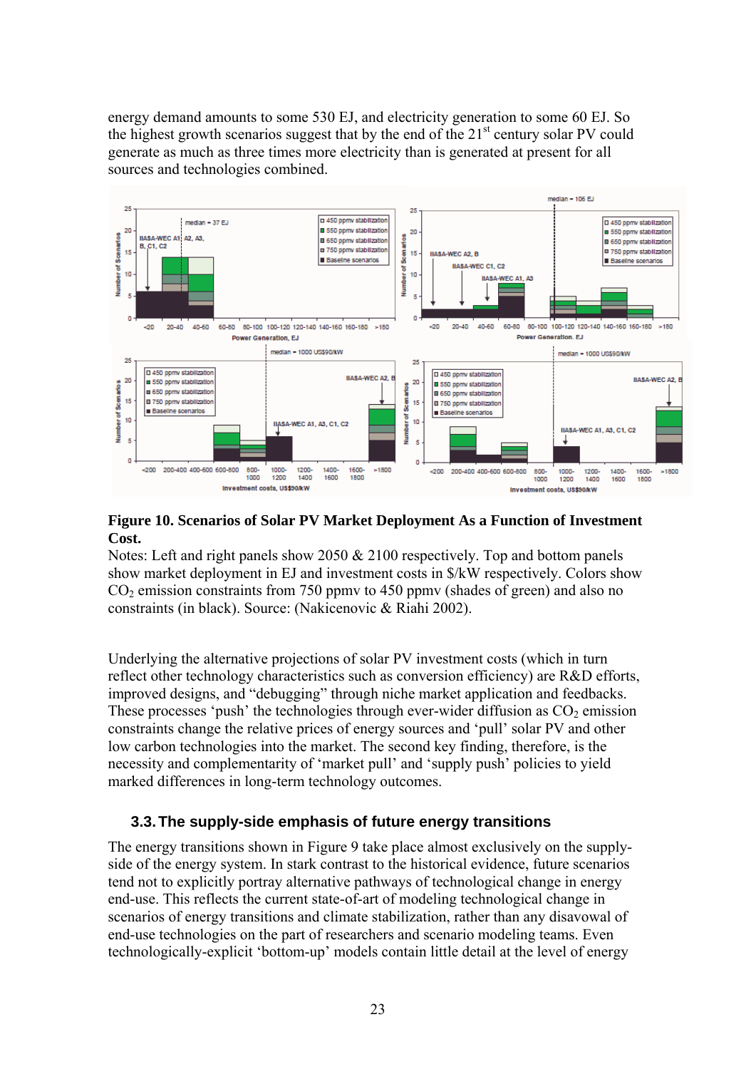energy demand amounts to some 530 EJ, and electricity generation to some 60 EJ. So the highest growth scenarios suggest that by the end of the 21st century solar PV could generate as much as three times more electricity than is generated at present for all sources and technologies combined.

**Figure 10. Scenarios of Solar PV Market Deployment As a Function of Investment Cost.**

Notes: Left and right panels show 2050 & 2100 respectively. Top and bottom panels show market deployment in EJ and investment costs in \$/kW respectively. Colors show $CO_2$ emission constraints from 750 ppmv to 450 ppmv (shades of green) and also no constraints (in black). Source: (Nakicenovic & Riahi 2002).

Underlying the alternative projections of solar PV investment costs (which in turn reflect other technology characteristics such as conversion efficiency) are R&D efforts, improved designs, and "debugging" through niche market application and feedbacks. These processes 'push' the technologies through ever-wider diffusion as $CO_2$ emission constraints change the relative prices of energy sources and 'pull' solar PV and other low carbon technologies into the market. The second key finding, therefore, is the necessity and complementarity of 'market pull' and 'supply push' policies to yield marked differences in long-term technology outcomes.

## 3.3. The supply-side emphasis of future energy transitions

The energy transitions shown in Figure 9 take place almost exclusively on the supply-side of the energy system. In stark contrast to the historical evidence, future scenarios tend not to explicitly portray alternative pathways of technological change in energy end-use. This reflects the current state-of-art of modeling technological change in scenarios of energy transitions and climate stabilization, rather than any disavowal of end-use technologies on the part of researchers and scenario modeling teams. Even technologically-explicit 'bottom-up' models contain little detail at the level of energy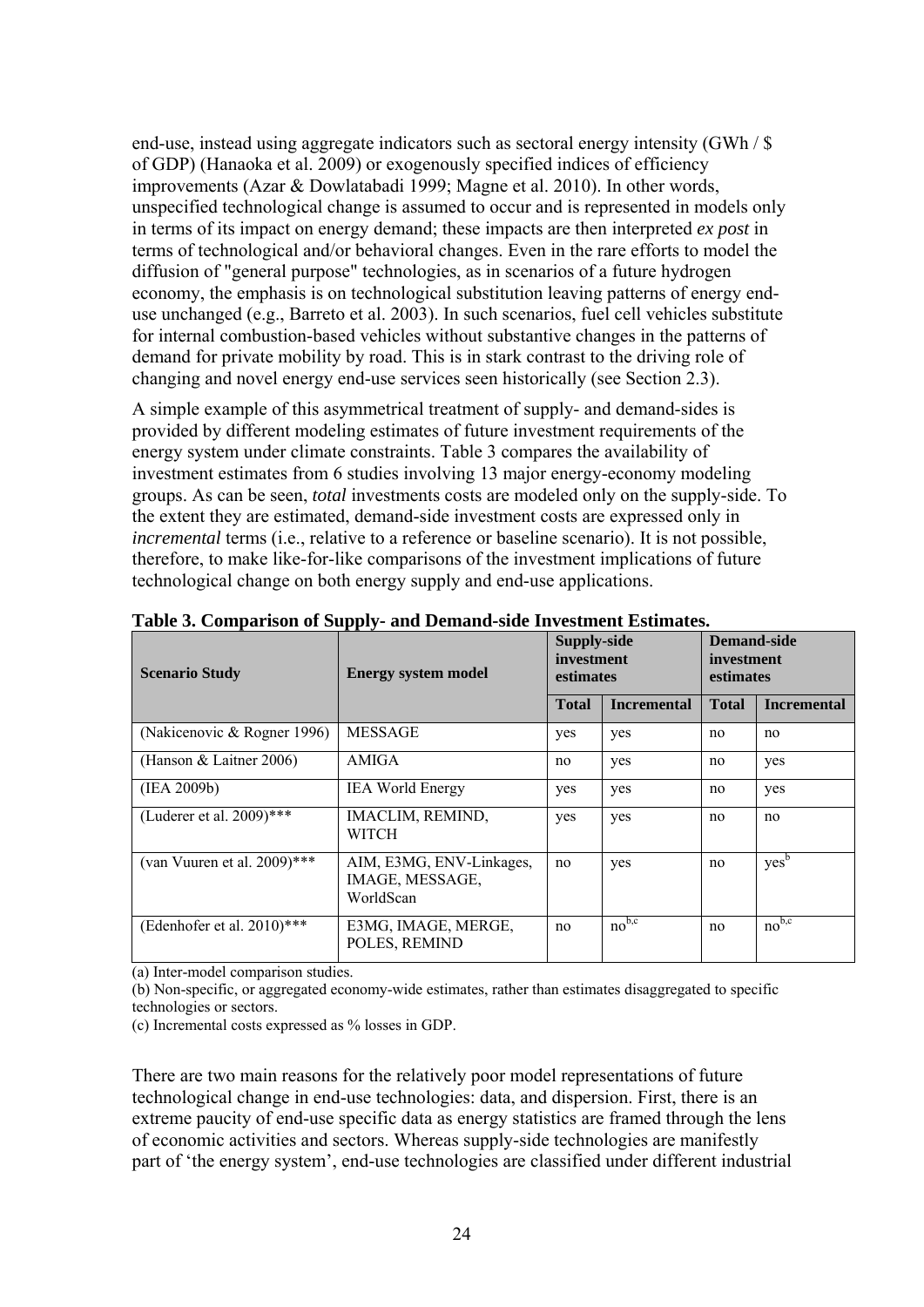end-use, instead using aggregate indicators such as sectoral energy intensity (GWh / $ of GDP) (Hanaoka et al. 2009) or exogenously specified indices of efficiency improvements (Azar & Dowlatabadi 1999; Magne et al. 2010). In other words, unspecified technological change is assumed to occur and is represented in models only in terms of its impact on energy demand; these impacts are then interpreted *ex post* in terms of technological and/or behavioral changes. Even in the rare efforts to model the diffusion of "general purpose" technologies, as in scenarios of a future hydrogen economy, the emphasis is on technological substitution leaving patterns of energy end-use unchanged (e.g., Barreto et al. 2003). In such scenarios, fuel cell vehicles substitute for internal combustion-based vehicles without substantive changes in the patterns of demand for private mobility by road. This is in stark contrast to the driving role of changing and novel energy end-use services seen historically (see Section 2.3).

A simple example of this asymmetrical treatment of supply- and demand-sides is provided by different modeling estimates of future investment requirements of the energy system under climate constraints. Table 3 compares the availability of investment estimates from 6 studies involving 13 major energy-economy modeling groups. As can be seen, *total* investments costs are modeled only on the supply-side. To the extent they are estimated, demand-side investment costs are expressed only in *incremental* terms (i.e., relative to a reference or baseline scenario). It is not possible, therefore, to make like-for-like comparisons of the investment implications of future technological change on both energy supply and end-use applications.

**Table 3. Comparison of Supply- and Demand-side Investment Estimates.**

| Scenario Study | Energy system model | Supply-side investment estimates | | Demand-side investment estimates | |
|---|---|---|---|---|---|
| | | Total | Incremental | Total | Incremental |
| (Nakicenovic & Rogner 1996) | MESSAGE | yes | yes | no | no |
| (Hanson & Laitner 2006) | AMIGA | no | yes | no | yes |
| (IEA 2009b) | IEA World Energy | yes | yes | no | yes |
| (Luderer et al. 2009)*** | IMACLIM, REMIND, WITCH | yes | yes | no | no |
| (van Vuuren et al. 2009)*** | AIM, E3MG, ENV-Linkages, IMAGE, MESSAGE, WorldScan | no | yes | no | yes[b] |
| (Edenhofer et al. 2010)*** | E3MG, IMAGE, MERGE, POLES, REMIND | no | no[b,c] | no | no[b,c] |

(a) Inter-model comparison studies.

(b) Non-specific, or aggregated economy-wide estimates, rather than estimates disaggregated to specific technologies or sectors.

(c) Incremental costs expressed as % losses in GDP.

There are two main reasons for the relatively poor model representations of future technological change in end-use technologies: data, and dispersion. First, there is an extreme paucity of end-use specific data as energy statistics are framed through the lens of economic activities and sectors. Whereas supply-side technologies are manifestly part of 'the energy system', end-use technologies are classified under different industrial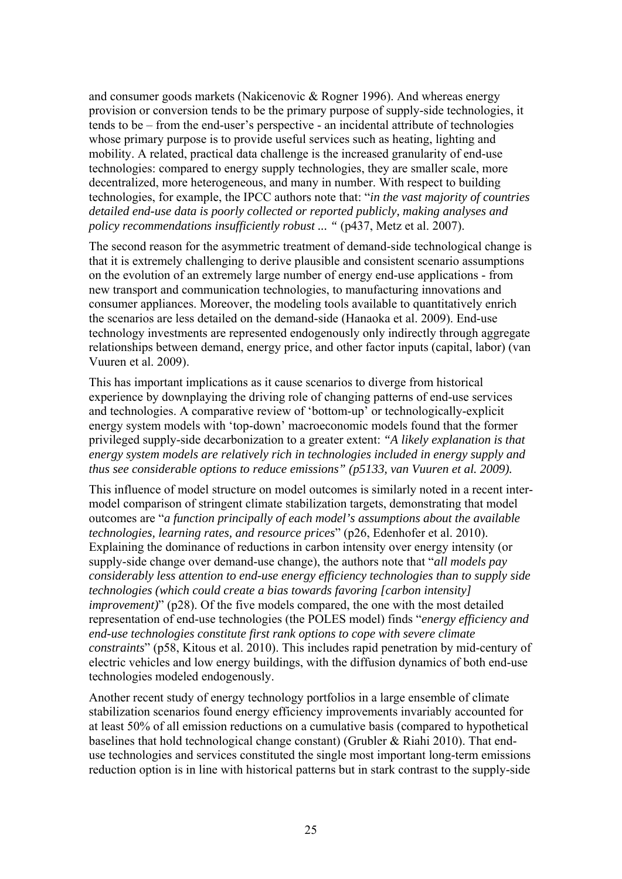and consumer goods markets (Nakicenovic & Rogner 1996). And whereas energy provision or conversion tends to be the primary purpose of supply-side technologies, it tends to be – from the end-user's perspective - an incidental attribute of technologies whose primary purpose is to provide useful services such as heating, lighting and mobility. A related, practical data challenge is the increased granularity of end-use technologies: compared to energy supply technologies, they are smaller scale, more decentralized, more heterogeneous, and many in number. With respect to building technologies, for example, the IPCC authors note that: "*in the vast majority of countries detailed end-use data is poorly collected or reported publicly, making analyses and policy recommendations insufficiently robust ... "* (p437, Metz et al. 2007).

The second reason for the asymmetric treatment of demand-side technological change is that it is extremely challenging to derive plausible and consistent scenario assumptions on the evolution of an extremely large number of energy end-use applications - from new transport and communication technologies, to manufacturing innovations and consumer appliances. Moreover, the modeling tools available to quantitatively enrich the scenarios are less detailed on the demand-side (Hanaoka et al. 2009). End-use technology investments are represented endogenously only indirectly through aggregate relationships between demand, energy price, and other factor inputs (capital, labor) (van Vuuren et al. 2009).

This has important implications as it cause scenarios to diverge from historical experience by downplaying the driving role of changing patterns of end-use services and technologies. A comparative review of 'bottom-up' or technologically-explicit energy system models with 'top-down' macroeconomic models found that the former privileged supply-side decarbonization to a greater extent: *"A likely explanation is that energy system models are relatively rich in technologies included in energy supply and thus see considerable options to reduce emissions" (p5133, van Vuuren et al. 2009).*

This influence of model structure on model outcomes is similarly noted in a recent inter-model comparison of stringent climate stabilization targets, demonstrating that model outcomes are "*a function principally of each model's assumptions about the available technologies, learning rates, and resource prices*" (p26, Edenhofer et al. 2010). Explaining the dominance of reductions in carbon intensity over energy intensity (or supply-side change over demand-use change), the authors note that "*all models pay considerably less attention to end-use energy efficiency technologies than to supply side technologies (which could create a bias towards favoring [carbon intensity] improvement)*" (p28). Of the five models compared, the one with the most detailed representation of end-use technologies (the POLES model) finds "*energy efficiency and end-use technologies constitute first rank options to cope with severe climate constraints*" (p58, Kitous et al. 2010). This includes rapid penetration by mid-century of electric vehicles and low energy buildings, with the diffusion dynamics of both end-use technologies modeled endogenously.

Another recent study of energy technology portfolios in a large ensemble of climate stabilization scenarios found energy efficiency improvements invariably accounted for at least 50% of all emission reductions on a cumulative basis (compared to hypothetical baselines that hold technological change constant) (Grubler & Riahi 2010). That end-use technologies and services constituted the single most important long-term emissions reduction option is in line with historical patterns but in stark contrast to the supply-side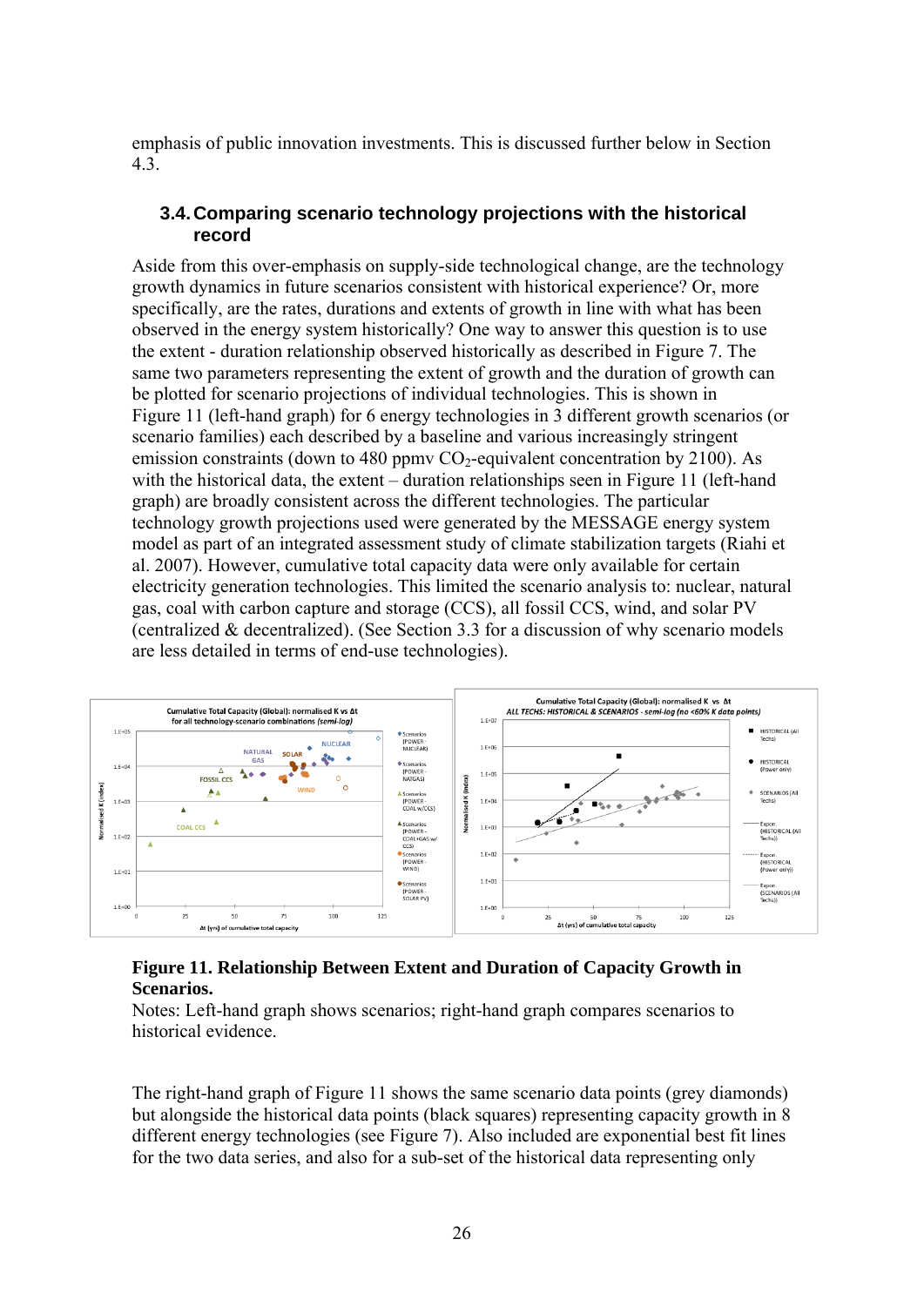emphasis of public innovation investments. This is discussed further below in Section 4.3.

### 3.4. Comparing scenario technology projections with the historical record

Aside from this over-emphasis on supply-side technological change, are the technology growth dynamics in future scenarios consistent with historical experience? Or, more specifically, are the rates, durations and extents of growth in line with what has been observed in the energy system historically? One way to answer this question is to use the extent - duration relationship observed historically as described in Figure 7. The same two parameters representing the extent of growth and the duration of growth can be plotted for scenario projections of individual technologies. This is shown in Figure 11 (left-hand graph) for 6 energy technologies in 3 different growth scenarios (or scenario families) each described by a baseline and various increasingly stringent emission constraints (down to 480 ppmv $CO_2$-equivalent concentration by 2100). As with the historical data, the extent – duration relationships seen in Figure 11 (left-hand graph) are broadly consistent across the different technologies. The particular technology growth projections used were generated by the MESSAGE energy system model as part of an integrated assessment study of climate stabilization targets (Riahi et al. 2007). However, cumulative total capacity data were only available for certain electricity generation technologies. This limited the scenario analysis to: nuclear, natural gas, coal with carbon capture and storage (CCS), all fossil CCS, wind, and solar PV (centralized & decentralized). (See Section 3.3 for a discussion of why scenario models are less detailed in terms of end-use technologies).

**Figure 11. Relationship Between Extent and Duration of Capacity Growth in Scenarios.**

Notes: Left-hand graph shows scenarios; right-hand graph compares scenarios to historical evidence.

The right-hand graph of Figure 11 shows the same scenario data points (grey diamonds) but alongside the historical data points (black squares) representing capacity growth in 8 different energy technologies (see Figure 7). Also included are exponential best fit lines for the two data series, and also for a sub-set of the historical data representing only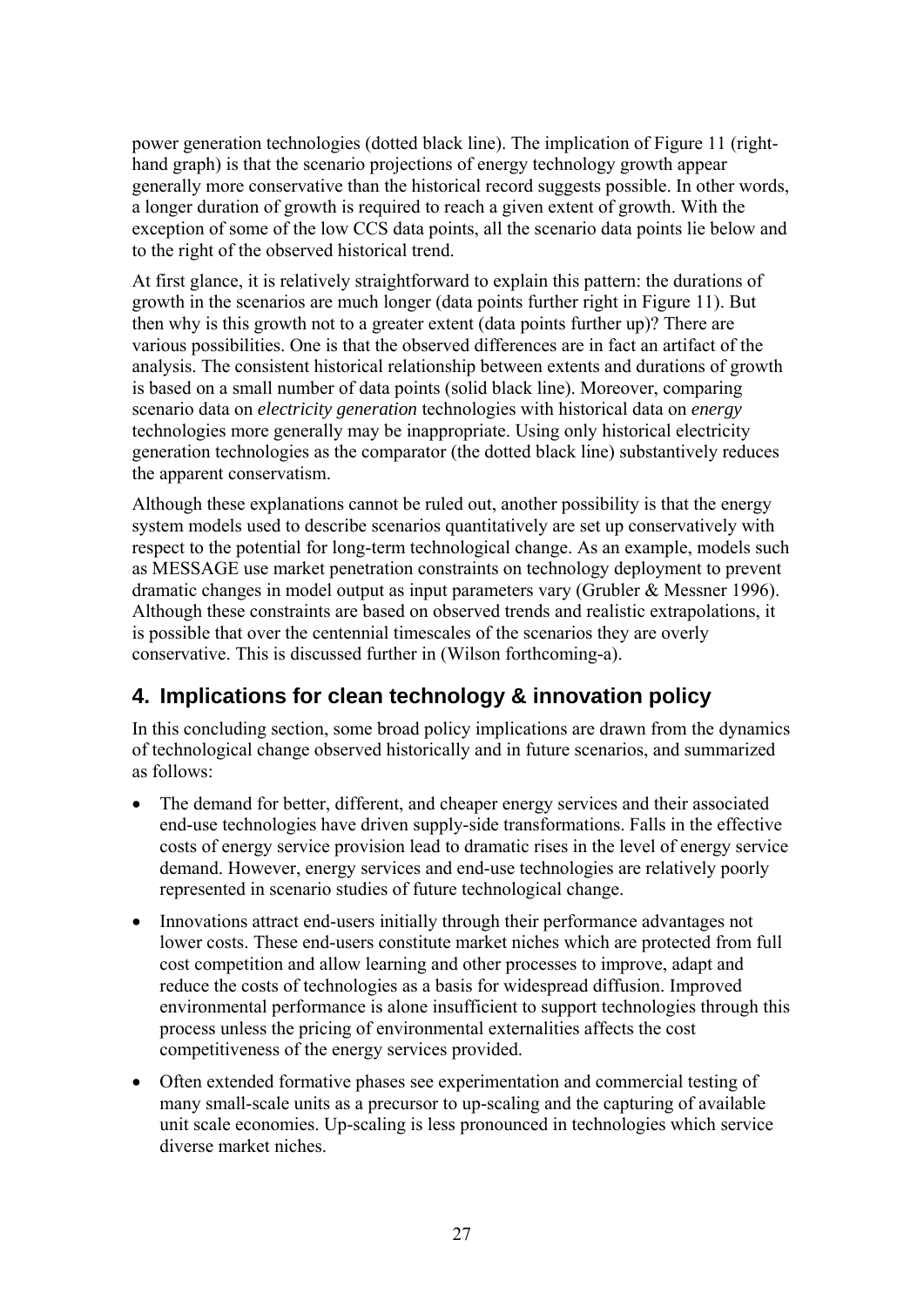power generation technologies (dotted black line). The implication of Figure 11 (right-hand graph) is that the scenario projections of energy technology growth appear generally more conservative than the historical record suggests possible. In other words, a longer duration of growth is required to reach a given extent of growth. With the exception of some of the low CCS data points, all the scenario data points lie below and to the right of the observed historical trend.

At first glance, it is relatively straightforward to explain this pattern: the durations of growth in the scenarios are much longer (data points further right in Figure 11). But then why is this growth not to a greater extent (data points further up)? There are various possibilities. One is that the observed differences are in fact an artifact of the analysis. The consistent historical relationship between extents and durations of growth is based on a small number of data points (solid black line). Moreover, comparing scenario data on *electricity generation* technologies with historical data on *energy* technologies more generally may be inappropriate. Using only historical electricity generation technologies as the comparator (the dotted black line) substantively reduces the apparent conservatism.

Although these explanations cannot be ruled out, another possibility is that the energy system models used to describe scenarios quantitatively are set up conservatively with respect to the potential for long-term technological change. As an example, models such as MESSAGE use market penetration constraints on technology deployment to prevent dramatic changes in model output as input parameters vary (Grubler & Messner 1996). Although these constraints are based on observed trends and realistic extrapolations, it is possible that over the centennial timescales of the scenarios they are overly conservative. This is discussed further in (Wilson forthcoming-a).

## 4. Implications for clean technology & innovation policy

In this concluding section, some broad policy implications are drawn from the dynamics of technological change observed historically and in future scenarios, and summarized as follows:

- The demand for better, different, and cheaper energy services and their associated end-use technologies have driven supply-side transformations. Falls in the effective costs of energy service provision lead to dramatic rises in the level of energy service demand. However, energy services and end-use technologies are relatively poorly represented in scenario studies of future technological change.
- Innovations attract end-users initially through their performance advantages not lower costs. These end-users constitute market niches which are protected from full cost competition and allow learning and other processes to improve, adapt and reduce the costs of technologies as a basis for widespread diffusion. Improved environmental performance is alone insufficient to support technologies through this process unless the pricing of environmental externalities affects the cost competitiveness of the energy services provided.
- Often extended formative phases see experimentation and commercial testing of many small-scale units as a precursor to up-scaling and the capturing of available unit scale economies. Up-scaling is less pronounced in technologies which service diverse market niches.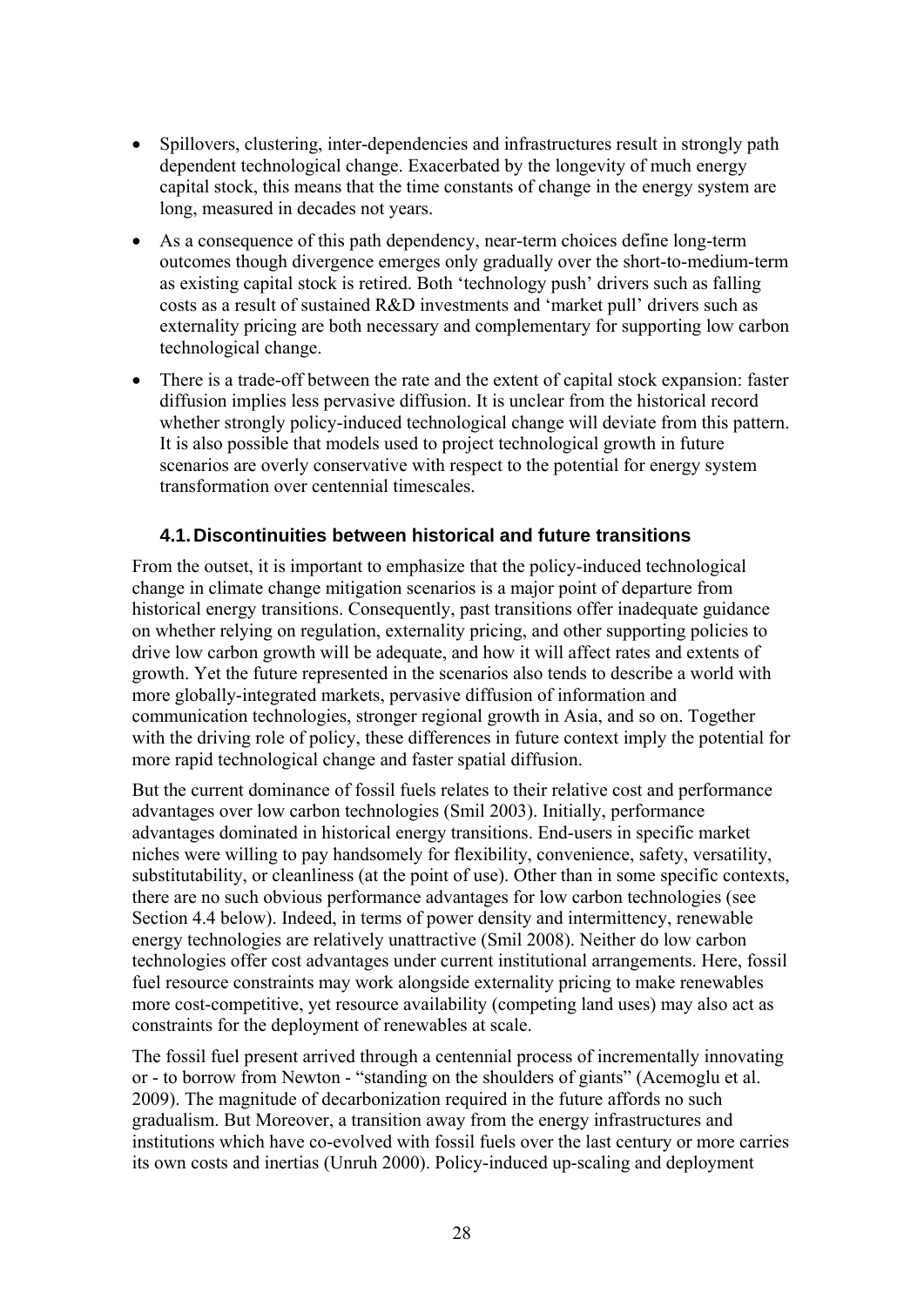- Spillovers, clustering, inter-dependencies and infrastructures result in strongly path dependent technological change. Exacerbated by the longevity of much energy capital stock, this means that the time constants of change in the energy system are long, measured in decades not years.
- As a consequence of this path dependency, near-term choices define long-term outcomes though divergence emerges only gradually over the short-to-medium-term as existing capital stock is retired. Both 'technology push' drivers such as falling costs as a result of sustained R&D investments and 'market pull' drivers such as externality pricing are both necessary and complementary for supporting low carbon technological change.
- There is a trade-off between the rate and the extent of capital stock expansion: faster diffusion implies less pervasive diffusion. It is unclear from the historical record whether strongly policy-induced technological change will deviate from this pattern. It is also possible that models used to project technological growth in future scenarios are overly conservative with respect to the potential for energy system transformation over centennial timescales.

### 4.1. Discontinuities between historical and future transitions

From the outset, it is important to emphasize that the policy-induced technological change in climate change mitigation scenarios is a major point of departure from historical energy transitions. Consequently, past transitions offer inadequate guidance on whether relying on regulation, externality pricing, and other supporting policies to drive low carbon growth will be adequate, and how it will affect rates and extents of growth. Yet the future represented in the scenarios also tends to describe a world with more globally-integrated markets, pervasive diffusion of information and communication technologies, stronger regional growth in Asia, and so on. Together with the driving role of policy, these differences in future context imply the potential for more rapid technological change and faster spatial diffusion.

But the current dominance of fossil fuels relates to their relative cost and performance advantages over low carbon technologies (Smil 2003). Initially, performance advantages dominated in historical energy transitions. End-users in specific market niches were willing to pay handsomely for flexibility, convenience, safety, versatility, substitutability, or cleanliness (at the point of use). Other than in some specific contexts, there are no such obvious performance advantages for low carbon technologies (see Section 4.4 below). Indeed, in terms of power density and intermittency, renewable energy technologies are relatively unattractive (Smil 2008). Neither do low carbon technologies offer cost advantages under current institutional arrangements. Here, fossil fuel resource constraints may work alongside externality pricing to make renewables more cost-competitive, yet resource availability (competing land uses) may also act as constraints for the deployment of renewables at scale.

The fossil fuel present arrived through a centennial process of incrementally innovating or - to borrow from Newton - "standing on the shoulders of giants" (Acemoglu et al. 2009). The magnitude of decarbonization required in the future affords no such gradualism. But Moreover, a transition away from the energy infrastructures and institutions which have co-evolved with fossil fuels over the last century or more carries its own costs and inertias (Unruh 2000). Policy-induced up-scaling and deployment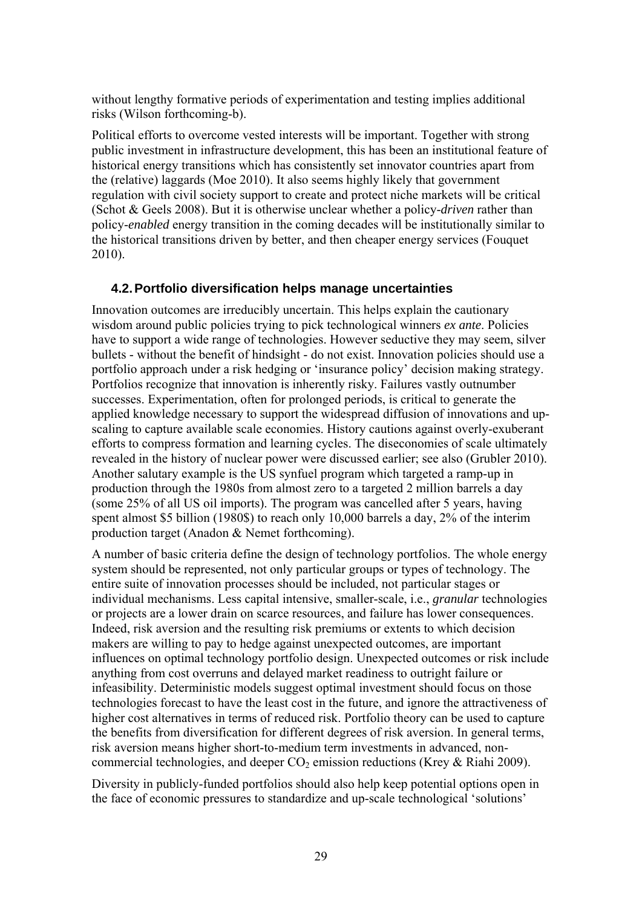without lengthy formative periods of experimentation and testing implies additional risks (Wilson forthcoming-b).

Political efforts to overcome vested interests will be important. Together with strong public investment in infrastructure development, this has been an institutional feature of historical energy transitions which has consistently set innovator countries apart from the (relative) laggards (Moe 2010). It also seems highly likely that government regulation with civil society support to create and protect niche markets will be critical (Schot & Geels 2008). But it is otherwise unclear whether a policy-*driven* rather than policy-*enabled* energy transition in the coming decades will be institutionally similar to the historical transitions driven by better, and then cheaper energy services (Fouquet 2010).

### 4.2. Portfolio diversification helps manage uncertainties

Innovation outcomes are irreducibly uncertain. This helps explain the cautionary wisdom around public policies trying to pick technological winners *ex ante*. Policies have to support a wide range of technologies. However seductive they may seem, silver bullets - without the benefit of hindsight - do not exist. Innovation policies should use a portfolio approach under a risk hedging or 'insurance policy' decision making strategy. Portfolios recognize that innovation is inherently risky. Failures vastly outnumber successes. Experimentation, often for prolonged periods, is critical to generate the applied knowledge necessary to support the widespread diffusion of innovations and up-scaling to capture available scale economies. History cautions against overly-exuberant efforts to compress formation and learning cycles. The diseconomies of scale ultimately revealed in the history of nuclear power were discussed earlier; see also (Grubler 2010). Another salutary example is the US synfuel program which targeted a ramp-up in production through the 1980s from almost zero to a targeted 2 million barrels a day (some 25% of all US oil imports). The program was cancelled after 5 years, having spent almost \$5 billion (1980\$) to reach only 10,000 barrels a day, 2% of the interim production target (Anadon & Nemet forthcoming).

A number of basic criteria define the design of technology portfolios. The whole energy system should be represented, not only particular groups or types of technology. The entire suite of innovation processes should be included, not particular stages or individual mechanisms. Less capital intensive, smaller-scale, i.e., *granular* technologies or projects are a lower drain on scarce resources, and failure has lower consequences. Indeed, risk aversion and the resulting risk premiums or extents to which decision makers are willing to pay to hedge against unexpected outcomes, are important influences on optimal technology portfolio design. Unexpected outcomes or risk include anything from cost overruns and delayed market readiness to outright failure or infeasibility. Deterministic models suggest optimal investment should focus on those technologies forecast to have the least cost in the future, and ignore the attractiveness of higher cost alternatives in terms of reduced risk. Portfolio theory can be used to capture the benefits from diversification for different degrees of risk aversion. In general terms, risk aversion means higher short-to-medium term investments in advanced, non-commercial technologies, and deeper $CO_2$ emission reductions (Krey & Riahi 2009).

Diversity in publicly-funded portfolios should also help keep potential options open in the face of economic pressures to standardize and up-scale technological 'solutions'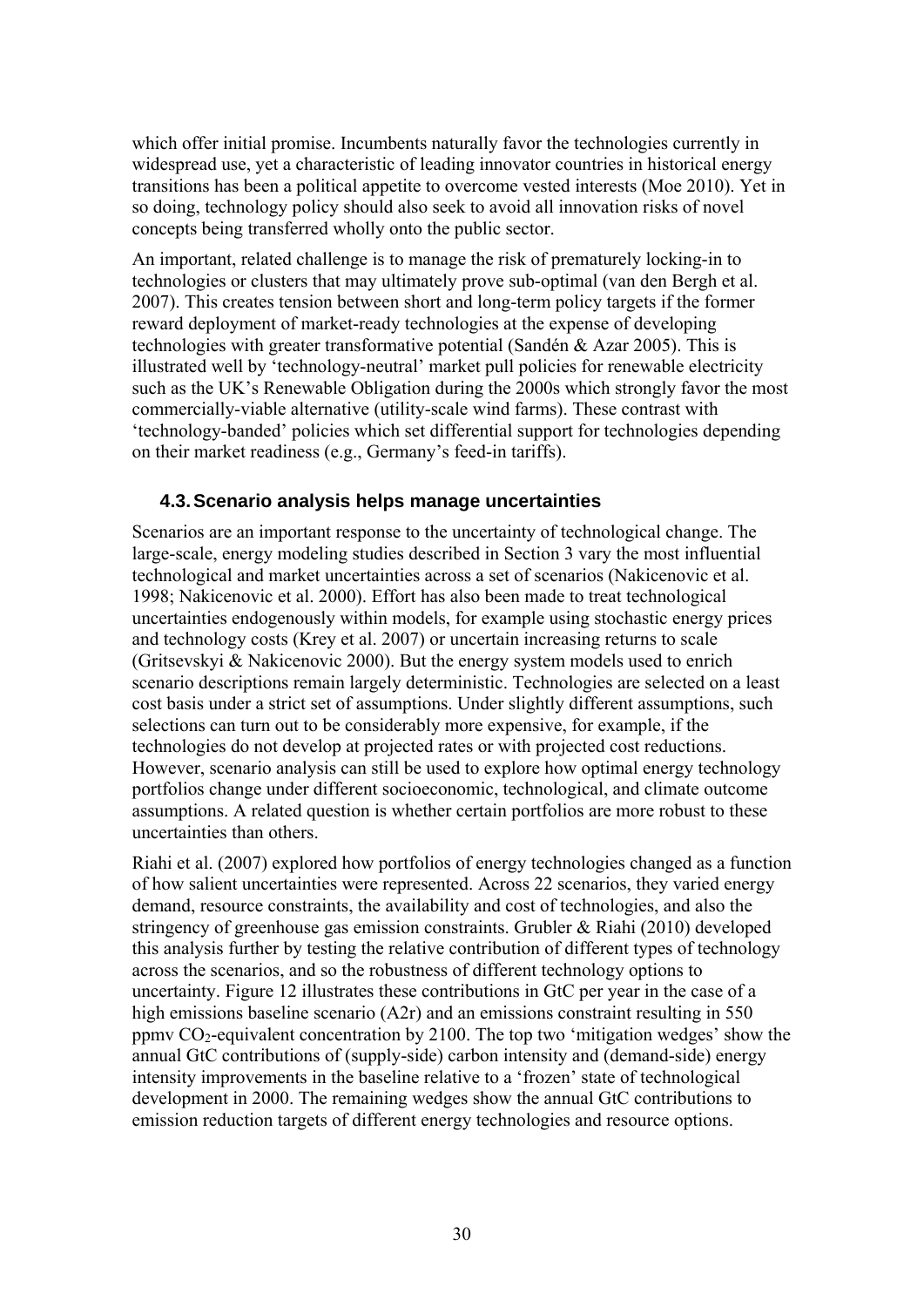which offer initial promise. Incumbents naturally favor the technologies currently in widespread use, yet a characteristic of leading innovator countries in historical energy transitions has been a political appetite to overcome vested interests (Moe 2010). Yet in so doing, technology policy should also seek to avoid all innovation risks of novel concepts being transferred wholly onto the public sector.

An important, related challenge is to manage the risk of prematurely locking-in to technologies or clusters that may ultimately prove sub-optimal (van den Bergh et al. 2007). This creates tension between short and long-term policy targets if the former reward deployment of market-ready technologies at the expense of developing technologies with greater transformative potential (Sandén & Azar 2005). This is illustrated well by 'technology-neutral' market pull policies for renewable electricity such as the UK's Renewable Obligation during the 2000s which strongly favor the most commercially-viable alternative (utility-scale wind farms). These contrast with 'technology-banded' policies which set differential support for technologies depending on their market readiness (e.g., Germany's feed-in tariffs).

### 4.3. Scenario analysis helps manage uncertainties

Scenarios are an important response to the uncertainty of technological change. The large-scale, energy modeling studies described in Section 3 vary the most influential technological and market uncertainties across a set of scenarios (Nakicenovic et al. 1998; Nakicenovic et al. 2000). Effort has also been made to treat technological uncertainties endogenously within models, for example using stochastic energy prices and technology costs (Krey et al. 2007) or uncertain increasing returns to scale (Gritsevskyi & Nakicenovic 2000). But the energy system models used to enrich scenario descriptions remain largely deterministic. Technologies are selected on a least cost basis under a strict set of assumptions. Under slightly different assumptions, such selections can turn out to be considerably more expensive, for example, if the technologies do not develop at projected rates or with projected cost reductions. However, scenario analysis can still be used to explore how optimal energy technology portfolios change under different socioeconomic, technological, and climate outcome assumptions. A related question is whether certain portfolios are more robust to these uncertainties than others.

Riahi et al. (2007) explored how portfolios of energy technologies changed as a function of how salient uncertainties were represented. Across 22 scenarios, they varied energy demand, resource constraints, the availability and cost of technologies, and also the stringency of greenhouse gas emission constraints. Grubler & Riahi (2010) developed this analysis further by testing the relative contribution of different types of technology across the scenarios, and so the robustness of different technology options to uncertainty. Figure 12 illustrates these contributions in GtC per year in the case of a high emissions baseline scenario (A2r) and an emissions constraint resulting in 550 ppmv $CO_2$-equivalent concentration by 2100. The top two 'mitigation wedges' show the annual GtC contributions of (supply-side) carbon intensity and (demand-side) energy intensity improvements in the baseline relative to a 'frozen' state of technological development in 2000. The remaining wedges show the annual GtC contributions to emission reduction targets of different energy technologies and resource options.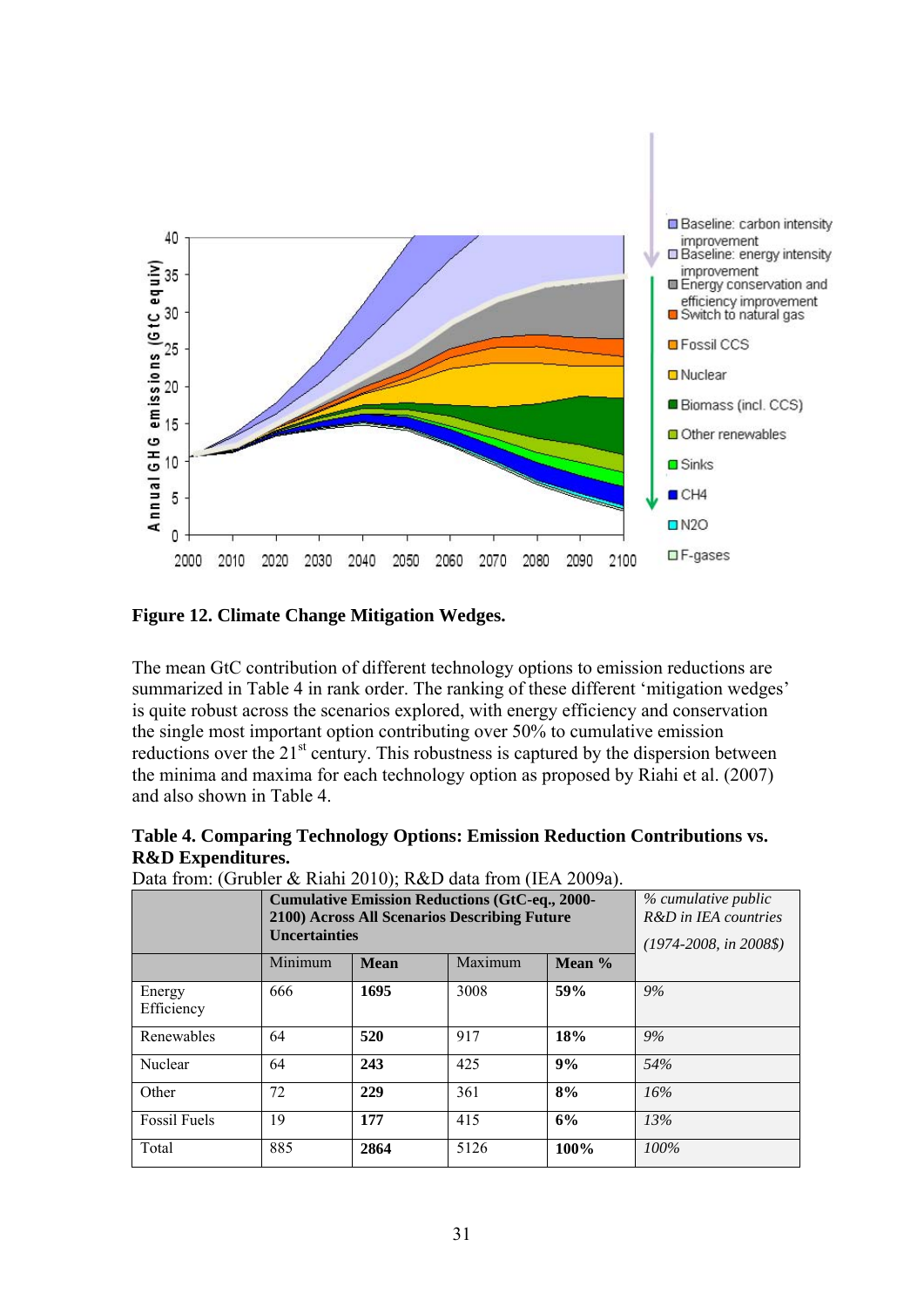**Figure 12. Climate Change Mitigation Wedges.**

The mean GtC contribution of different technology options to emission reductions are summarized in Table 4 in rank order. The ranking of these different 'mitigation wedges' is quite robust across the scenarios explored, with energy efficiency and conservation the single most important option contributing over 50% to cumulative emission reductions over the 21[st] century. This robustness is captured by the dispersion between the minima and maxima for each technology option as proposed by Riahi et al. (2007) and also shown in Table 4.

**Table 4. Comparing Technology Options: Emission Reduction Contributions vs. R&D Expenditures.**

Data from: (Grubler & Riahi 2010); R&D data from (IEA 2009a).

| | **Cumulative Emission Reductions (GtC-eq., 2000-2100) Across All Scenarios Describing Future Uncertainties** | | | | *% cumulative public R&D in IEA countries (1974-2008, in 2008$)* |
|---|---|---|---|---|---|
| | Minimum | **Mean** | Maximum | **Mean %** | |
| Energy Efficiency | 666 | **1695** | 3008 | **59%** | *9%* |
| Renewables | 64 | **520** | 917 | **18%** | *9%* |
| Nuclear | 64 | **243** | 425 | **9%** | *54%* |
| Other | 72 | **229** | 361 | **8%** | *16%* |
| Fossil Fuels | 19 | **177** | 415 | **6%** | *13%* |
| Total | 885 | **2864** | 5126 | **100%** | *100%* |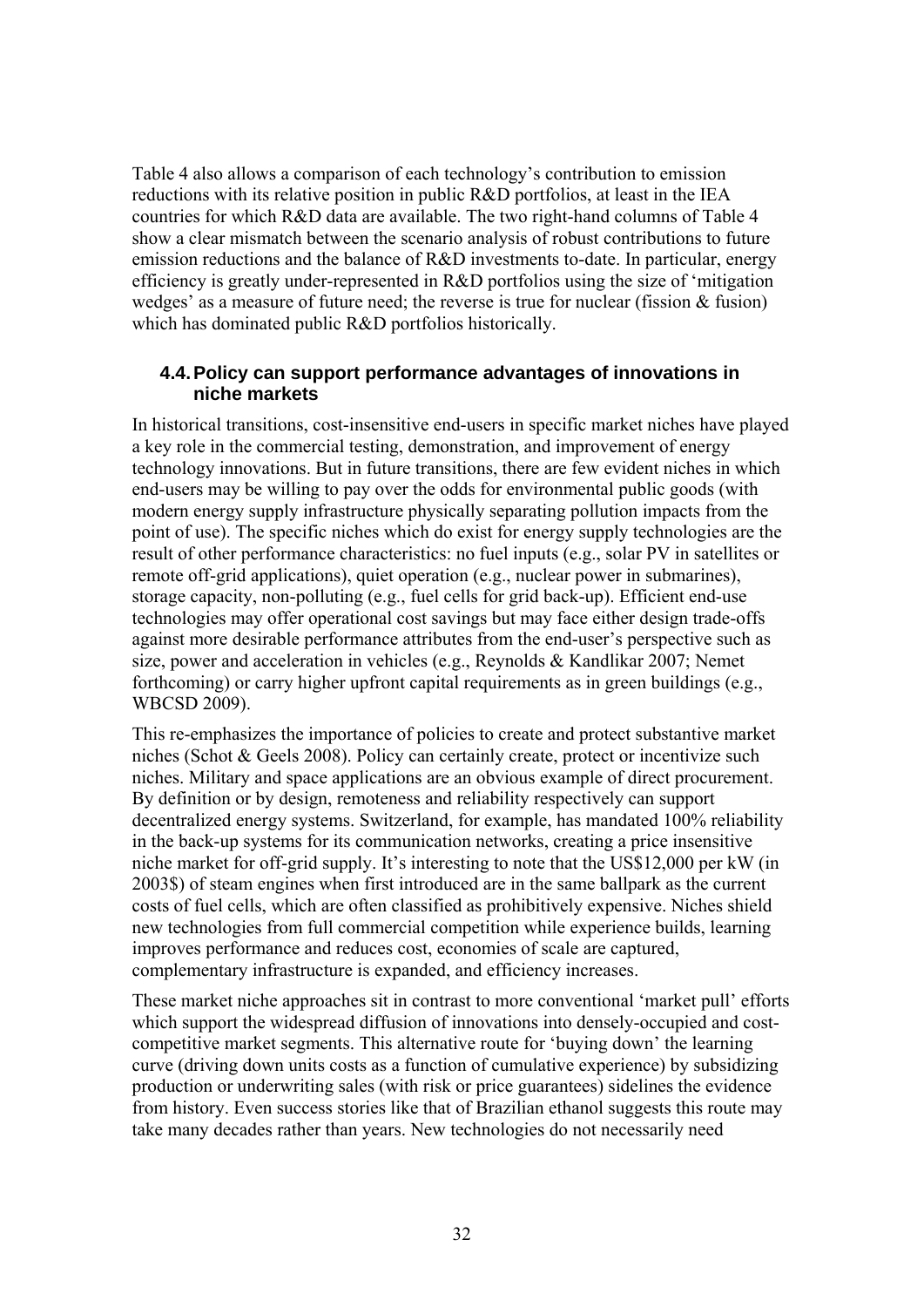Table 4 also allows a comparison of each technology's contribution to emission reductions with its relative position in public R&D portfolios, at least in the IEA countries for which R&D data are available. The two right-hand columns of Table 4 show a clear mismatch between the scenario analysis of robust contributions to future emission reductions and the balance of R&D investments to-date. In particular, energy efficiency is greatly under-represented in R&D portfolios using the size of 'mitigation wedges' as a measure of future need; the reverse is true for nuclear (fission & fusion) which has dominated public R&D portfolios historically.

### 4.4. Policy can support performance advantages of innovations in niche markets

In historical transitions, cost-insensitive end-users in specific market niches have played a key role in the commercial testing, demonstration, and improvement of energy technology innovations. But in future transitions, there are few evident niches in which end-users may be willing to pay over the odds for environmental public goods (with modern energy supply infrastructure physically separating pollution impacts from the point of use). The specific niches which do exist for energy supply technologies are the result of other performance characteristics: no fuel inputs (e.g., solar PV in satellites or remote off-grid applications), quiet operation (e.g., nuclear power in submarines), storage capacity, non-polluting (e.g., fuel cells for grid back-up). Efficient end-use technologies may offer operational cost savings but may face either design trade-offs against more desirable performance attributes from the end-user's perspective such as size, power and acceleration in vehicles (e.g., Reynolds & Kandlikar 2007; Nemet forthcoming) or carry higher upfront capital requirements as in green buildings (e.g., WBCSD 2009).

This re-emphasizes the importance of policies to create and protect substantive market niches (Schot & Geels 2008). Policy can certainly create, protect or incentivize such niches. Military and space applications are an obvious example of direct procurement. By definition or by design, remoteness and reliability respectively can support decentralized energy systems. Switzerland, for example, has mandated 100% reliability in the back-up systems for its communication networks, creating a price insensitive niche market for off-grid supply. It's interesting to note that the US$12,000 per kW (in 2003$) of steam engines when first introduced are in the same ballpark as the current costs of fuel cells, which are often classified as prohibitively expensive. Niches shield new technologies from full commercial competition while experience builds, learning improves performance and reduces cost, economies of scale are captured, complementary infrastructure is expanded, and efficiency increases.

These market niche approaches sit in contrast to more conventional 'market pull' efforts which support the widespread diffusion of innovations into densely-occupied and cost-competitive market segments. This alternative route for 'buying down' the learning curve (driving down units costs as a function of cumulative experience) by subsidizing production or underwriting sales (with risk or price guarantees) sidelines the evidence from history. Even success stories like that of Brazilian ethanol suggests this route may take many decades rather than years. New technologies do not necessarily need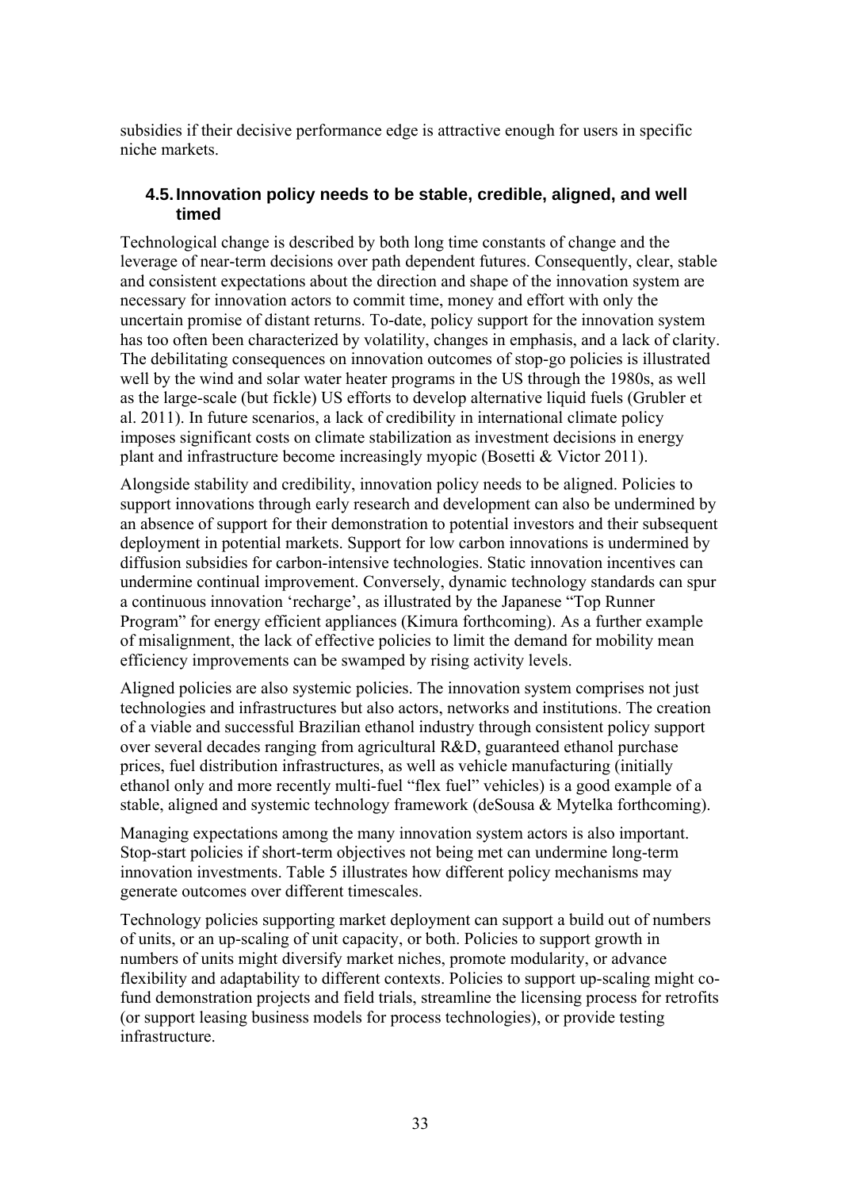subsidies if their decisive performance edge is attractive enough for users in specific niche markets.

## 4.5. Innovation policy needs to be stable, credible, aligned, and well timed

Technological change is described by both long time constants of change and the leverage of near-term decisions over path dependent futures. Consequently, clear, stable and consistent expectations about the direction and shape of the innovation system are necessary for innovation actors to commit time, money and effort with only the uncertain promise of distant returns. To-date, policy support for the innovation system has too often been characterized by volatility, changes in emphasis, and a lack of clarity. The debilitating consequences on innovation outcomes of stop-go policies is illustrated well by the wind and solar water heater programs in the US through the 1980s, as well as the large-scale (but fickle) US efforts to develop alternative liquid fuels (Grubler et al. 2011). In future scenarios, a lack of credibility in international climate policy imposes significant costs on climate stabilization as investment decisions in energy plant and infrastructure become increasingly myopic (Bosetti & Victor 2011).

Alongside stability and credibility, innovation policy needs to be aligned. Policies to support innovations through early research and development can also be undermined by an absence of support for their demonstration to potential investors and their subsequent deployment in potential markets. Support for low carbon innovations is undermined by diffusion subsidies for carbon-intensive technologies. Static innovation incentives can undermine continual improvement. Conversely, dynamic technology standards can spur a continuous innovation 'recharge', as illustrated by the Japanese "Top Runner Program" for energy efficient appliances (Kimura forthcoming). As a further example of misalignment, the lack of effective policies to limit the demand for mobility mean efficiency improvements can be swamped by rising activity levels.

Aligned policies are also systemic policies. The innovation system comprises not just technologies and infrastructures but also actors, networks and institutions. The creation of a viable and successful Brazilian ethanol industry through consistent policy support over several decades ranging from agricultural R&D, guaranteed ethanol purchase prices, fuel distribution infrastructures, as well as vehicle manufacturing (initially ethanol only and more recently multi-fuel "flex fuel" vehicles) is a good example of a stable, aligned and systemic technology framework (deSousa & Mytelka forthcoming).

Managing expectations among the many innovation system actors is also important. Stop-start policies if short-term objectives not being met can undermine long-term innovation investments. Table 5 illustrates how different policy mechanisms may generate outcomes over different timescales.

Technology policies supporting market deployment can support a build out of numbers of units, or an up-scaling of unit capacity, or both. Policies to support growth in numbers of units might diversify market niches, promote modularity, or advance flexibility and adaptability to different contexts. Policies to support up-scaling might co-fund demonstration projects and field trials, streamline the licensing process for retrofits (or support leasing business models for process technologies), or provide testing infrastructure.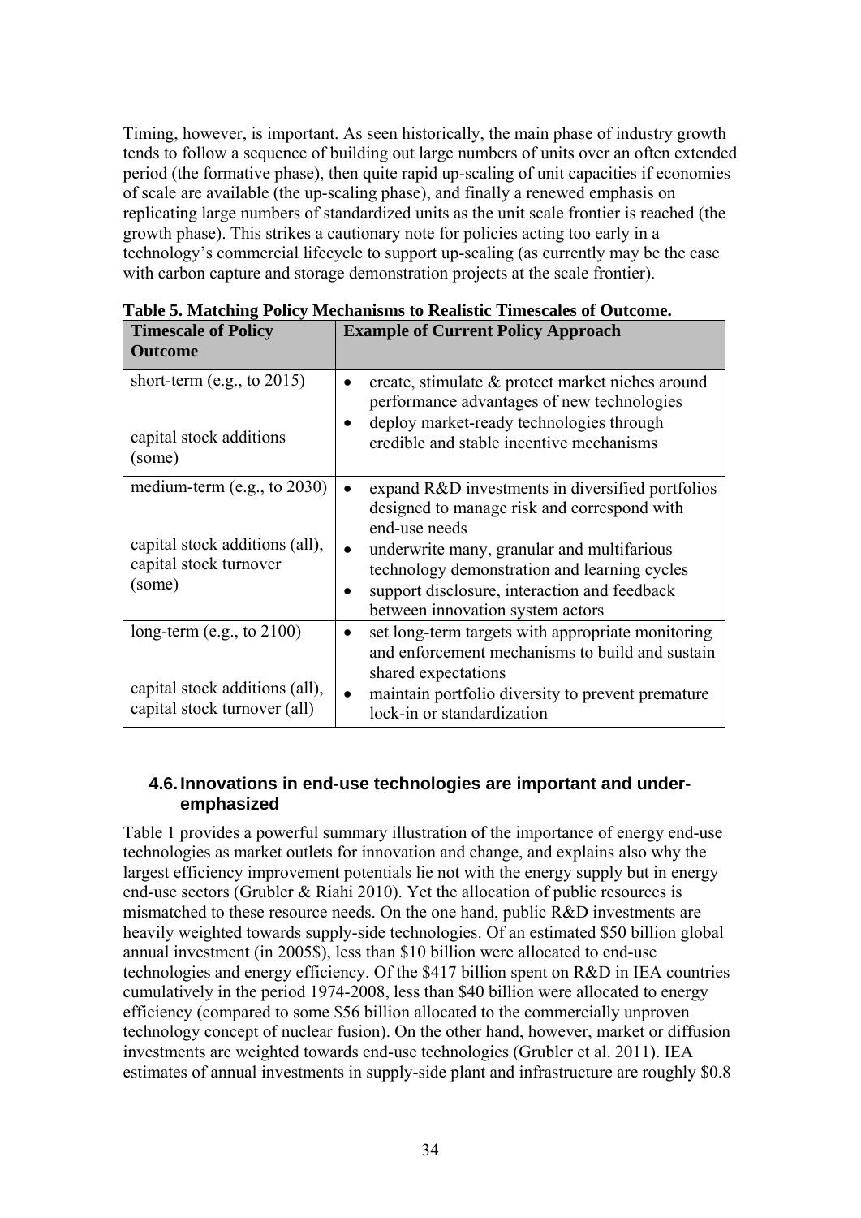Timing, however, is important. As seen historically, the main phase of industry growth tends to follow a sequence of building out large numbers of units over an often extended period (the formative phase), then quite rapid up-scaling of unit capacities if economies of scale are available (the up-scaling phase), and finally a renewed emphasis on replicating large numbers of standardized units as the unit scale frontier is reached (the growth phase). This strikes a cautionary note for policies acting too early in a technology's commercial lifecycle to support up-scaling (as currently may be the case with carbon capture and storage demonstration projects at the scale frontier).

**Table 5. Matching Policy Mechanisms to Realistic Timescales of Outcome.**

| Timescale of Policy Outcome | Example of Current Policy Approach |
|---|---|
| short-term (e.g., to 2015)<br><br>capital stock additions (some) | • create, stimulate & protect market niches around performance advantages of new technologies<br>• deploy market-ready technologies through credible and stable incentive mechanisms |
| medium-term (e.g., to 2030)<br><br>capital stock additions (all), capital stock turnover (some) | • expand R&D investments in diversified portfolios designed to manage risk and correspond with end-use needs<br>• underwrite many, granular and multifarious technology demonstration and learning cycles<br>• support disclosure, interaction and feedback between innovation system actors |
| long-term (e.g., to 2100)<br><br>capital stock additions (all), capital stock turnover (all) | • set long-term targets with appropriate monitoring and enforcement mechanisms to build and sustain shared expectations<br>• maintain portfolio diversity to prevent premature lock-in or standardization |

### 4.6. Innovations in end-use technologies are important and under-emphasized

Table 1 provides a powerful summary illustration of the importance of energy end-use technologies as market outlets for innovation and change, and explains also why the largest efficiency improvement potentials lie not with the energy supply but in energy end-use sectors (Grubler & Riahi 2010). Yet the allocation of public resources is mismatched to these resource needs. On the one hand, public R&D investments are heavily weighted towards supply-side technologies. Of an estimated \$50 billion global annual investment (in 2005\$), less than \$10 billion were allocated to end-use technologies and energy efficiency. Of the \$417 billion spent on R&D in IEA countries cumulatively in the period 1974-2008, less than \$40 billion were allocated to energy efficiency (compared to some \$56 billion allocated to the commercially unproven technology concept of nuclear fusion). On the other hand, however, market or diffusion investments are weighted towards end-use technologies (Grubler et al. 2011). IEA estimates of annual investments in supply-side plant and infrastructure are roughly \$0.8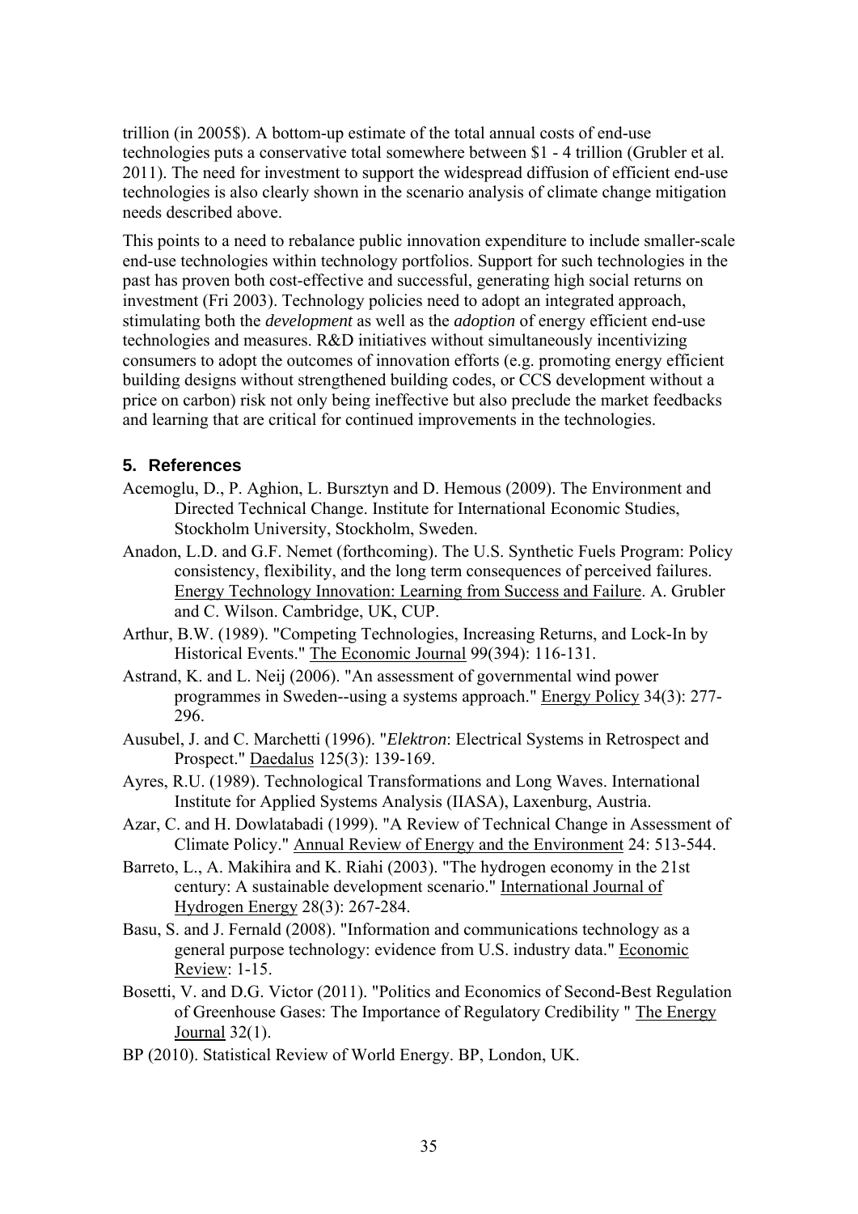trillion (in 2005$). A bottom-up estimate of the total annual costs of end-use technologies puts a conservative total somewhere between $1 - 4 trillion (Grubler et al. 2011). The need for investment to support the widespread diffusion of efficient end-use technologies is also clearly shown in the scenario analysis of climate change mitigation needs described above.

This points to a need to rebalance public innovation expenditure to include smaller-scale end-use technologies within technology portfolios. Support for such technologies in the past has proven both cost-effective and successful, generating high social returns on investment (Fri 2003). Technology policies need to adopt an integrated approach, stimulating both the *development* as well as the *adoption* of energy efficient end-use technologies and measures. R&D initiatives without simultaneously incentivizing consumers to adopt the outcomes of innovation efforts (e.g. promoting energy efficient building designs without strengthened building codes, or CCS development without a price on carbon) risk not only being ineffective but also preclude the market feedbacks and learning that are critical for continued improvements in the technologies.

## 5. References

Acemoglu, D., P. Aghion, L. Bursztyn and D. Hemous (2009). The Environment and Directed Technical Change. Institute for International Economic Studies, Stockholm University, Stockholm, Sweden.

Anadon, L.D. and G.F. Nemet (forthcoming). The U.S. Synthetic Fuels Program: Policy consistency, flexibility, and the long term consequences of perceived failures. Energy Technology Innovation: Learning from Success and Failure. A. Grubler and C. Wilson. Cambridge, UK, CUP.

Arthur, B.W. (1989). "Competing Technologies, Increasing Returns, and Lock-In by Historical Events." The Economic Journal 99(394): 116-131.

Astrand, K. and L. Neij (2006). "An assessment of governmental wind power programmes in Sweden--using a systems approach." Energy Policy 34(3): 277-296.

Ausubel, J. and C. Marchetti (1996). "*Elektron*: Electrical Systems in Retrospect and Prospect." Daedalus 125(3): 139-169.

Ayres, R.U. (1989). Technological Transformations and Long Waves. International Institute for Applied Systems Analysis (IIASA), Laxenburg, Austria.

Azar, C. and H. Dowlatabadi (1999). "A Review of Technical Change in Assessment of Climate Policy." Annual Review of Energy and the Environment 24: 513-544.

Barreto, L., A. Makihira and K. Riahi (2003). "The hydrogen economy in the 21st century: A sustainable development scenario." International Journal of Hydrogen Energy 28(3): 267-284.

Basu, S. and J. Fernald (2008). "Information and communications technology as a general purpose technology: evidence from U.S. industry data." Economic Review: 1-15.

Bosetti, V. and D.G. Victor (2011). "Politics and Economics of Second-Best Regulation of Greenhouse Gases: The Importance of Regulatory Credibility " The Energy Journal 32(1).

BP (2010). Statistical Review of World Energy. BP, London, UK.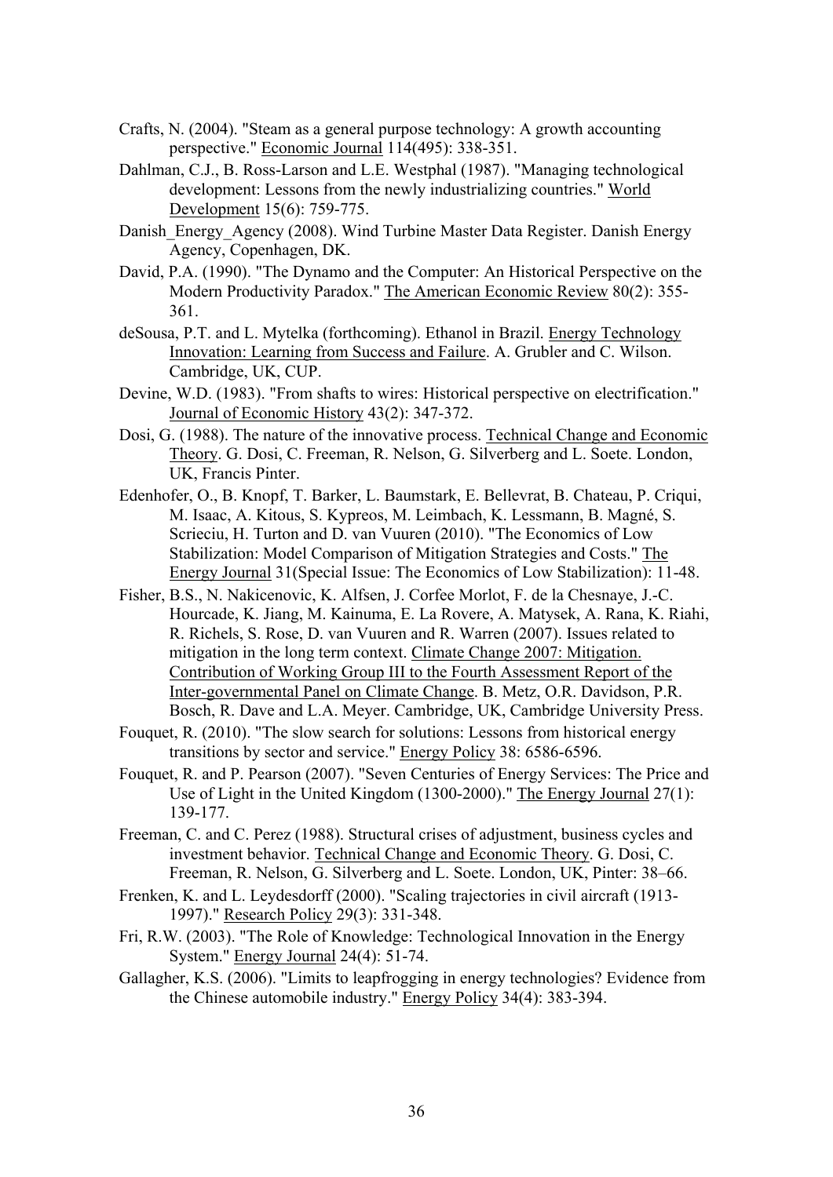Crafts, N. (2004). "Steam as a general purpose technology: A growth accounting perspective." Economic Journal 114(495): 338-351.

Dahlman, C.J., B. Ross-Larson and L.E. Westphal (1987). "Managing technological development: Lessons from the newly industrializing countries." World Development 15(6): 759-775.

Danish_Energy_Agency (2008). Wind Turbine Master Data Register. Danish Energy Agency, Copenhagen, DK.

David, P.A. (1990). "The Dynamo and the Computer: An Historical Perspective on the Modern Productivity Paradox." The American Economic Review 80(2): 355-361.

deSousa, P.T. and L. Mytelka (forthcoming). Ethanol in Brazil. Energy Technology Innovation: Learning from Success and Failure. A. Grubler and C. Wilson. Cambridge, UK, CUP.

Devine, W.D. (1983). "From shafts to wires: Historical perspective on electrification." Journal of Economic History 43(2): 347-372.

Dosi, G. (1988). The nature of the innovative process. Technical Change and Economic Theory. G. Dosi, C. Freeman, R. Nelson, G. Silverberg and L. Soete. London, UK, Francis Pinter.

Edenhofer, O., B. Knopf, T. Barker, L. Baumstark, E. Bellevrat, B. Chateau, P. Criqui, M. Isaac, A. Kitous, S. Kypreos, M. Leimbach, K. Lessmann, B. Magné, S. Scrieciu, H. Turton and D. van Vuuren (2010). "The Economics of Low Stabilization: Model Comparison of Mitigation Strategies and Costs." The Energy Journal 31(Special Issue: The Economics of Low Stabilization): 11-48.

Fisher, B.S., N. Nakicenovic, K. Alfsen, J. Corfee Morlot, F. de la Chesnaye, J.-C. Hourcade, K. Jiang, M. Kainuma, E. La Rovere, A. Matysek, A. Rana, K. Riahi, R. Richels, S. Rose, D. van Vuuren and R. Warren (2007). Issues related to mitigation in the long term context. Climate Change 2007: Mitigation. Contribution of Working Group III to the Fourth Assessment Report of the Inter-governmental Panel on Climate Change. B. Metz, O.R. Davidson, P.R. Bosch, R. Dave and L.A. Meyer. Cambridge, UK, Cambridge University Press.

Fouquet, R. (2010). "The slow search for solutions: Lessons from historical energy transitions by sector and service." Energy Policy 38: 6586-6596.

Fouquet, R. and P. Pearson (2007). "Seven Centuries of Energy Services: The Price and Use of Light in the United Kingdom (1300-2000)." The Energy Journal 27(1): 139-177.

Freeman, C. and C. Perez (1988). Structural crises of adjustment, business cycles and investment behavior. Technical Change and Economic Theory. G. Dosi, C. Freeman, R. Nelson, G. Silverberg and L. Soete. London, UK, Pinter: 38–66.

Frenken, K. and L. Leydesdorff (2000). "Scaling trajectories in civil aircraft (1913-1997)." Research Policy 29(3): 331-348.

Fri, R.W. (2003). "The Role of Knowledge: Technological Innovation in the Energy System." Energy Journal 24(4): 51-74.

Gallagher, K.S. (2006). "Limits to leapfrogging in energy technologies? Evidence from the Chinese automobile industry." Energy Policy 34(4): 383-394.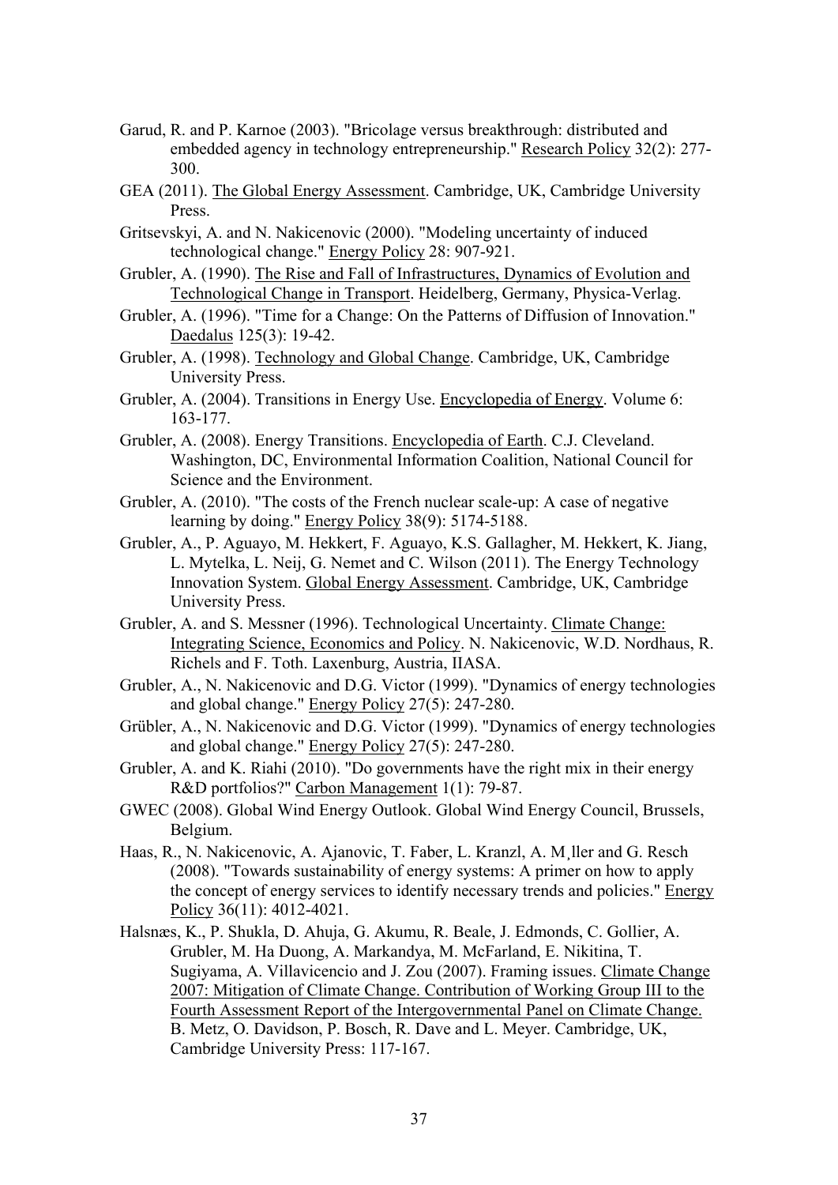Garud, R. and P. Karnoe (2003). "Bricolage versus breakthrough: distributed and embedded agency in technology entrepreneurship." Research Policy 32(2): 277-300.

GEA (2011). The Global Energy Assessment. Cambridge, UK, Cambridge University Press.

Gritsevskyi, A. and N. Nakicenovic (2000). "Modeling uncertainty of induced technological change." Energy Policy 28: 907-921.

Grubler, A. (1990). The Rise and Fall of Infrastructures, Dynamics of Evolution and Technological Change in Transport. Heidelberg, Germany, Physica-Verlag.

Grubler, A. (1996). "Time for a Change: On the Patterns of Diffusion of Innovation." Daedalus 125(3): 19-42.

Grubler, A. (1998). Technology and Global Change. Cambridge, UK, Cambridge University Press.

Grubler, A. (2004). Transitions in Energy Use. Encyclopedia of Energy. Volume 6: 163-177.

Grubler, A. (2008). Energy Transitions. Encyclopedia of Earth. C.J. Cleveland. Washington, DC, Environmental Information Coalition, National Council for Science and the Environment.

Grubler, A. (2010). "The costs of the French nuclear scale-up: A case of negative learning by doing." Energy Policy 38(9): 5174-5188.

Grubler, A., P. Aguayo, M. Hekkert, F. Aguayo, K.S. Gallagher, M. Hekkert, K. Jiang, L. Mytelka, L. Neij, G. Nemet and C. Wilson (2011). The Energy Technology Innovation System. Global Energy Assessment. Cambridge, UK, Cambridge University Press.

Grubler, A. and S. Messner (1996). Technological Uncertainty. Climate Change: Integrating Science, Economics and Policy. N. Nakicenovic, W.D. Nordhaus, R. Richels and F. Toth. Laxenburg, Austria, IIASA.

Grubler, A., N. Nakicenovic and D.G. Victor (1999). "Dynamics of energy technologies and global change." Energy Policy 27(5): 247-280.

Grübler, A., N. Nakicenovic and D.G. Victor (1999). "Dynamics of energy technologies and global change." Energy Policy 27(5): 247-280.

Grubler, A. and K. Riahi (2010). "Do governments have the right mix in their energy R&D portfolios?" Carbon Management 1(1): 79-87.

GWEC (2008). Global Wind Energy Outlook. Global Wind Energy Council, Brussels, Belgium.

Haas, R., N. Nakicenovic, A. Ajanovic, T. Faber, L. Kranzl, A. M¸ller and G. Resch (2008). "Towards sustainability of energy systems: A primer on how to apply the concept of energy services to identify necessary trends and policies." Energy Policy 36(11): 4012-4021.

Halsnæs, K., P. Shukla, D. Ahuja, G. Akumu, R. Beale, J. Edmonds, C. Gollier, A. Grubler, M. Ha Duong, A. Markandya, M. McFarland, E. Nikitina, T. Sugiyama, A. Villavicencio and J. Zou (2007). Framing issues. Climate Change 2007: Mitigation of Climate Change. Contribution of Working Group III to the Fourth Assessment Report of the Intergovernmental Panel on Climate Change. B. Metz, O. Davidson, P. Bosch, R. Dave and L. Meyer. Cambridge, UK, Cambridge University Press: 117-167.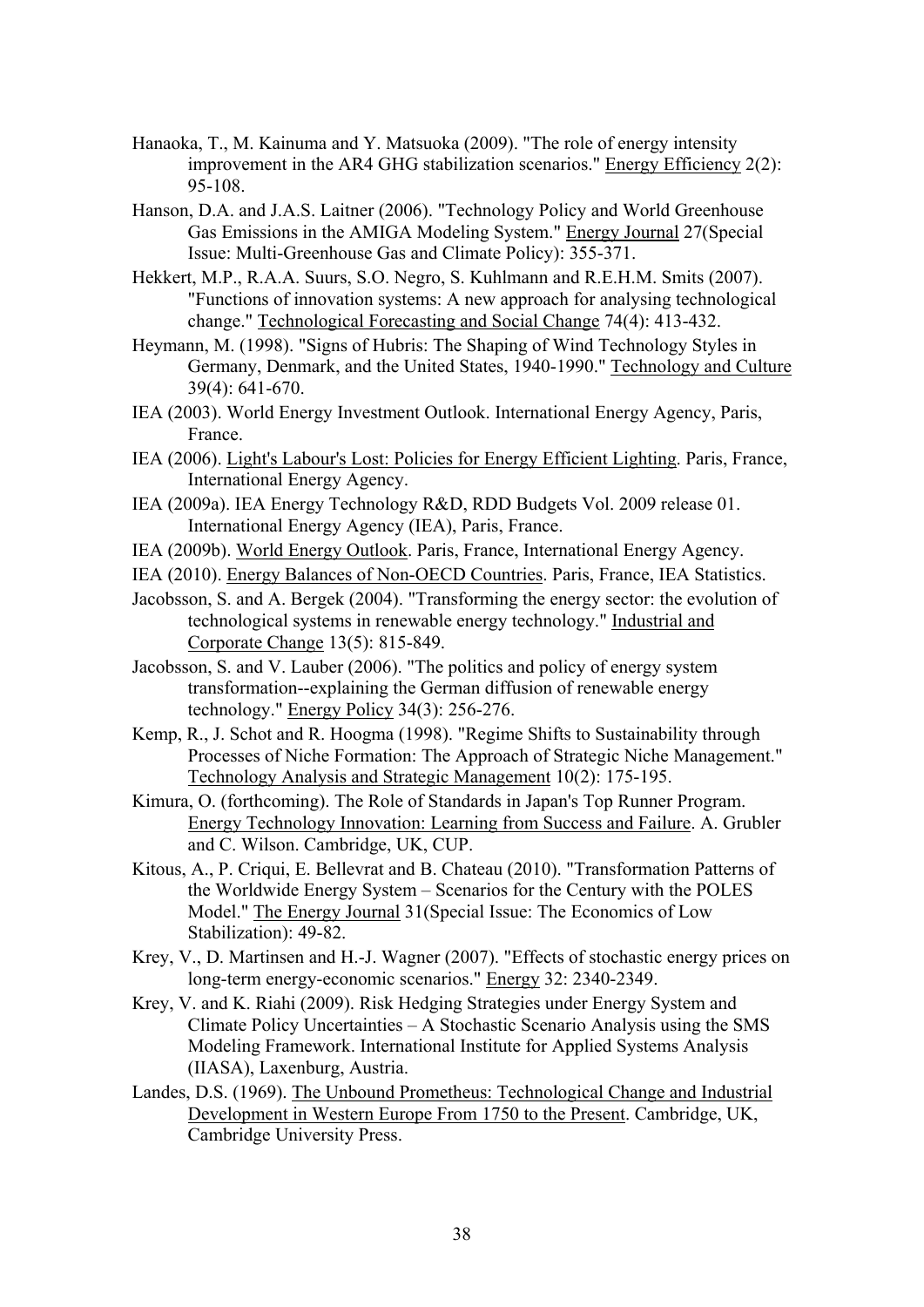Hanaoka, T., M. Kainuma and Y. Matsuoka (2009). "The role of energy intensity improvement in the AR4 GHG stabilization scenarios." Energy Efficiency 2(2): 95-108.

Hanson, D.A. and J.A.S. Laitner (2006). "Technology Policy and World Greenhouse Gas Emissions in the AMIGA Modeling System." Energy Journal 27(Special Issue: Multi-Greenhouse Gas and Climate Policy): 355-371.

Hekkert, M.P., R.A.A. Suurs, S.O. Negro, S. Kuhlmann and R.E.H.M. Smits (2007). "Functions of innovation systems: A new approach for analysing technological change." Technological Forecasting and Social Change 74(4): 413-432.

Heymann, M. (1998). "Signs of Hubris: The Shaping of Wind Technology Styles in Germany, Denmark, and the United States, 1940-1990." Technology and Culture 39(4): 641-670.

IEA (2003). World Energy Investment Outlook. International Energy Agency, Paris, France.

IEA (2006). Light's Labour's Lost: Policies for Energy Efficient Lighting. Paris, France, International Energy Agency.

IEA (2009a). IEA Energy Technology R&D, RDD Budgets Vol. 2009 release 01. International Energy Agency (IEA), Paris, France.

IEA (2009b). World Energy Outlook. Paris, France, International Energy Agency.

IEA (2010). Energy Balances of Non-OECD Countries. Paris, France, IEA Statistics.

Jacobsson, S. and A. Bergek (2004). "Transforming the energy sector: the evolution of technological systems in renewable energy technology." Industrial and Corporate Change 13(5): 815-849.

Jacobsson, S. and V. Lauber (2006). "The politics and policy of energy system transformation--explaining the German diffusion of renewable energy technology." Energy Policy 34(3): 256-276.

Kemp, R., J. Schot and R. Hoogma (1998). "Regime Shifts to Sustainability through Processes of Niche Formation: The Approach of Strategic Niche Management." Technology Analysis and Strategic Management 10(2): 175-195.

Kimura, O. (forthcoming). The Role of Standards in Japan's Top Runner Program. Energy Technology Innovation: Learning from Success and Failure. A. Grubler and C. Wilson. Cambridge, UK, CUP.

Kitous, A., P. Criqui, E. Bellevrat and B. Chateau (2010). "Transformation Patterns of the Worldwide Energy System – Scenarios for the Century with the POLES Model." The Energy Journal 31(Special Issue: The Economics of Low Stabilization): 49-82.

Krey, V., D. Martinsen and H.-J. Wagner (2007). "Effects of stochastic energy prices on long-term energy-economic scenarios." Energy 32: 2340-2349.

Krey, V. and K. Riahi (2009). Risk Hedging Strategies under Energy System and Climate Policy Uncertainties – A Stochastic Scenario Analysis using the SMS Modeling Framework. International Institute for Applied Systems Analysis (IIASA), Laxenburg, Austria.

Landes, D.S. (1969). The Unbound Prometheus: Technological Change and Industrial Development in Western Europe From 1750 to the Present. Cambridge, UK, Cambridge University Press.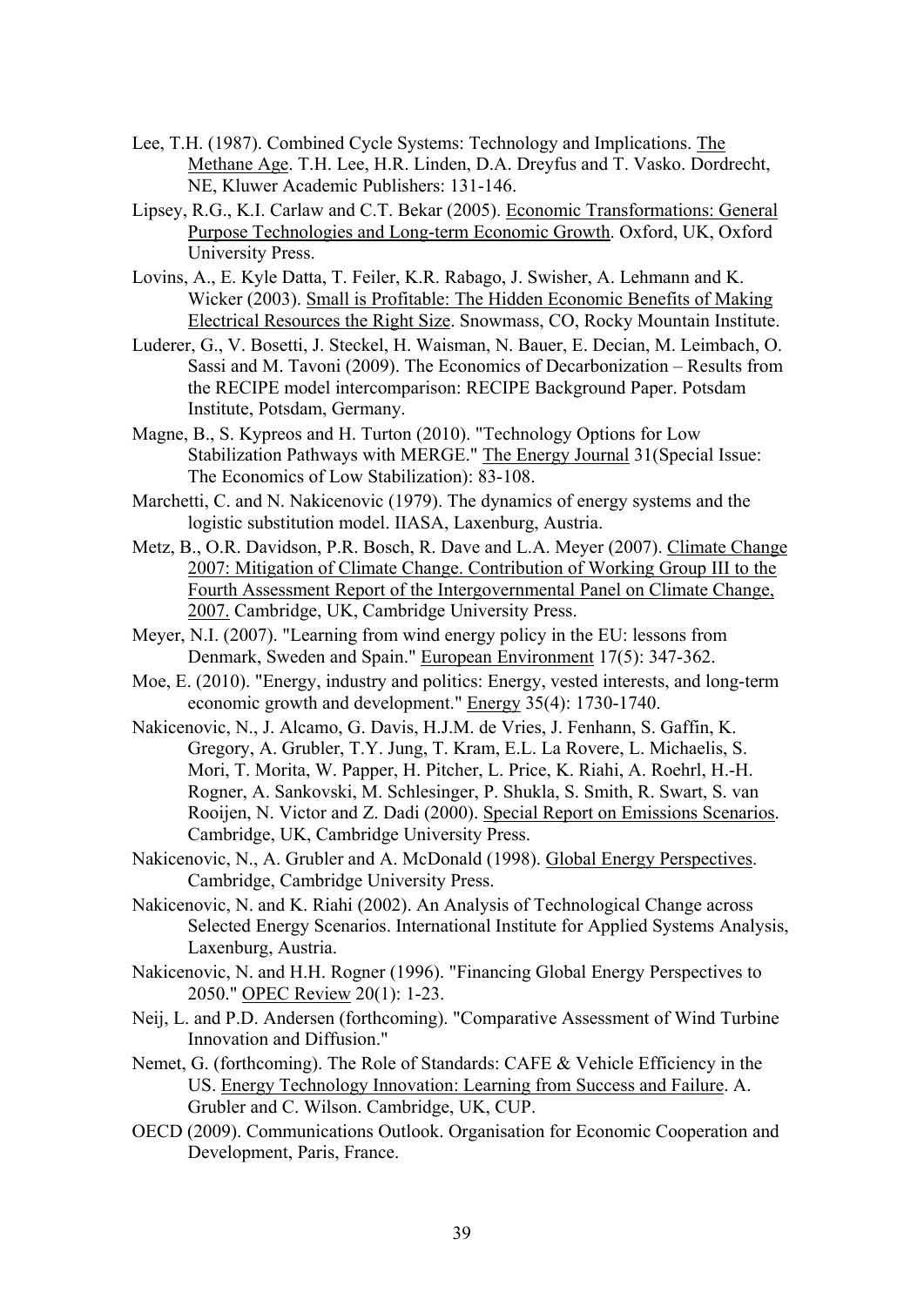Lee, T.H. (1987). Combined Cycle Systems: Technology and Implications. The Methane Age. T.H. Lee, H.R. Linden, D.A. Dreyfus and T. Vasko. Dordrecht, NE, Kluwer Academic Publishers: 131-146.

Lipsey, R.G., K.I. Carlaw and C.T. Bekar (2005). Economic Transformations: General Purpose Technologies and Long-term Economic Growth. Oxford, UK, Oxford University Press.

Lovins, A., E. Kyle Datta, T. Feiler, K.R. Rabago, J. Swisher, A. Lehmann and K. Wicker (2003). Small is Profitable: The Hidden Economic Benefits of Making Electrical Resources the Right Size. Snowmass, CO, Rocky Mountain Institute.

Luderer, G., V. Bosetti, J. Steckel, H. Waisman, N. Bauer, E. Decian, M. Leimbach, O. Sassi and M. Tavoni (2009). The Economics of Decarbonization – Results from the RECIPE model intercomparison: RECIPE Background Paper. Potsdam Institute, Potsdam, Germany.

Magne, B., S. Kypreos and H. Turton (2010). "Technology Options for Low Stabilization Pathways with MERGE." The Energy Journal 31(Special Issue: The Economics of Low Stabilization): 83-108.

Marchetti, C. and N. Nakicenovic (1979). The dynamics of energy systems and the logistic substitution model. IIASA, Laxenburg, Austria.

Metz, B., O.R. Davidson, P.R. Bosch, R. Dave and L.A. Meyer (2007). Climate Change 2007: Mitigation of Climate Change. Contribution of Working Group III to the Fourth Assessment Report of the Intergovernmental Panel on Climate Change, 2007. Cambridge, UK, Cambridge University Press.

Meyer, N.I. (2007). "Learning from wind energy policy in the EU: lessons from Denmark, Sweden and Spain." European Environment 17(5): 347-362.

Moe, E. (2010). "Energy, industry and politics: Energy, vested interests, and long-term economic growth and development." Energy 35(4): 1730-1740.

Nakicenovic, N., J. Alcamo, G. Davis, H.J.M. de Vries, J. Fenhann, S. Gaffin, K. Gregory, A. Grubler, T.Y. Jung, T. Kram, E.L. La Rovere, L. Michaelis, S. Mori, T. Morita, W. Papper, H. Pitcher, L. Price, K. Riahi, A. Roehrl, H.-H. Rogner, A. Sankovski, M. Schlesinger, P. Shukla, S. Smith, R. Swart, S. van Rooijen, N. Victor and Z. Dadi (2000). Special Report on Emissions Scenarios. Cambridge, UK, Cambridge University Press.

Nakicenovic, N., A. Grubler and A. McDonald (1998). Global Energy Perspectives. Cambridge, Cambridge University Press.

Nakicenovic, N. and K. Riahi (2002). An Analysis of Technological Change across Selected Energy Scenarios. International Institute for Applied Systems Analysis, Laxenburg, Austria.

Nakicenovic, N. and H.H. Rogner (1996). "Financing Global Energy Perspectives to 2050." OPEC Review 20(1): 1-23.

Neij, L. and P.D. Andersen (forthcoming). "Comparative Assessment of Wind Turbine Innovation and Diffusion."

Nemet, G. (forthcoming). The Role of Standards: CAFE & Vehicle Efficiency in the US. Energy Technology Innovation: Learning from Success and Failure. A. Grubler and C. Wilson. Cambridge, UK, CUP.

OECD (2009). Communications Outlook. Organisation for Economic Cooperation and Development, Paris, France.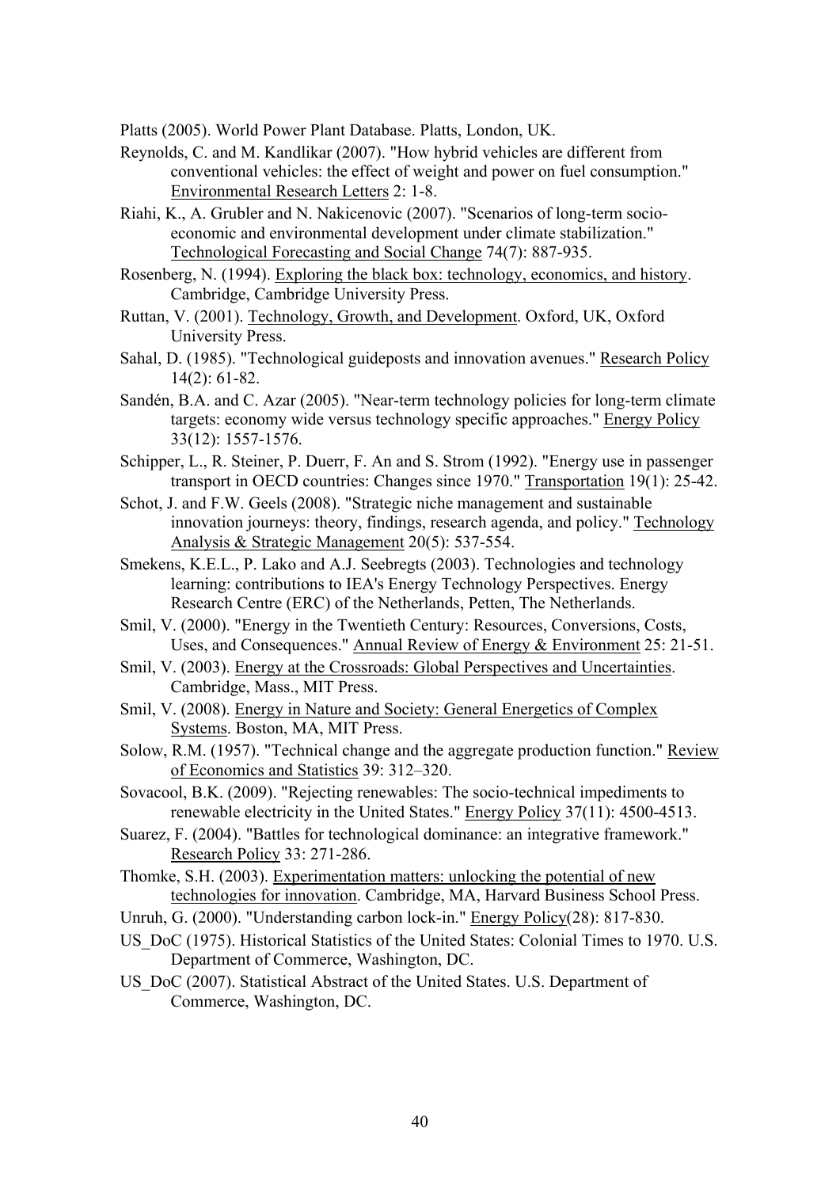Platts (2005). World Power Plant Database. Platts, London, UK.

Reynolds, C. and M. Kandlikar (2007). "How hybrid vehicles are different from conventional vehicles: the effect of weight and power on fuel consumption." Environmental Research Letters 2: 1-8.

Riahi, K., A. Grubler and N. Nakicenovic (2007). "Scenarios of long-term socio-economic and environmental development under climate stabilization." Technological Forecasting and Social Change 74(7): 887-935.

Rosenberg, N. (1994). Exploring the black box: technology, economics, and history. Cambridge, Cambridge University Press.

Ruttan, V. (2001). Technology, Growth, and Development. Oxford, UK, Oxford University Press.

Sahal, D. (1985). "Technological guideposts and innovation avenues." Research Policy 14(2): 61-82.

Sandén, B.A. and C. Azar (2005). "Near-term technology policies for long-term climate targets: economy wide versus technology specific approaches." Energy Policy 33(12): 1557-1576.

Schipper, L., R. Steiner, P. Duerr, F. An and S. Strom (1992). "Energy use in passenger transport in OECD countries: Changes since 1970." Transportation 19(1): 25-42.

Schot, J. and F.W. Geels (2008). "Strategic niche management and sustainable innovation journeys: theory, findings, research agenda, and policy." Technology Analysis & Strategic Management 20(5): 537-554.

Smekens, K.E.L., P. Lako and A.J. Seebregts (2003). Technologies and technology learning: contributions to IEA's Energy Technology Perspectives. Energy Research Centre (ERC) of the Netherlands, Petten, The Netherlands.

Smil, V. (2000). "Energy in the Twentieth Century: Resources, Conversions, Costs, Uses, and Consequences." Annual Review of Energy & Environment 25: 21-51.

Smil, V. (2003). Energy at the Crossroads: Global Perspectives and Uncertainties. Cambridge, Mass., MIT Press.

Smil, V. (2008). Energy in Nature and Society: General Energetics of Complex Systems. Boston, MA, MIT Press.

Solow, R.M. (1957). "Technical change and the aggregate production function." Review of Economics and Statistics 39: 312–320.

Sovacool, B.K. (2009). "Rejecting renewables: The socio-technical impediments to renewable electricity in the United States." Energy Policy 37(11): 4500-4513.

Suarez, F. (2004). "Battles for technological dominance: an integrative framework." Research Policy 33: 271-286.

Thomke, S.H. (2003). Experimentation matters: unlocking the potential of new technologies for innovation. Cambridge, MA, Harvard Business School Press.

Unruh, G. (2000). "Understanding carbon lock-in." Energy Policy(28): 817-830.

US_DoC (1975). Historical Statistics of the United States: Colonial Times to 1970. U.S. Department of Commerce, Washington, DC.

US_DoC (2007). Statistical Abstract of the United States. U.S. Department of Commerce, Washington, DC.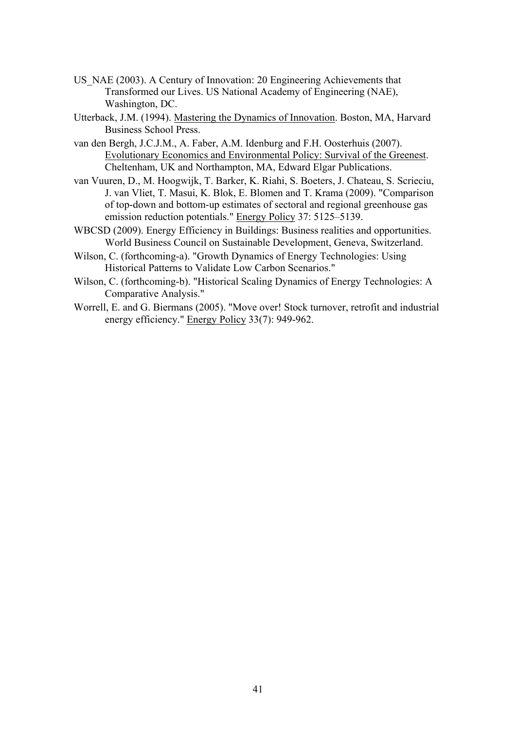US_NAE (2003). A Century of Innovation: 20 Engineering Achievements that Transformed our Lives. US National Academy of Engineering (NAE), Washington, DC.

Utterback, J.M. (1994). Mastering the Dynamics of Innovation. Boston, MA, Harvard Business School Press.

van den Bergh, J.C.J.M., A. Faber, A.M. Idenburg and F.H. Oosterhuis (2007). Evolutionary Economics and Environmental Policy: Survival of the Greenest. Cheltenham, UK and Northampton, MA, Edward Elgar Publications.

van Vuuren, D., M. Hoogwijk, T. Barker, K. Riahi, S. Boeters, J. Chateau, S. Scrieciu, J. van Vliet, T. Masui, K. Blok, E. Blomen and T. Krama (2009). "Comparison of top-down and bottom-up estimates of sectoral and regional greenhouse gas emission reduction potentials." Energy Policy 37: 5125–5139.

WBCSD (2009). Energy Efficiency in Buildings: Business realities and opportunities. World Business Council on Sustainable Development, Geneva, Switzerland.

Wilson, C. (forthcoming-a). "Growth Dynamics of Energy Technologies: Using Historical Patterns to Validate Low Carbon Scenarios."

Wilson, C. (forthcoming-b). "Historical Scaling Dynamics of Energy Technologies: A Comparative Analysis."

Worrell, E. and G. Biermans (2005). "Move over! Stock turnover, retrofit and industrial energy efficiency." Energy Policy 33(7): 949-962.